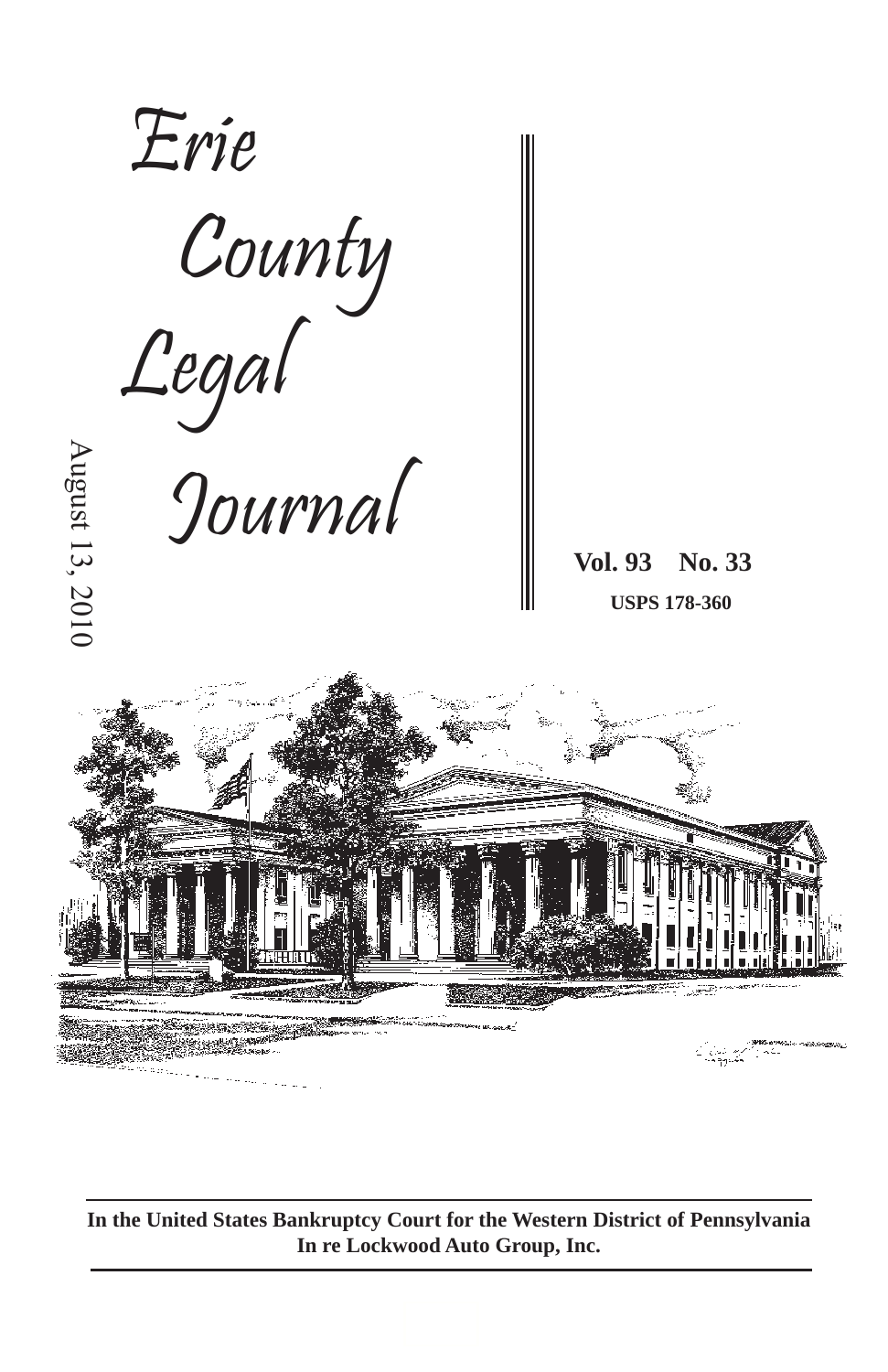# Erie County Legal Journal

August 13, 2010

**Vol. 93 No. 33**

**USPS 178-360**

**In the United States Bankruptcy Court for the Western District of Pennsylvania**
**In re Lockwood Auto Group, Inc.**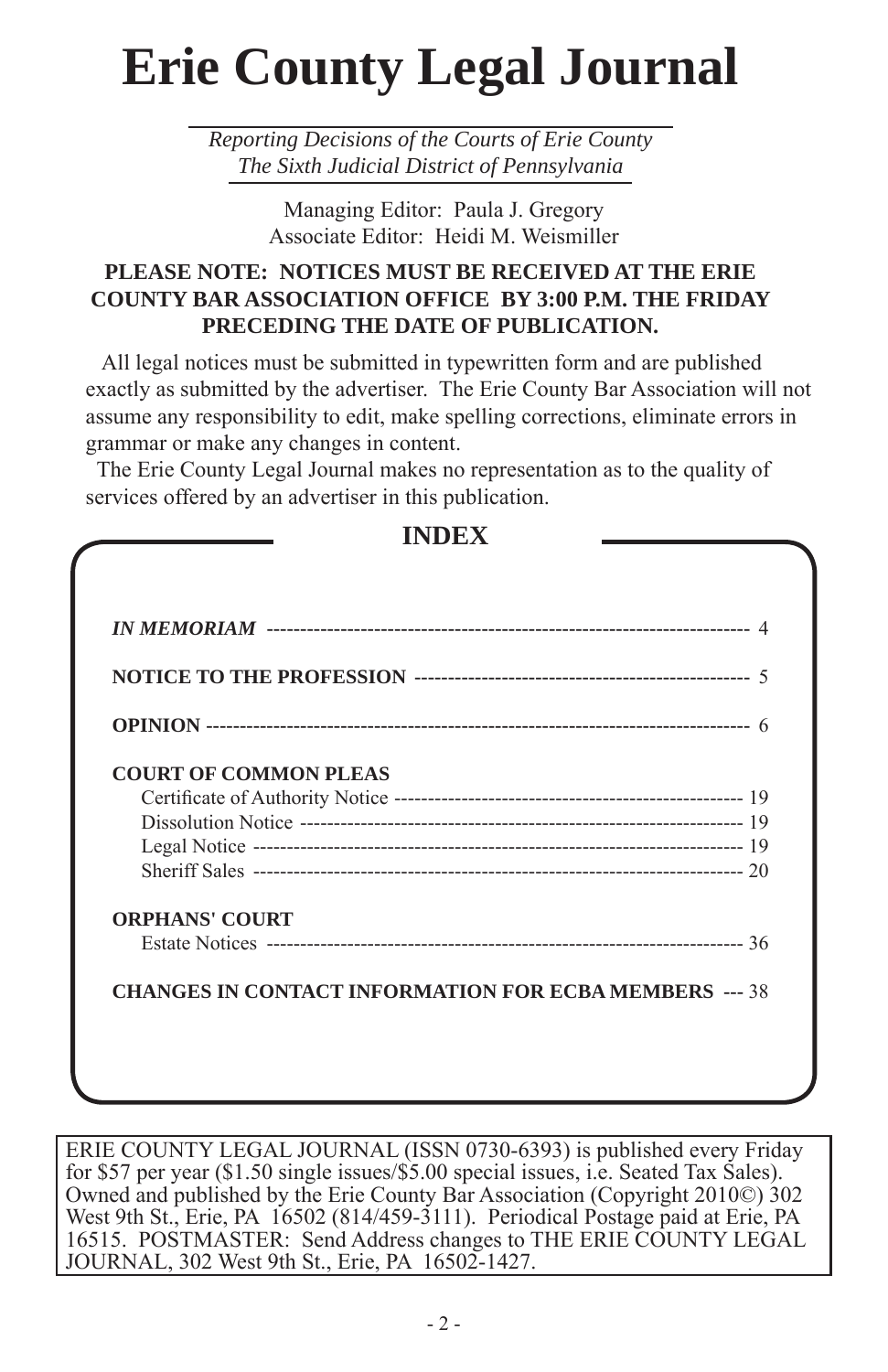# Erie County Legal Journal

*Reporting Decisions of the Courts of Erie County*
*The Sixth Judicial District of Pennsylvania*

Managing Editor: Paula J. Gregory
Associate Editor: Heidi M. Weismiller

**PLEASE NOTE: NOTICES MUST BE RECEIVED AT THE ERIE COUNTY BAR ASSOCIATION OFFICE BY 3:00 P.M. THE FRIDAY PRECEDING THE DATE OF PUBLICATION.**

All legal notices must be submitted in typewritten form and are published exactly as submitted by the advertiser. The Erie County Bar Association will not assume any responsibility to edit, make spelling corrections, eliminate errors in grammar or make any changes in content.

The Erie County Legal Journal makes no representation as to the quality of services offered by an advertiser in this publication.

## INDEX

***IN MEMORIAM*** ---------------------------------------------------------------------- 4

**NOTICE TO THE PROFESSION** -------------------------------------------------- 5

**OPINION** ---------------------------------------------------------------------------------- 6

**COURT OF COMMON PLEAS**

- Certificate of Authority Notice ---------------------------------------------------- 19
- Dissolution Notice ------------------------------------------------------------------ 19
- Legal Notice ------------------------------------------------------------------------- 19
- Sheriff Sales ------------------------------------------------------------------------ 20

**ORPHANS' COURT**

- Estate Notices ----------------------------------------------------------------------- 36

**CHANGES IN CONTACT INFORMATION FOR ECBA MEMBERS** --- 38

ERIE COUNTY LEGAL JOURNAL (ISSN 0730-6393) is published every Friday for $57 per year ($1.50 single issues/$5.00 special issues, i.e. Seated Tax Sales). Owned and published by the Erie County Bar Association (Copyright 2010©) 302 West 9th St., Erie, PA 16502 (814/459-3111). Periodical Postage paid at Erie, PA 16515. POSTMASTER: Send Address changes to THE ERIE COUNTY LEGAL JOURNAL, 302 West 9th St., Erie, PA 16502-1427.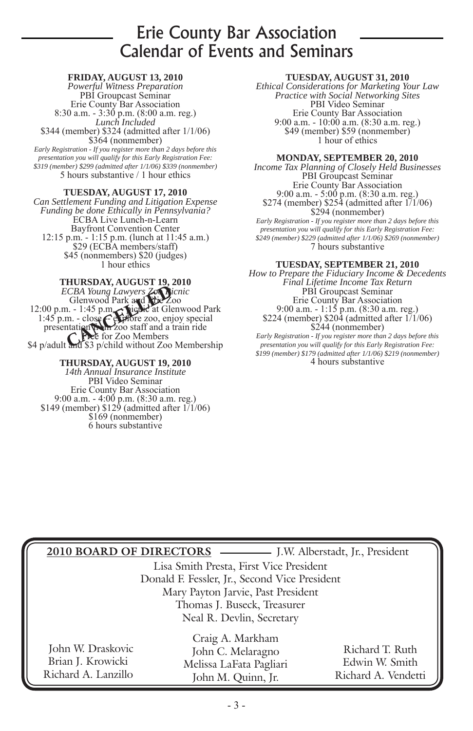# Erie County Bar Association Calendar of Events and Seminars

**FRIDAY, AUGUST 13, 2010**
*Powerful Witness Preparation*
PBI Groupcast Seminar
Erie County Bar Association
8:30 a.m. - 3:30 p.m. (8:00 a.m. reg.)
*Lunch Included*
$344 (member) $324 (admitted after 1/1/06)
$364 (nonmember)
*Early Registration - If you register more than 2 days before this presentation you will qualify for this Early Registration Fee: $319 (member) $299 (admitted after 1/1/06) $339 (nonmember)*
5 hours substantive / 1 hour ethics

**TUESDAY, AUGUST 17, 2010**
*Can Settlement Funding and Litigation Expense Funding be done Ethically in Pennsylvania?*
ECBA Live Lunch-n-Learn
Bayfront Convention Center
12:15 p.m. - 1:15 p.m. (lunch at 11:45 a.m.)
$29 (ECBA members/staff)
$45 (nonmembers) $20 (judges)
1 hour ethics

**THURSDAY, AUGUST 19, 2010**
*ECBA Young Lawyers Zoo Picnic*
Glenwood Park and the Zoo
12:00 p.m. - 1:45 p.m. - picnic at Glenwood Park
1:45 p.m. - close -- explore zoo, enjoy special presentation from zoo staff and a train ride
Free for Zoo Members
$4 p/adult and $3 p/child without Zoo Membership

CANCELLED

**THURSDAY, AUGUST 19, 2010**
*14th Annual Insurance Institute*
PBI Video Seminar
Erie County Bar Association
9:00 a.m. - 4:00 p.m. (8:30 a.m. reg.)
$149 (member) $129 (admitted after 1/1/06)
$169 (nonmember)
6 hours substantive

**TUESDAY, AUGUST 31, 2010**
*Ethical Considerations for Marketing Your Law Practice with Social Networking Sites*
PBI Video Seminar
Erie County Bar Association
9:00 a.m. - 10:00 a.m. (8:30 a.m. reg.)
$49 (member) $59 (nonmember)
1 hour of ethics

**MONDAY, SEPTEMBER 20, 2010**
*Income Tax Planning of Closely Held Businesses*
PBI Groupcast Seminar
Erie County Bar Association
9:00 a.m. - 5:00 p.m. (8:30 a.m. reg.)
$274 (member) $254 (admitted after 1/1/06)
$294 (nonmember)
*Early Registration - If you register more than 2 days before this presentation you will qualify for this Early Registration Fee: $249 (member) $229 (admitted after 1/1/06) $269 (nonmember)*
7 hours substantive

**TUESDAY, SEPTEMBER 21, 2010**
*How to Prepare the Fiduciary Income & Decedents Final Lifetime Income Tax Return*
PBI Groupcast Seminar
Erie County Bar Association
9:00 a.m. - 1:15 p.m. (8:30 a.m. reg.)
$224 (member) $204 (admitted after 1/1/06)
$244 (nonmember)
*Early Registration - If you register more than 2 days before this presentation you will qualify for this Early Registration Fee: $199 (member) $179 (admitted after 1/1/06) $219 (nonmember)*
4 hours substantive

**2010 BOARD OF DIRECTORS** — J.W. Alberstadt, Jr., President

Lisa Smith Presta, First Vice President
Donald F. Fessler, Jr., Second Vice President
Mary Payton Jarvie, Past President
Thomas J. Buseck, Treasurer
Neal R. Devlin, Secretary

John W. Draskovic
Brian J. Krowicki
Richard A. Lanzillo

Craig A. Markham
John C. Melaragno
Melissa LaFata Pagliari
John M. Quinn, Jr.

Richard T. Ruth
Edwin W. Smith
Richard A. Vendetti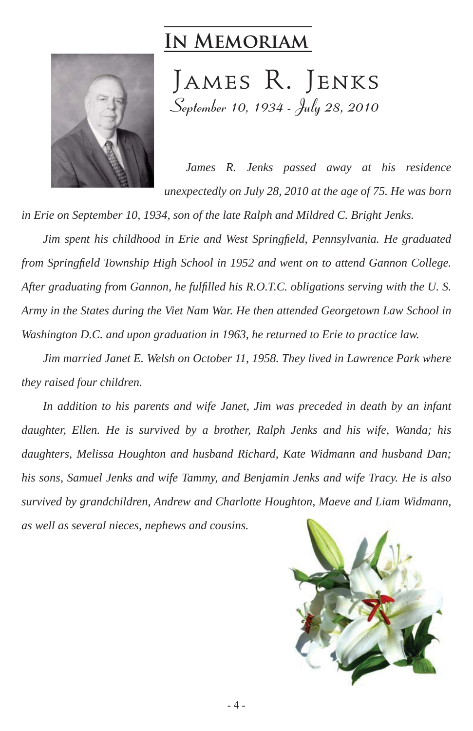# In Memoriam

## James R. Jenks

*September 10, 1934 - July 28, 2010*

*James R. Jenks passed away at his residence unexpectedly on July 28, 2010 at the age of 75. He was born in Erie on September 10, 1934, son of the late Ralph and Mildred C. Bright Jenks.*

*Jim spent his childhood in Erie and West Springfield, Pennsylvania. He graduated from Springfield Township High School in 1952 and went on to attend Gannon College. After graduating from Gannon, he fulfilled his R.O.T.C. obligations serving with the U. S. Army in the States during the Viet Nam War. He then attended Georgetown Law School in Washington D.C. and upon graduation in 1963, he returned to Erie to practice law.*

*Jim married Janet E. Welsh on October 11, 1958. They lived in Lawrence Park where they raised four children.*

*In addition to his parents and wife Janet, Jim was preceded in death by an infant daughter, Ellen. He is survived by a brother, Ralph Jenks and his wife, Wanda; his daughters, Melissa Houghton and husband Richard, Kate Widmann and husband Dan; his sons, Samuel Jenks and wife Tammy, and Benjamin Jenks and wife Tracy. He is also survived by grandchildren, Andrew and Charlotte Houghton, Maeve and Liam Widmann, as well as several nieces, nephews and cousins.*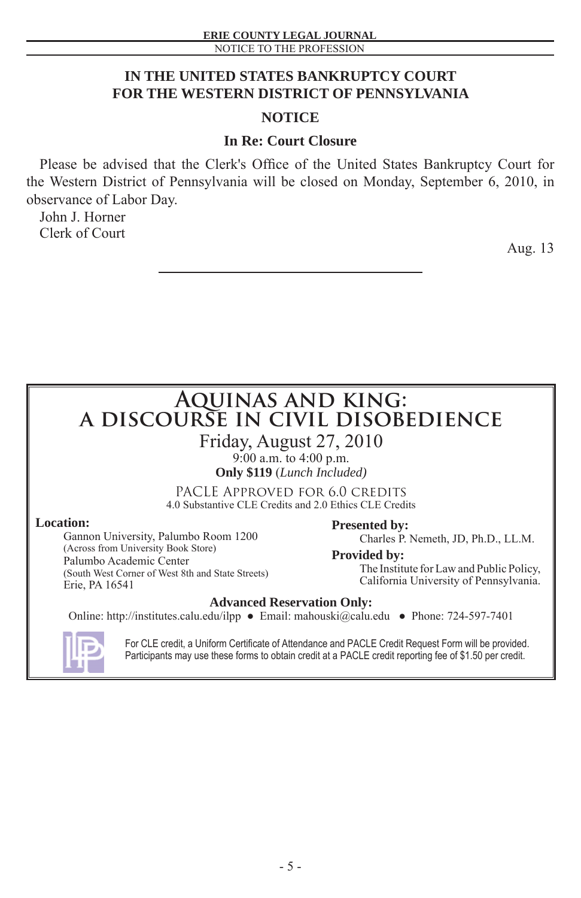## IN THE UNITED STATES BANKRUPTCY COURT FOR THE WESTERN DISTRICT OF PENNSYLVANIA

### NOTICE

**In Re: Court Closure**

Please be advised that the Clerk's Office of the United States Bankruptcy Court for the Western District of Pennsylvania will be closed on Monday, September 6, 2010, in observance of Labor Day.

John J. Horner
Clerk of Court

Aug. 13

---

# AQUINAS AND KING: A DISCOURSE IN CIVIL DISOBEDIENCE

Friday, August 27, 2010
9:00 a.m. to 4:00 p.m.
**Only $119** (*Lunch Included)*

PACLE APPROVED FOR 6.0 CREDITS
4.0 Substantive CLE Credits and 2.0 Ethics CLE Credits

**Location:**
Gannon University, Palumbo Room 1200
(Across from University Book Store)
Palumbo Academic Center
(South West Corner of West 8th and State Streets)
Erie, PA 16541

**Presented by:**
Charles P. Nemeth, JD, Ph.D., LL.M.

**Provided by:**
The Institute for Law and Public Policy,
California University of Pennsylvania.

**Advanced Reservation Only:**
Online: http://institutes.calu.edu/ilpp ● Email: mahouski@calu.edu ● Phone: 724-597-7401

For CLE credit, a Uniform Certificate of Attendance and PACLE Credit Request Form will be provided. Participants may use these forms to obtain credit at a PACLE credit reporting fee of $1.50 per credit.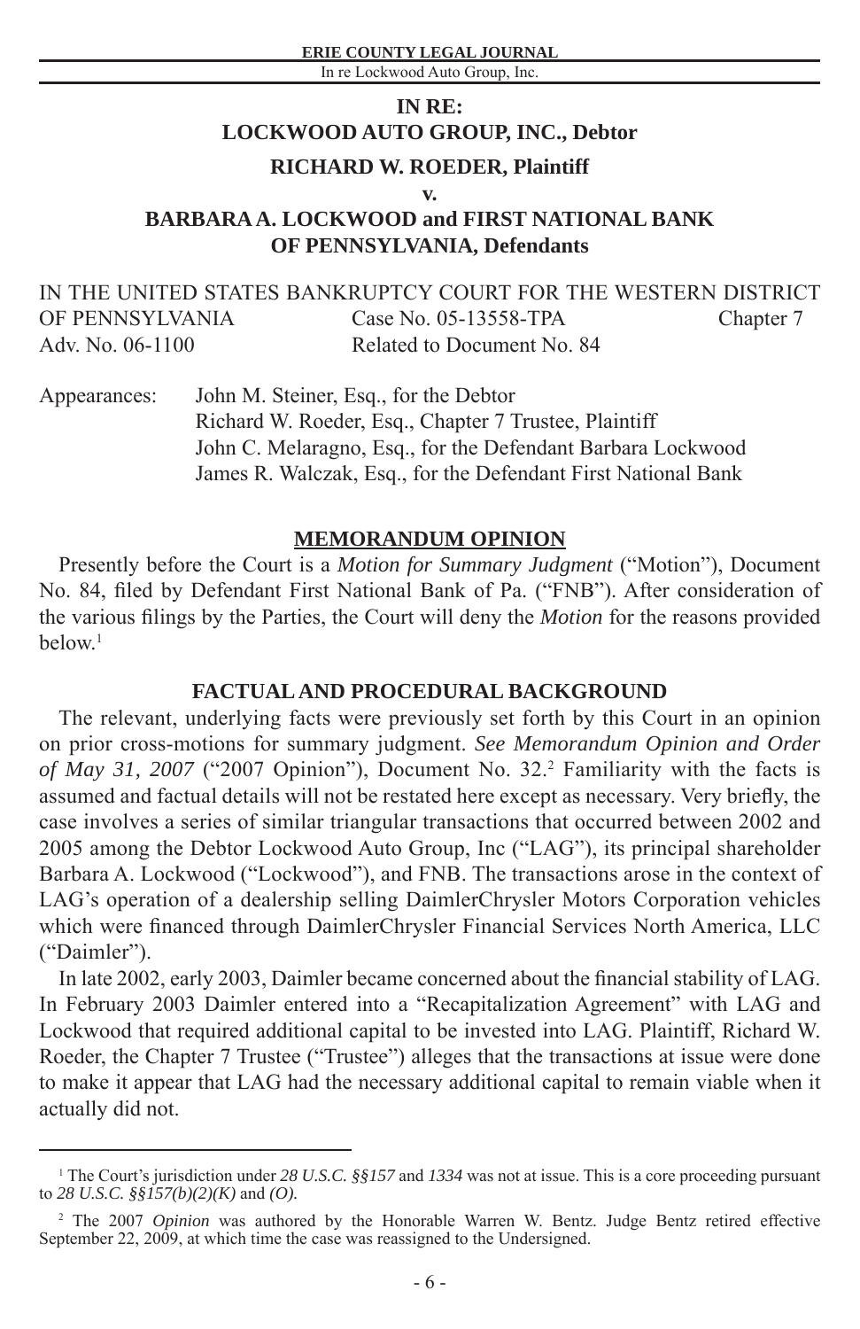**IN RE:**
**LOCKWOOD AUTO GROUP, INC., Debtor**

**RICHARD W. ROEDER, Plaintiff**

**v.**

**BARBARA A. LOCKWOOD and FIRST NATIONAL BANK OF PENNSYLVANIA, Defendants**

IN THE UNITED STATES BANKRUPTCY COURT FOR THE WESTERN DISTRICT OF PENNSYLVANIA Case No. 05-13558-TPA Chapter 7
Adv. No. 06-1100 Related to Document No. 84

Appearances: John M. Steiner, Esq., for the Debtor
Richard W. Roeder, Esq., Chapter 7 Trustee, Plaintiff
John C. Melaragno, Esq., for the Defendant Barbara Lockwood
James R. Walczak, Esq., for the Defendant First National Bank

## MEMORANDUM OPINION

Presently before the Court is a *Motion for Summary Judgment* ("Motion"), Document No. 84, filed by Defendant First National Bank of Pa. ("FNB"). After consideration of the various filings by the Parties, the Court will deny the *Motion* for the reasons provided below.[1]

## FACTUAL AND PROCEDURAL BACKGROUND

The relevant, underlying facts were previously set forth by this Court in an opinion on prior cross-motions for summary judgment. *See Memorandum Opinion and Order of May 31, 2007* ("2007 Opinion"), Document No. 32.[2] Familiarity with the facts is assumed and factual details will not be restated here except as necessary. Very briefly, the case involves a series of similar triangular transactions that occurred between 2002 and 2005 among the Debtor Lockwood Auto Group, Inc ("LAG"), its principal shareholder Barbara A. Lockwood ("Lockwood"), and FNB. The transactions arose in the context of LAG's operation of a dealership selling DaimlerChrysler Motors Corporation vehicles which were financed through DaimlerChrysler Financial Services North America, LLC ("Daimler").

In late 2002, early 2003, Daimler became concerned about the financial stability of LAG. In February 2003 Daimler entered into a "Recapitalization Agreement" with LAG and Lockwood that required additional capital to be invested into LAG. Plaintiff, Richard W. Roeder, the Chapter 7 Trustee ("Trustee") alleges that the transactions at issue were done to make it appear that LAG had the necessary additional capital to remain viable when it actually did not.

---

[1] The Court's jurisdiction under *28 U.S.C. §§157* and *1334* was not at issue. This is a core proceeding pursuant to *28 U.S.C. §§157(b)(2)(K)* and *(O)*.

[2] The 2007 *Opinion* was authored by the Honorable Warren W. Bentz. Judge Bentz retired effective September 22, 2009, at which time the case was reassigned to the Undersigned.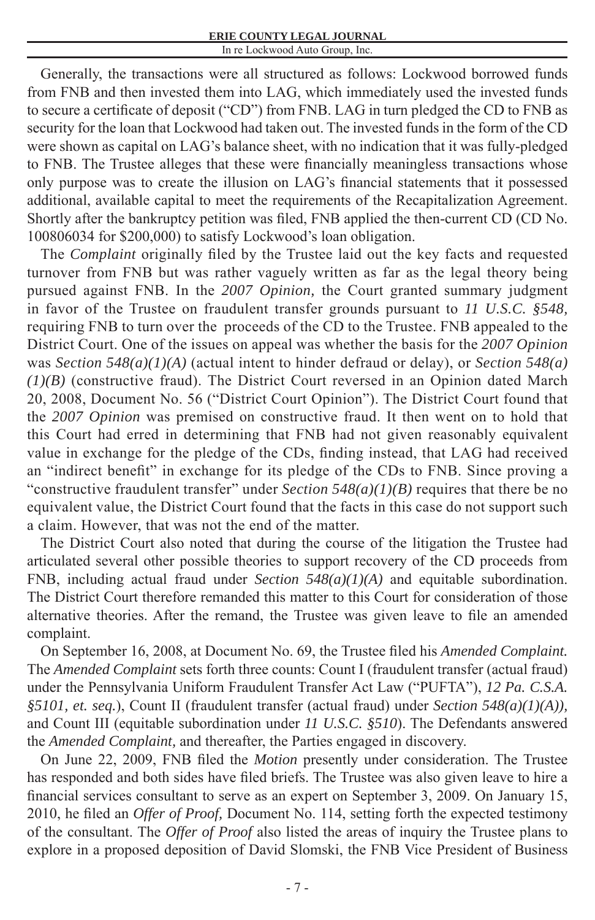Generally, the transactions were all structured as follows: Lockwood borrowed funds from FNB and then invested them into LAG, which immediately used the invested funds to secure a certificate of deposit ("CD") from FNB. LAG in turn pledged the CD to FNB as security for the loan that Lockwood had taken out. The invested funds in the form of the CD were shown as capital on LAG's balance sheet, with no indication that it was fully-pledged to FNB. The Trustee alleges that these were financially meaningless transactions whose only purpose was to create the illusion on LAG's financial statements that it possessed additional, available capital to meet the requirements of the Recapitalization Agreement. Shortly after the bankruptcy petition was filed, FNB applied the then-current CD (CD No. 100806034 for $200,000) to satisfy Lockwood's loan obligation.

The *Complaint* originally filed by the Trustee laid out the key facts and requested turnover from FNB but was rather vaguely written as far as the legal theory being pursued against FNB. In the *2007 Opinion,* the Court granted summary judgment in favor of the Trustee on fraudulent transfer grounds pursuant to *11 U.S.C. §548,* requiring FNB to turn over the proceeds of the CD to the Trustee. FNB appealed to the District Court. One of the issues on appeal was whether the basis for the *2007 Opinion* was *Section 548(a)(1)(A)* (actual intent to hinder defraud or delay), or *Section 548(a)(1)(B)* (constructive fraud). The District Court reversed in an Opinion dated March 20, 2008, Document No. 56 ("District Court Opinion"). The District Court found that the *2007 Opinion* was premised on constructive fraud. It then went on to hold that this Court had erred in determining that FNB had not given reasonably equivalent value in exchange for the pledge of the CDs, finding instead, that LAG had received an "indirect benefit" in exchange for its pledge of the CDs to FNB. Since proving a "constructive fraudulent transfer" under *Section 548(a)(1)(B)* requires that there be no equivalent value, the District Court found that the facts in this case do not support such a claim. However, that was not the end of the matter.

The District Court also noted that during the course of the litigation the Trustee had articulated several other possible theories to support recovery of the CD proceeds from FNB, including actual fraud under *Section 548(a)(1)(A)* and equitable subordination. The District Court therefore remanded this matter to this Court for consideration of those alternative theories. After the remand, the Trustee was given leave to file an amended complaint.

On September 16, 2008, at Document No. 69, the Trustee filed his *Amended Complaint.* The *Amended Complaint* sets forth three counts: Count I (fraudulent transfer (actual fraud) under the Pennsylvania Uniform Fraudulent Transfer Act Law ("PUFTA"), *12 Pa. C.S.A. §5101, et. seq.*), Count II (fraudulent transfer (actual fraud) under *Section 548(a)(1)(A)),* and Count III (equitable subordination under *11 U.S.C. §510*). The Defendants answered the *Amended Complaint,* and thereafter, the Parties engaged in discovery.

On June 22, 2009, FNB filed the *Motion* presently under consideration. The Trustee has responded and both sides have filed briefs. The Trustee was also given leave to hire a financial services consultant to serve as an expert on September 3, 2009. On January 15, 2010, he filed an *Offer of Proof,* Document No. 114, setting forth the expected testimony of the consultant. The *Offer of Proof* also listed the areas of inquiry the Trustee plans to explore in a proposed deposition of David Slomski, the FNB Vice President of Business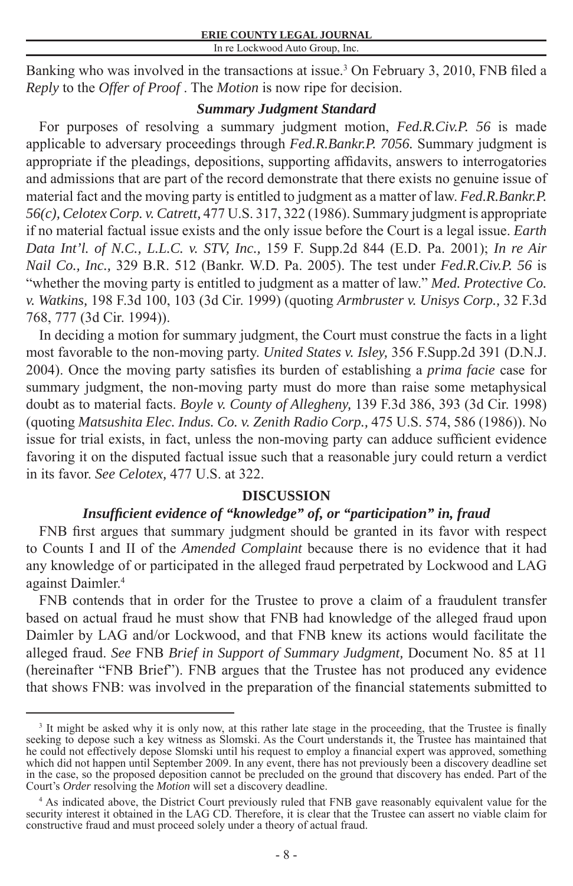Banking who was involved in the transactions at issue.[3] On February 3, 2010, FNB filed a *Reply* to the *Offer of Proof* . The *Motion* is now ripe for decision.

### *Summary Judgment Standard*

For purposes of resolving a summary judgment motion, *Fed.R.Civ.P. 56* is made applicable to adversary proceedings through *Fed.R.Bankr.P. 7056.* Summary judgment is appropriate if the pleadings, depositions, supporting affidavits, answers to interrogatories and admissions that are part of the record demonstrate that there exists no genuine issue of material fact and the moving party is entitled to judgment as a matter of law. *Fed.R.Bankr.P. 56(c), Celotex Corp. v. Catrett,* 477 U.S. 317, 322 (1986). Summary judgment is appropriate if no material factual issue exists and the only issue before the Court is a legal issue. *Earth Data Int'l. of N.C., L.L.C. v. STV, Inc.,* 159 F. Supp.2d 844 (E.D. Pa. 2001); *In re Air Nail Co., Inc.,* 329 B.R. 512 (Bankr. W.D. Pa. 2005). The test under *Fed.R.Civ.P. 56* is "whether the moving party is entitled to judgment as a matter of law." *Med. Protective Co. v. Watkins,* 198 F.3d 100, 103 (3d Cir. 1999) (quoting *Armbruster v. Unisys Corp.,* 32 F.3d 768, 777 (3d Cir. 1994)).

In deciding a motion for summary judgment, the Court must construe the facts in a light most favorable to the non-moving party. *United States v. Isley,* 356 F.Supp.2d 391 (D.N.J. 2004). Once the moving party satisfies its burden of establishing a *prima facie* case for summary judgment, the non-moving party must do more than raise some metaphysical doubt as to material facts. *Boyle v. County of Allegheny,* 139 F.3d 386, 393 (3d Cir. 1998) (quoting *Matsushita Elec. Indus. Co. v. Zenith Radio Corp.,* 475 U.S. 574, 586 (1986)). No issue for trial exists, in fact, unless the non-moving party can adduce sufficient evidence favoring it on the disputed factual issue such that a reasonable jury could return a verdict in its favor. *See Celotex,* 477 U.S. at 322.

## DISCUSSION

### *Insufficient evidence of "knowledge" of, or "participation" in, fraud*

FNB first argues that summary judgment should be granted in its favor with respect to Counts I and II of the *Amended Complaint* because there is no evidence that it had any knowledge of or participated in the alleged fraud perpetrated by Lockwood and LAG against Daimler.[4]

FNB contends that in order for the Trustee to prove a claim of a fraudulent transfer based on actual fraud he must show that FNB had knowledge of the alleged fraud upon Daimler by LAG and/or Lockwood, and that FNB knew its actions would facilitate the alleged fraud. *See* FNB *Brief in Support of Summary Judgment,* Document No. 85 at 11 (hereinafter "FNB Brief"). FNB argues that the Trustee has not produced any evidence that shows FNB: was involved in the preparation of the financial statements submitted to

---

[3] It might be asked why it is only now, at this rather late stage in the proceeding, that the Trustee is finally seeking to depose such a key witness as Slomski. As the Court understands it, the Trustee has maintained that he could not effectively depose Slomski until his request to employ a financial expert was approved, something which did not happen until September 2009. In any event, there has not previously been a discovery deadline set in the case, so the proposed deposition cannot be precluded on the ground that discovery has ended. Part of the Court's *Order* resolving the *Motion* will set a discovery deadline.

[4] As indicated above, the District Court previously ruled that FNB gave reasonably equivalent value for the security interest it obtained in the LAG CD. Therefore, it is clear that the Trustee can assert no viable claim for constructive fraud and must proceed solely under a theory of actual fraud.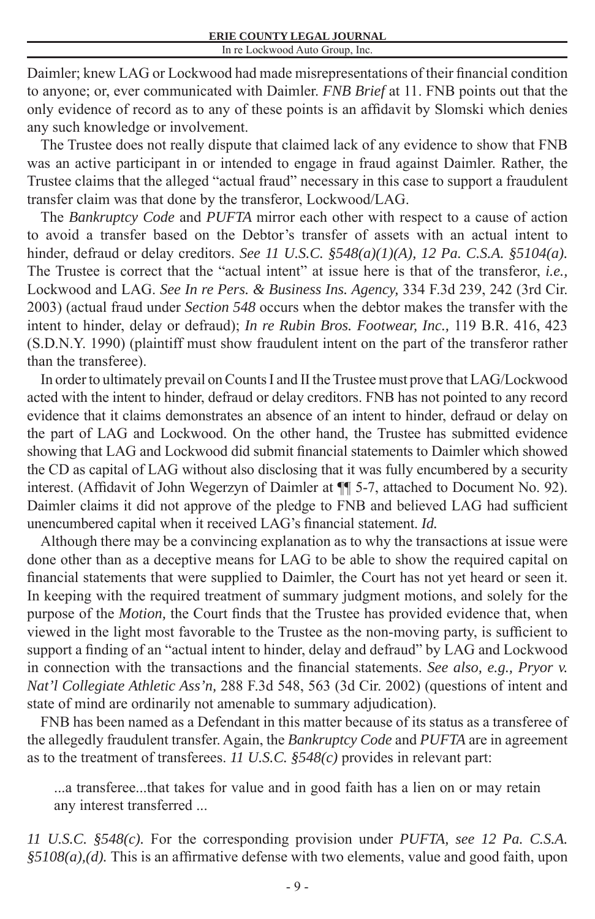Daimler; knew LAG or Lockwood had made misrepresentations of their financial condition to anyone; or, ever communicated with Daimler. *FNB Brief* at 11. FNB points out that the only evidence of record as to any of these points is an affidavit by Slomski which denies any such knowledge or involvement.

The Trustee does not really dispute that claimed lack of any evidence to show that FNB was an active participant in or intended to engage in fraud against Daimler. Rather, the Trustee claims that the alleged "actual fraud" necessary in this case to support a fraudulent transfer claim was that done by the transferor, Lockwood/LAG.

The *Bankruptcy Code* and *PUFTA* mirror each other with respect to a cause of action to avoid a transfer based on the Debtor's transfer of assets with an actual intent to hinder, defraud or delay creditors. *See 11 U.S.C. §548(a)(1)(A), 12 Pa. C.S.A. §5104(a).* The Trustee is correct that the "actual intent" at issue here is that of the transferor, *i.e.,* Lockwood and LAG. *See In re Pers. & Business Ins. Agency,* 334 F.3d 239, 242 (3rd Cir. 2003) (actual fraud under *Section 548* occurs when the debtor makes the transfer with the intent to hinder, delay or defraud); *In re Rubin Bros. Footwear, Inc.,* 119 B.R. 416, 423 (S.D.N.Y. 1990) (plaintiff must show fraudulent intent on the part of the transferor rather than the transferee).

In order to ultimately prevail on Counts I and II the Trustee must prove that LAG/Lockwood acted with the intent to hinder, defraud or delay creditors. FNB has not pointed to any record evidence that it claims demonstrates an absence of an intent to hinder, defraud or delay on the part of LAG and Lockwood. On the other hand, the Trustee has submitted evidence showing that LAG and Lockwood did submit financial statements to Daimler which showed the CD as capital of LAG without also disclosing that it was fully encumbered by a security interest. (Affidavit of John Wegerzyn of Daimler at ¶¶ 5-7, attached to Document No. 92). Daimler claims it did not approve of the pledge to FNB and believed LAG had sufficient unencumbered capital when it received LAG's financial statement. *Id.*

Although there may be a convincing explanation as to why the transactions at issue were done other than as a deceptive means for LAG to be able to show the required capital on financial statements that were supplied to Daimler, the Court has not yet heard or seen it. In keeping with the required treatment of summary judgment motions, and solely for the purpose of the *Motion,* the Court finds that the Trustee has provided evidence that, when viewed in the light most favorable to the Trustee as the non-moving party, is sufficient to support a finding of an "actual intent to hinder, delay and defraud" by LAG and Lockwood in connection with the transactions and the financial statements. *See also, e.g., Pryor v. Nat'l Collegiate Athletic Ass'n,* 288 F.3d 548, 563 (3d Cir. 2002) (questions of intent and state of mind are ordinarily not amenable to summary adjudication).

FNB has been named as a Defendant in this matter because of its status as a transferee of the allegedly fraudulent transfer. Again, the *Bankruptcy Code* and *PUFTA* are in agreement as to the treatment of transferees. *11 U.S.C. §548(c)* provides in relevant part:

> ...a transferee...that takes for value and in good faith has a lien on or may retain any interest transferred ...

*11 U.S.C. §548(c).* For the corresponding provision under *PUFTA, see 12 Pa. C.S.A. §5108(a),(d).* This is an affirmative defense with two elements, value and good faith, upon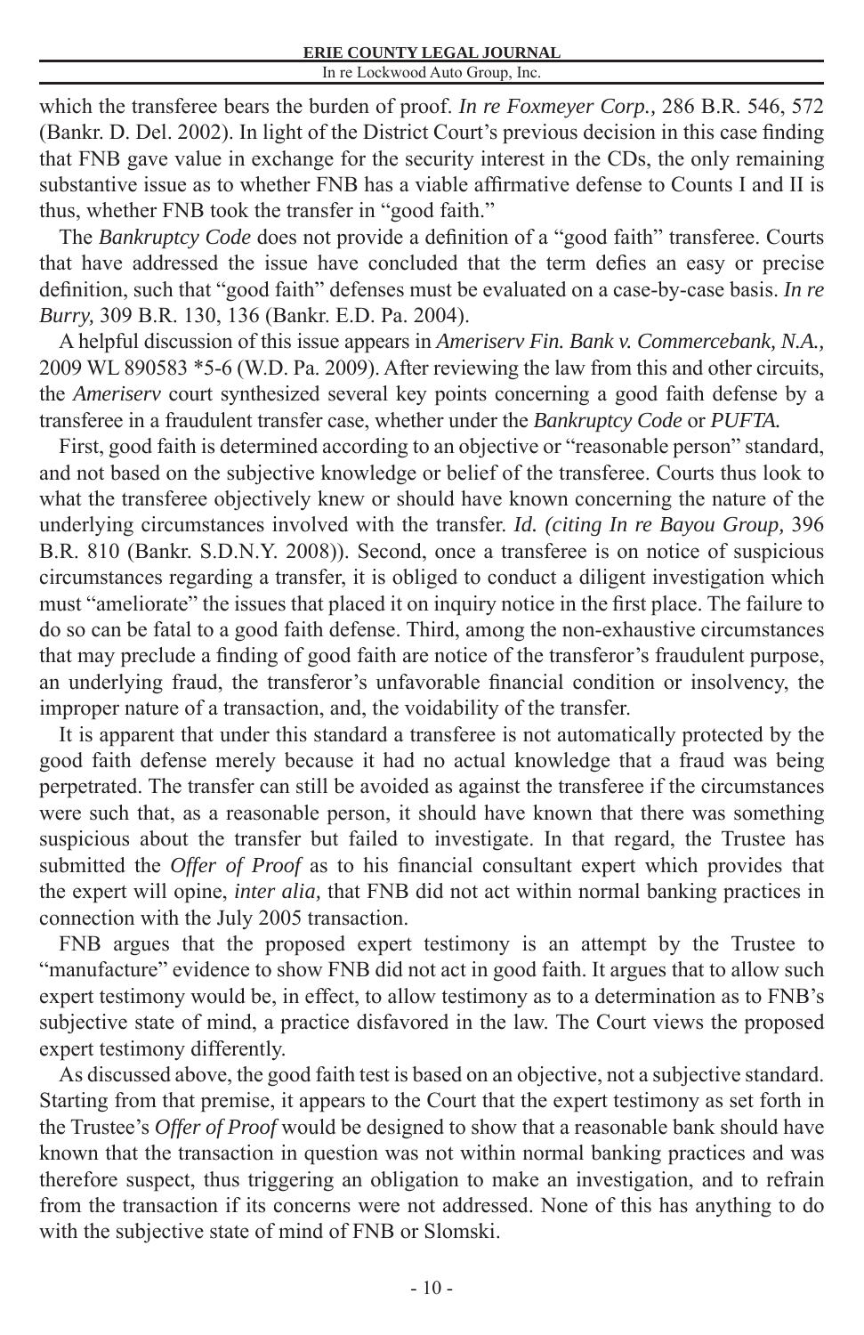which the transferee bears the burden of proof. *In re Foxmeyer Corp.,* 286 B.R. 546, 572 (Bankr. D. Del. 2002). In light of the District Court's previous decision in this case finding that FNB gave value in exchange for the security interest in the CDs, the only remaining substantive issue as to whether FNB has a viable affirmative defense to Counts I and II is thus, whether FNB took the transfer in "good faith."

The *Bankruptcy Code* does not provide a definition of a "good faith" transferee. Courts that have addressed the issue have concluded that the term defies an easy or precise definition, such that "good faith" defenses must be evaluated on a case-by-case basis. *In re Burry,* 309 B.R. 130, 136 (Bankr. E.D. Pa. 2004).

A helpful discussion of this issue appears in *Ameriserv Fin. Bank v. Commercebank, N.A.,* 2009 WL 890583 *5-6 (W.D. Pa. 2009). After reviewing the law from this and other circuits, the *Ameriserv* court synthesized several key points concerning a good faith defense by a transferee in a fraudulent transfer case, whether under the *Bankruptcy Code* or *PUFTA.*

First, good faith is determined according to an objective or "reasonable person" standard, and not based on the subjective knowledge or belief of the transferee. Courts thus look to what the transferee objectively knew or should have known concerning the nature of the underlying circumstances involved with the transfer. *Id. (citing In re Bayou Group,* 396 B.R. 810 (Bankr. S.D.N.Y. 2008)). Second, once a transferee is on notice of suspicious circumstances regarding a transfer, it is obliged to conduct a diligent investigation which must "ameliorate" the issues that placed it on inquiry notice in the first place. The failure to do so can be fatal to a good faith defense. Third, among the non-exhaustive circumstances that may preclude a finding of good faith are notice of the transferor's fraudulent purpose, an underlying fraud, the transferor's unfavorable financial condition or insolvency, the improper nature of a transaction, and, the voidability of the transfer.

It is apparent that under this standard a transferee is not automatically protected by the good faith defense merely because it had no actual knowledge that a fraud was being perpetrated. The transfer can still be avoided as against the transferee if the circumstances were such that, as a reasonable person, it should have known that there was something suspicious about the transfer but failed to investigate. In that regard, the Trustee has submitted the *Offer of Proof* as to his financial consultant expert which provides that the expert will opine, *inter alia,* that FNB did not act within normal banking practices in connection with the July 2005 transaction.

FNB argues that the proposed expert testimony is an attempt by the Trustee to "manufacture" evidence to show FNB did not act in good faith. It argues that to allow such expert testimony would be, in effect, to allow testimony as to a determination as to FNB's subjective state of mind, a practice disfavored in the law. The Court views the proposed expert testimony differently.

As discussed above, the good faith test is based on an objective, not a subjective standard. Starting from that premise, it appears to the Court that the expert testimony as set forth in the Trustee's *Offer of Proof* would be designed to show that a reasonable bank should have known that the transaction in question was not within normal banking practices and was therefore suspect, thus triggering an obligation to make an investigation, and to refrain from the transaction if its concerns were not addressed. None of this has anything to do with the subjective state of mind of FNB or Slomski.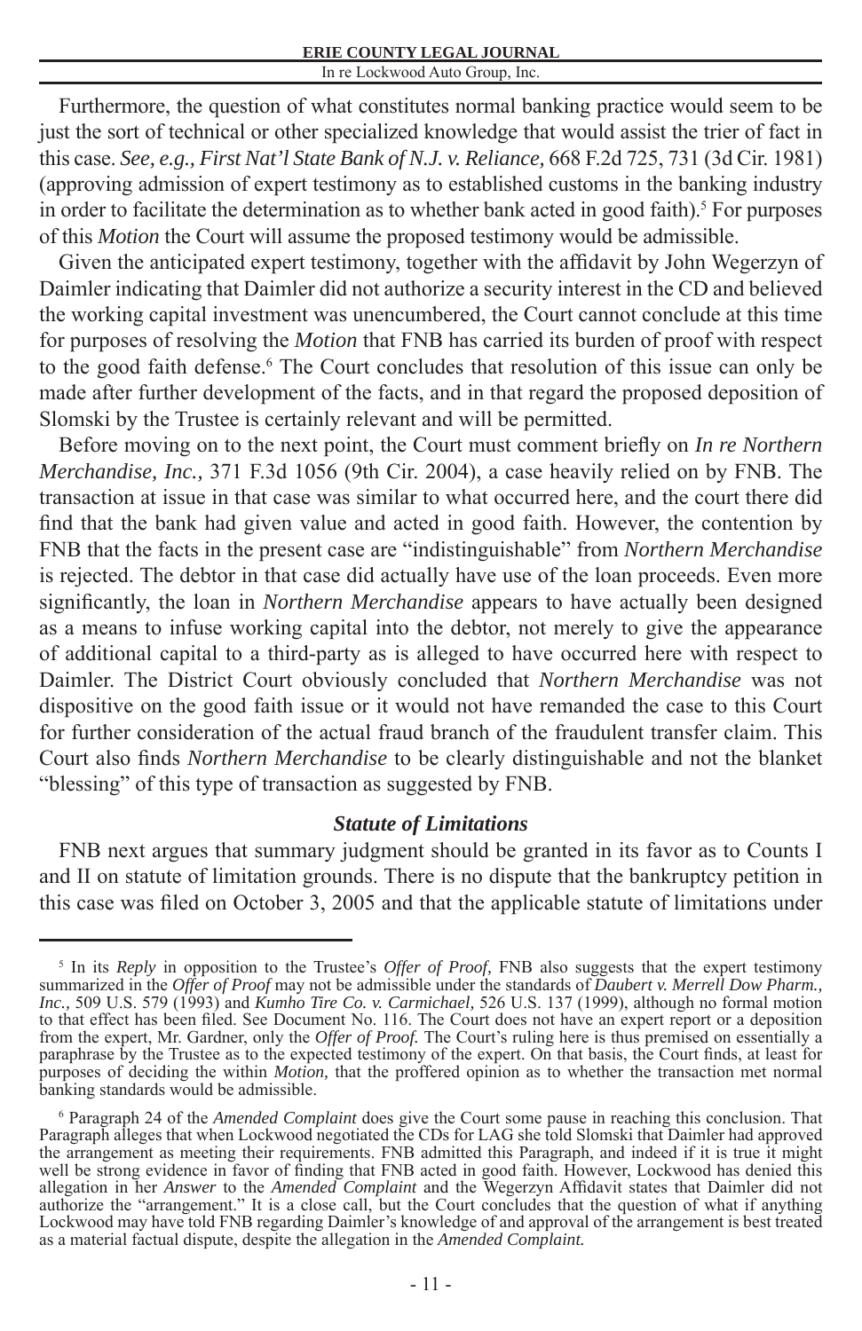Furthermore, the question of what constitutes normal banking practice would seem to be just the sort of technical or other specialized knowledge that would assist the trier of fact in this case. *See, e.g., First Nat'l State Bank of N.J. v. Reliance,* 668 F.2d 725, 731 (3d Cir. 1981) (approving admission of expert testimony as to established customs in the banking industry in order to facilitate the determination as to whether bank acted in good faith).[5] For purposes of this *Motion* the Court will assume the proposed testimony would be admissible.

Given the anticipated expert testimony, together with the affidavit by John Wegerzyn of Daimler indicating that Daimler did not authorize a security interest in the CD and believed the working capital investment was unencumbered, the Court cannot conclude at this time for purposes of resolving the *Motion* that FNB has carried its burden of proof with respect to the good faith defense.[6] The Court concludes that resolution of this issue can only be made after further development of the facts, and in that regard the proposed deposition of Slomski by the Trustee is certainly relevant and will be permitted.

Before moving on to the next point, the Court must comment briefly on *In re Northern Merchandise, Inc.,* 371 F.3d 1056 (9th Cir. 2004), a case heavily relied on by FNB. The transaction at issue in that case was similar to what occurred here, and the court there did find that the bank had given value and acted in good faith. However, the contention by FNB that the facts in the present case are "indistinguishable" from *Northern Merchandise* is rejected. The debtor in that case did actually have use of the loan proceeds. Even more significantly, the loan in *Northern Merchandise* appears to have actually been designed as a means to infuse working capital into the debtor, not merely to give the appearance of additional capital to a third-party as is alleged to have occurred here with respect to Daimler. The District Court obviously concluded that *Northern Merchandise* was not dispositive on the good faith issue or it would not have remanded the case to this Court for further consideration of the actual fraud branch of the fraudulent transfer claim. This Court also finds *Northern Merchandise* to be clearly distinguishable and not the blanket "blessing" of this type of transaction as suggested by FNB.

### *Statute of Limitations*

FNB next argues that summary judgment should be granted in its favor as to Counts I and II on statute of limitation grounds. There is no dispute that the bankruptcy petition in this case was filed on October 3, 2005 and that the applicable statute of limitations under

---

[5] In its *Reply* in opposition to the Trustee's *Offer of Proof,* FNB also suggests that the expert testimony summarized in the *Offer of Proof* may not be admissible under the standards of *Daubert v. Merrell Dow Pharm., Inc.,* 509 U.S. 579 (1993) and *Kumho Tire Co. v. Carmichael,* 526 U.S. 137 (1999), although no formal motion to that effect has been filed. See Document No. 116. The Court does not have an expert report or a deposition from the expert, Mr. Gardner, only the *Offer of Proof.* The Court's ruling here is thus premised on essentially a paraphrase by the Trustee as to the expected testimony of the expert. On that basis, the Court finds, at least for purposes of deciding the within *Motion,* that the proffered opinion as to whether the transaction met normal banking standards would be admissible.

[6] Paragraph 24 of the *Amended Complaint* does give the Court some pause in reaching this conclusion. That Paragraph alleges that when Lockwood negotiated the CDs for LAG she told Slomski that Daimler had approved the arrangement as meeting their requirements. FNB admitted this Paragraph, and indeed if it is true it might well be strong evidence in favor of finding that FNB acted in good faith. However, Lockwood has denied this allegation in her *Answer* to the *Amended Complaint* and the Wegerzyn Affidavit states that Daimler did not authorize the "arrangement." It is a close call, but the Court concludes that the question of what if anything Lockwood may have told FNB regarding Daimler's knowledge of and approval of the arrangement is best treated as a material factual dispute, despite the allegation in the *Amended Complaint.*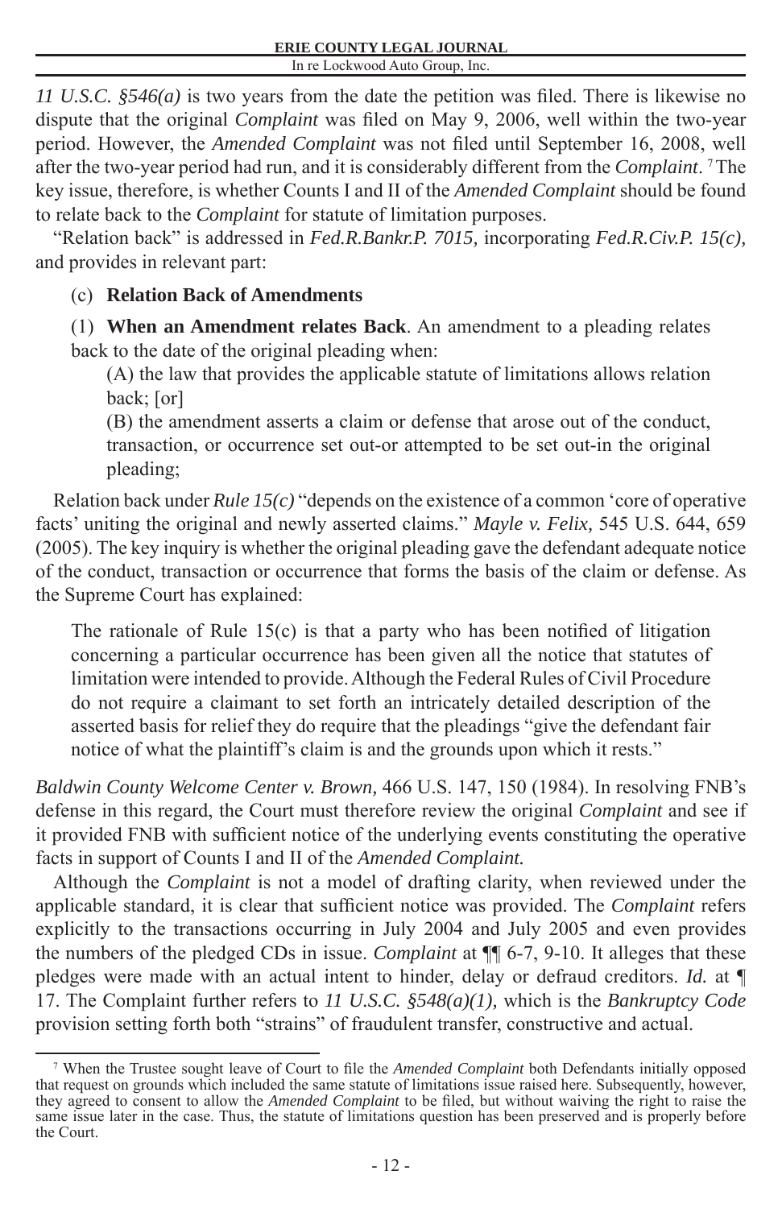*11 U.S.C. §546(a)* is two years from the date the petition was filed. There is likewise no dispute that the original *Complaint* was filed on May 9, 2006, well within the two-year period. However, the *Amended Complaint* was not filed until September 16, 2008, well after the two-year period had run, and it is considerably different from the *Complaint*.[7] The key issue, therefore, is whether Counts I and II of the *Amended Complaint* should be found to relate back to the *Complaint* for statute of limitation purposes.

"Relation back" is addressed in *Fed.R.Bankr.P. 7015,* incorporating *Fed.R.Civ.P. 15(c),* and provides in relevant part:

> (c) **Relation Back of Amendments**
>
> (1) **When an Amendment relates Back**. An amendment to a pleading relates back to the date of the original pleading when:
>
> (A) the law that provides the applicable statute of limitations allows relation back; [or]
>
> (B) the amendment asserts a claim or defense that arose out of the conduct, transaction, or occurrence set out-or attempted to be set out-in the original pleading;

Relation back under *Rule 15(c)* "depends on the existence of a common 'core of operative facts' uniting the original and newly asserted claims." *Mayle v. Felix,* 545 U.S. 644, 659 (2005). The key inquiry is whether the original pleading gave the defendant adequate notice of the conduct, transaction or occurrence that forms the basis of the claim or defense. As the Supreme Court has explained:

> The rationale of Rule 15(c) is that a party who has been notified of litigation concerning a particular occurrence has been given all the notice that statutes of limitation were intended to provide. Although the Federal Rules of Civil Procedure do not require a claimant to set forth an intricately detailed description of the asserted basis for relief they do require that the pleadings "give the defendant fair notice of what the plaintiff's claim is and the grounds upon which it rests."

*Baldwin County Welcome Center v. Brown,* 466 U.S. 147, 150 (1984). In resolving FNB's defense in this regard, the Court must therefore review the original *Complaint* and see if it provided FNB with sufficient notice of the underlying events constituting the operative facts in support of Counts I and II of the *Amended Complaint.*

Although the *Complaint* is not a model of drafting clarity, when reviewed under the applicable standard, it is clear that sufficient notice was provided. The *Complaint* refers explicitly to the transactions occurring in July 2004 and July 2005 and even provides the numbers of the pledged CDs in issue. *Complaint* at ¶¶ 6-7, 9-10. It alleges that these pledges were made with an actual intent to hinder, delay or defraud creditors. *Id.* at ¶ 17. The Complaint further refers to *11 U.S.C. §548(a)(1),* which is the *Bankruptcy Code* provision setting forth both "strains" of fraudulent transfer, constructive and actual.

---

[7] When the Trustee sought leave of Court to file the *Amended Complaint* both Defendants initially opposed that request on grounds which included the same statute of limitations issue raised here. Subsequently, however, they agreed to consent to allow the *Amended Complaint* to be filed, but without waiving the right to raise the same issue later in the case. Thus, the statute of limitations question has been preserved and is properly before the Court.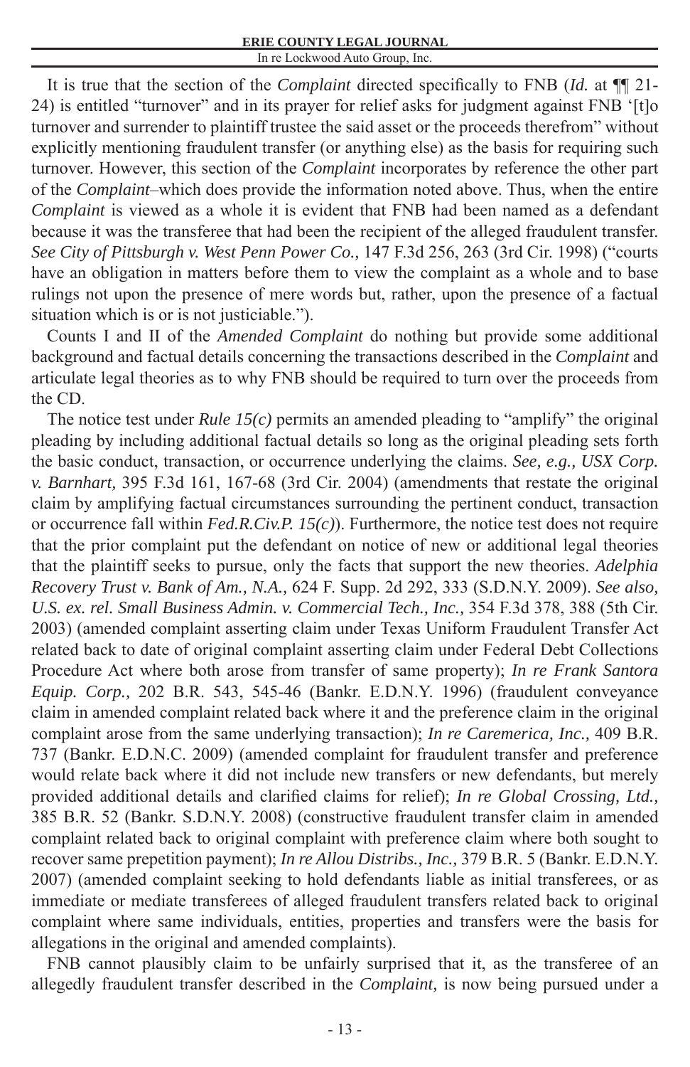It is true that the section of the *Complaint* directed specifically to FNB (*Id.* at ¶¶ 21-24) is entitled "turnover" and in its prayer for relief asks for judgment against FNB '[t]o turnover and surrender to plaintiff trustee the said asset or the proceeds therefrom" without explicitly mentioning fraudulent transfer (or anything else) as the basis for requiring such turnover. However, this section of the *Complaint* incorporates by reference the other part of the *Complaint*–which does provide the information noted above. Thus, when the entire *Complaint* is viewed as a whole it is evident that FNB had been named as a defendant because it was the transferee that had been the recipient of the alleged fraudulent transfer. *See City of Pittsburgh v. West Penn Power Co.,* 147 F.3d 256, 263 (3rd Cir. 1998) ("courts have an obligation in matters before them to view the complaint as a whole and to base rulings not upon the presence of mere words but, rather, upon the presence of a factual situation which is or is not justiciable.").

Counts I and II of the *Amended Complaint* do nothing but provide some additional background and factual details concerning the transactions described in the *Complaint* and articulate legal theories as to why FNB should be required to turn over the proceeds from the CD.

The notice test under *Rule 15(c)* permits an amended pleading to "amplify" the original pleading by including additional factual details so long as the original pleading sets forth the basic conduct, transaction, or occurrence underlying the claims. *See, e.g., USX Corp. v. Barnhart,* 395 F.3d 161, 167-68 (3rd Cir. 2004) (amendments that restate the original claim by amplifying factual circumstances surrounding the pertinent conduct, transaction or occurrence fall within *Fed.R.Civ.P. 15(c)*). Furthermore, the notice test does not require that the prior complaint put the defendant on notice of new or additional legal theories that the plaintiff seeks to pursue, only the facts that support the new theories. *Adelphia Recovery Trust v. Bank of Am., N.A.,* 624 F. Supp. 2d 292, 333 (S.D.N.Y. 2009). *See also, U.S. ex. rel. Small Business Admin. v. Commercial Tech., Inc.,* 354 F.3d 378, 388 (5th Cir. 2003) (amended complaint asserting claim under Texas Uniform Fraudulent Transfer Act related back to date of original complaint asserting claim under Federal Debt Collections Procedure Act where both arose from transfer of same property); *In re Frank Santora Equip. Corp.,* 202 B.R. 543, 545-46 (Bankr. E.D.N.Y. 1996) (fraudulent conveyance claim in amended complaint related back where it and the preference claim in the original complaint arose from the same underlying transaction); *In re Caremerica, Inc.,* 409 B.R. 737 (Bankr. E.D.N.C. 2009) (amended complaint for fraudulent transfer and preference would relate back where it did not include new transfers or new defendants, but merely provided additional details and clarified claims for relief); *In re Global Crossing, Ltd.,* 385 B.R. 52 (Bankr. S.D.N.Y. 2008) (constructive fraudulent transfer claim in amended complaint related back to original complaint with preference claim where both sought to recover same prepetition payment); *In re Allou Distribs., Inc.,* 379 B.R. 5 (Bankr. E.D.N.Y. 2007) (amended complaint seeking to hold defendants liable as initial transferees, or as immediate or mediate transferees of alleged fraudulent transfers related back to original complaint where same individuals, entities, properties and transfers were the basis for allegations in the original and amended complaints).

FNB cannot plausibly claim to be unfairly surprised that it, as the transferee of an allegedly fraudulent transfer described in the *Complaint,* is now being pursued under a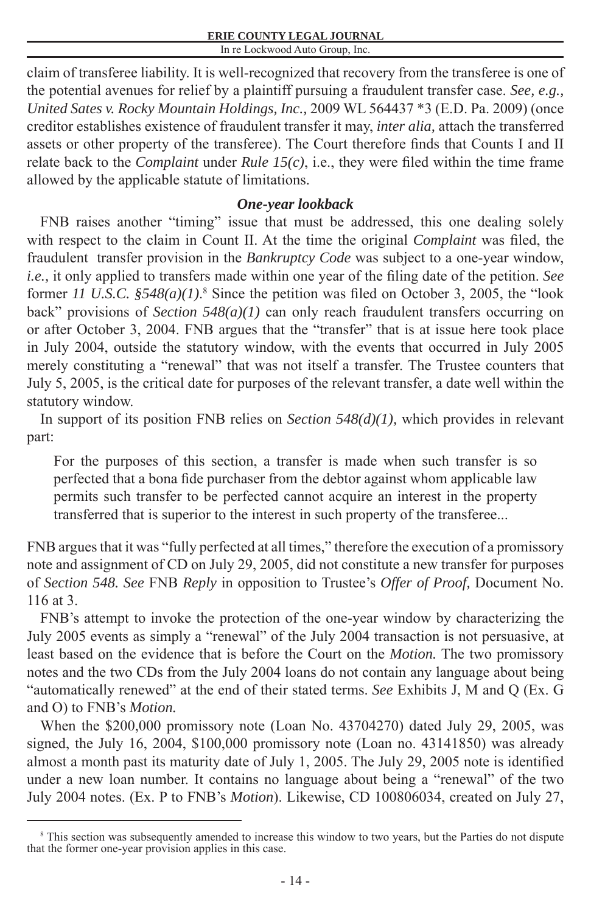claim of transferee liability. It is well-recognized that recovery from the transferee is one of the potential avenues for relief by a plaintiff pursuing a fraudulent transfer case. *See, e.g., United Sates v. Rocky Mountain Holdings, Inc.,* 2009 WL 564437 *3 (E.D. Pa. 2009) (once creditor establishes existence of fraudulent transfer it may, *inter alia,* attach the transferred assets or other property of the transferee). The Court therefore finds that Counts I and II relate back to the *Complaint* under *Rule 15(c)*, i.e., they were filed within the time frame allowed by the applicable statute of limitations.

***One-year lookback***

FNB raises another "timing" issue that must be addressed, this one dealing solely with respect to the claim in Count II. At the time the original *Complaint* was filed, the fraudulent transfer provision in the *Bankruptcy Code* was subject to a one-year window, *i.e.,* it only applied to transfers made within one year of the filing date of the petition. *See* former *11 U.S.C. §548(a)(1)*.[8] Since the petition was filed on October 3, 2005, the "look back" provisions of *Section 548(a)(1)* can only reach fraudulent transfers occurring on or after October 3, 2004. FNB argues that the "transfer" that is at issue here took place in July 2004, outside the statutory window, with the events that occurred in July 2005 merely constituting a "renewal" that was not itself a transfer. The Trustee counters that July 5, 2005, is the critical date for purposes of the relevant transfer, a date well within the statutory window.

In support of its position FNB relies on *Section 548(d)(1),* which provides in relevant part:

> For the purposes of this section, a transfer is made when such transfer is so perfected that a bona fide purchaser from the debtor against whom applicable law permits such transfer to be perfected cannot acquire an interest in the property transferred that is superior to the interest in such property of the transferee...

FNB argues that it was "fully perfected at all times," therefore the execution of a promissory note and assignment of CD on July 29, 2005, did not constitute a new transfer for purposes of *Section 548. See* FNB *Reply* in opposition to Trustee's *Offer of Proof,* Document No. 116 at 3.

FNB's attempt to invoke the protection of the one-year window by characterizing the July 2005 events as simply a "renewal" of the July 2004 transaction is not persuasive, at least based on the evidence that is before the Court on the *Motion.* The two promissory notes and the two CDs from the July 2004 loans do not contain any language about being "automatically renewed" at the end of their stated terms. *See* Exhibits J, M and Q (Ex. G and O) to FNB's *Motion.*

When the $200,000 promissory note (Loan No. 43704270) dated July 29, 2005, was signed, the July 16, 2004, $100,000 promissory note (Loan no. 43141850) was already almost a month past its maturity date of July 1, 2005. The July 29, 2005 note is identified under a new loan number. It contains no language about being a "renewal" of the two July 2004 notes. (Ex. P to FNB's *Motion*). Likewise, CD 100806034, created on July 27,

[8] This section was subsequently amended to increase this window to two years, but the Parties do not dispute that the former one-year provision applies in this case.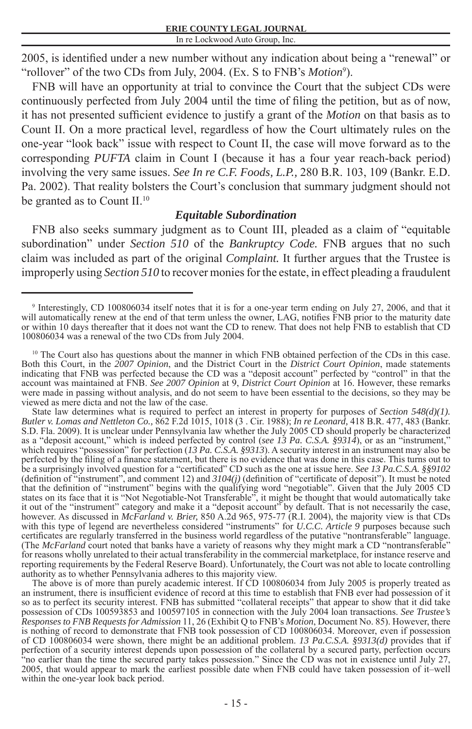2005, is identified under a new number without any indication about being a "renewal" or "rollover" of the two CDs from July, 2004. (Ex. S to FNB's *Motion*[9]).

FNB will have an opportunity at trial to convince the Court that the subject CDs were continuously perfected from July 2004 until the time of filing the petition, but as of now, it has not presented sufficient evidence to justify a grant of the *Motion* on that basis as to Count II. On a more practical level, regardless of how the Court ultimately rules on the one-year "look back" issue with respect to Count II, the case will move forward as to the corresponding *PUFTA* claim in Count I (because it has a four year reach-back period) involving the very same issues. *See In re C.F. Foods, L.P.,* 280 B.R. 103, 109 (Bankr. E.D. Pa. 2002). That reality bolsters the Court's conclusion that summary judgment should not be granted as to Count II.[10]

### *Equitable Subordination*

FNB also seeks summary judgment as to Count III, pleaded as a claim of "equitable subordination" under *Section 510* of the *Bankruptcy Code.* FNB argues that no such claim was included as part of the original *Complaint.* It further argues that the Trustee is improperly using *Section 510* to recover monies for the estate, in effect pleading a fraudulent

---

[9] Interestingly, CD 100806034 itself notes that it is for a one-year term ending on July 27, 2006, and that it will automatically renew at the end of that term unless the owner, LAG, notifies FNB prior to the maturity date or within 10 days thereafter that it does not want the CD to renew. That does not help FNB to establish that CD 100806034 was a renewal of the two CDs from July 2004.

[10] The Court also has questions about the manner in which FNB obtained perfection of the CDs in this case. Both this Court, in the *2007 Opinion*, and the District Court in the *District Court Opinion*, made statements indicating that FNB was perfected because the CD was a "deposit account" perfected by "control" in that the account was maintained at FNB. *See 2007 Opinion* at 9, *District Court Opinion* at 16. However, these remarks were made in passing without analysis, and do not seem to have been essential to the decisions, so they may be viewed as mere dicta and not the law of the case.

State law determines what is required to perfect an interest in property for purposes of *Section 548(d)(1). Butler v. Lomas and Nettleton Co.,* 862 F.2d 1015, 1018 (3 . Cir. 1988); *In re Leonard,* 418 B.R. 477, 483 (Bankr. S.D. Fla. 2009). It is unclear under Pennsylvania law whether the July 2005 CD should properly be characterized as a "deposit account," which is indeed perfected by control (*see 13 Pa. C.S.A. §9314*), or as an "instrument," which requires "possession" for perfection (*13 Pa. C.S.A. §9313*). A security interest in an instrument may also be perfected by the filing of a finance statement, but there is no evidence that was done in this case. This turns out to be a surprisingly involved question for a "certificated" CD such as the one at issue here. *See 13 Pa.C.S.A. §§9102* (definition of "instrument", and comment 12) and *3104(j)* (definition of "certificate of deposit"). It must be noted that the definition of "instrument" begins with the qualifying word "negotiable". Given that the July 2005 CD states on its face that it is "Not Negotiable-Not Transferable", it might be thought that would automatically take it out of the "instrument" category and make it a "deposit account" by default. That is not necessarily the case, however. As discussed in *McFarland v. Brier,* 850 A.2d 965, 975-77 (R.I. 2004), the majority view is that CDs with this type of legend are nevertheless considered "instruments" for *U.C.C. Article 9* purposes because such certificates are regularly transferred in the business world regardless of the putative "nontransferable" language. (The *McFarland* court noted that banks have a variety of reasons why they might mark a CD "nontransferable" for reasons wholly unrelated to their actual transferability in the commercial marketplace, for instance reserve and reporting requirements by the Federal Reserve Board). Unfortunately, the Court was not able to locate controlling authority as to whether Pennsylvania adheres to this majority view.

The above is of more than purely academic interest. If CD 100806034 from July 2005 is properly treated as an instrument, there is insufficient evidence of record at this time to establish that FNB ever had possession of it so as to perfect its security interest. FNB has submitted "collateral receipts" that appear to show that it did take possession of CDs 100593853 and 100597105 in connection with the July 2004 loan transactions. *See Trustee's Responses to FNB Requests for Admission* 11, 26 (Exhibit Q to FNB's *Motion*, Document No. 85). However, there is nothing of record to demonstrate that FNB took possession of CD 100806034. Moreover, even if possession of CD 100806034 were shown, there might be an additional problem. *13 Pa.C.S.A. §9313(d)* provides that if perfection of a security interest depends upon possession of the collateral by a secured party, perfection occurs "no earlier than the time the secured party takes possession." Since the CD was not in existence until July 27, 2005, that would appear to mark the earliest possible date when FNB could have taken possession of it–well within the one-year look back period.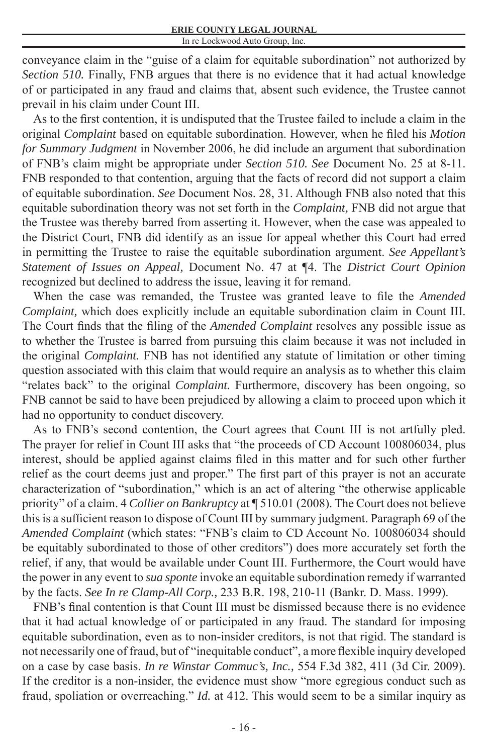conveyance claim in the "guise of a claim for equitable subordination" not authorized by *Section 510.* Finally, FNB argues that there is no evidence that it had actual knowledge of or participated in any fraud and claims that, absent such evidence, the Trustee cannot prevail in his claim under Count III.

As to the first contention, it is undisputed that the Trustee failed to include a claim in the original *Complaint* based on equitable subordination. However, when he filed his *Motion for Summary Judgment* in November 2006, he did include an argument that subordination of FNB's claim might be appropriate under *Section 510. See* Document No. 25 at 8-11. FNB responded to that contention, arguing that the facts of record did not support a claim of equitable subordination. *See* Document Nos. 28, 31. Although FNB also noted that this equitable subordination theory was not set forth in the *Complaint,* FNB did not argue that the Trustee was thereby barred from asserting it. However, when the case was appealed to the District Court, FNB did identify as an issue for appeal whether this Court had erred in permitting the Trustee to raise the equitable subordination argument. *See Appellant's Statement of Issues on Appeal,* Document No. 47 at ¶4. The *District Court Opinion* recognized but declined to address the issue, leaving it for remand.

When the case was remanded, the Trustee was granted leave to file the *Amended Complaint,* which does explicitly include an equitable subordination claim in Count III. The Court finds that the filing of the *Amended Complaint* resolves any possible issue as to whether the Trustee is barred from pursuing this claim because it was not included in the original *Complaint.* FNB has not identified any statute of limitation or other timing question associated with this claim that would require an analysis as to whether this claim "relates back" to the original *Complaint.* Furthermore, discovery has been ongoing, so FNB cannot be said to have been prejudiced by allowing a claim to proceed upon which it had no opportunity to conduct discovery.

As to FNB's second contention, the Court agrees that Count III is not artfully pled. The prayer for relief in Count III asks that "the proceeds of CD Account 100806034, plus interest, should be applied against claims filed in this matter and for such other further relief as the court deems just and proper." The first part of this prayer is not an accurate characterization of "subordination," which is an act of altering "the otherwise applicable priority" of a claim. 4 *Collier on Bankruptcy* at ¶ 510.01 (2008). The Court does not believe this is a sufficient reason to dispose of Count III by summary judgment. Paragraph 69 of the *Amended Complaint* (which states: "FNB's claim to CD Account No. 100806034 should be equitably subordinated to those of other creditors") does more accurately set forth the relief, if any, that would be available under Count III. Furthermore, the Court would have the power in any event to *sua sponte* invoke an equitable subordination remedy if warranted by the facts. *See In re Clamp-All Corp.,* 233 B.R. 198, 210-11 (Bankr. D. Mass. 1999).

FNB's final contention is that Count III must be dismissed because there is no evidence that it had actual knowledge of or participated in any fraud. The standard for imposing equitable subordination, even as to non-insider creditors, is not that rigid. The standard is not necessarily one of fraud, but of "inequitable conduct", a more flexible inquiry developed on a case by case basis. *In re Winstar Commuc's, Inc.,* 554 F.3d 382, 411 (3d Cir. 2009). If the creditor is a non-insider, the evidence must show "more egregious conduct such as fraud, spoliation or overreaching." *Id.* at 412. This would seem to be a similar inquiry as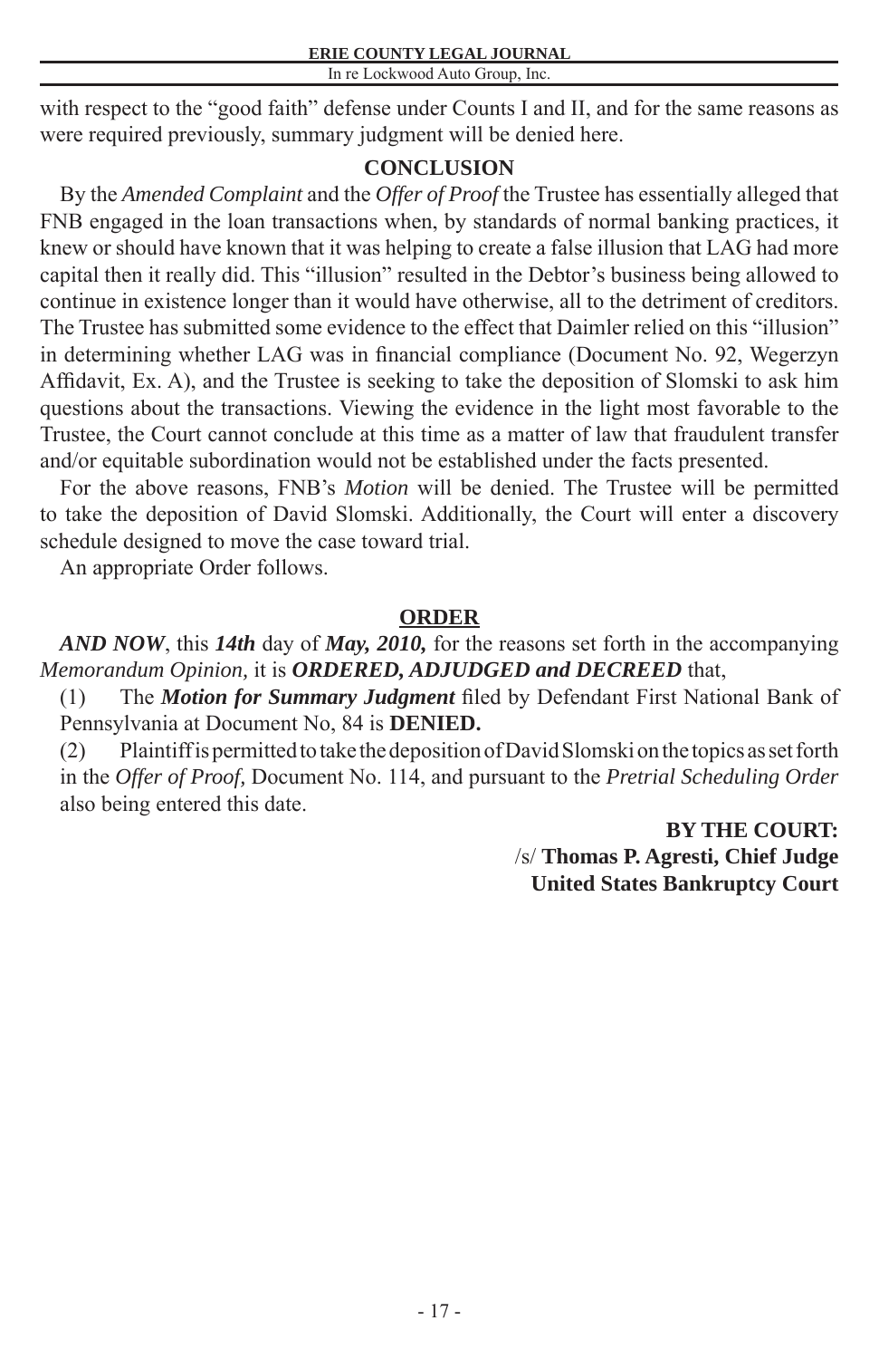with respect to the "good faith" defense under Counts I and II, and for the same reasons as were required previously, summary judgment will be denied here.

## CONCLUSION

By the *Amended Complaint* and the *Offer of Proof* the Trustee has essentially alleged that FNB engaged in the loan transactions when, by standards of normal banking practices, it knew or should have known that it was helping to create a false illusion that LAG had more capital then it really did. This "illusion" resulted in the Debtor's business being allowed to continue in existence longer than it would have otherwise, all to the detriment of creditors. The Trustee has submitted some evidence to the effect that Daimler relied on this "illusion" in determining whether LAG was in financial compliance (Document No. 92, Wegerzyn Affidavit, Ex. A), and the Trustee is seeking to take the deposition of Slomski to ask him questions about the transactions. Viewing the evidence in the light most favorable to the Trustee, the Court cannot conclude at this time as a matter of law that fraudulent transfer and/or equitable subordination would not be established under the facts presented.

For the above reasons, FNB's *Motion* will be denied. The Trustee will be permitted to take the deposition of David Slomski. Additionally, the Court will enter a discovery schedule designed to move the case toward trial.

An appropriate Order follows.

## ORDER

***AND NOW***, this ***14th*** day of ***May, 2010,*** for the reasons set forth in the accompanying *Memorandum Opinion,* it is ***ORDERED, ADJUDGED and DECREED*** that,

(1) The ***Motion for Summary Judgment*** filed by Defendant First National Bank of Pennsylvania at Document No, 84 is **DENIED.**

(2) Plaintiff is permitted to take the deposition of David Slomski on the topics as set forth in the *Offer of Proof,* Document No. 114, and pursuant to the *Pretrial Scheduling Order* also being entered this date.

**BY THE COURT:**
/s/ **Thomas P. Agresti, Chief Judge**
**United States Bankruptcy Court**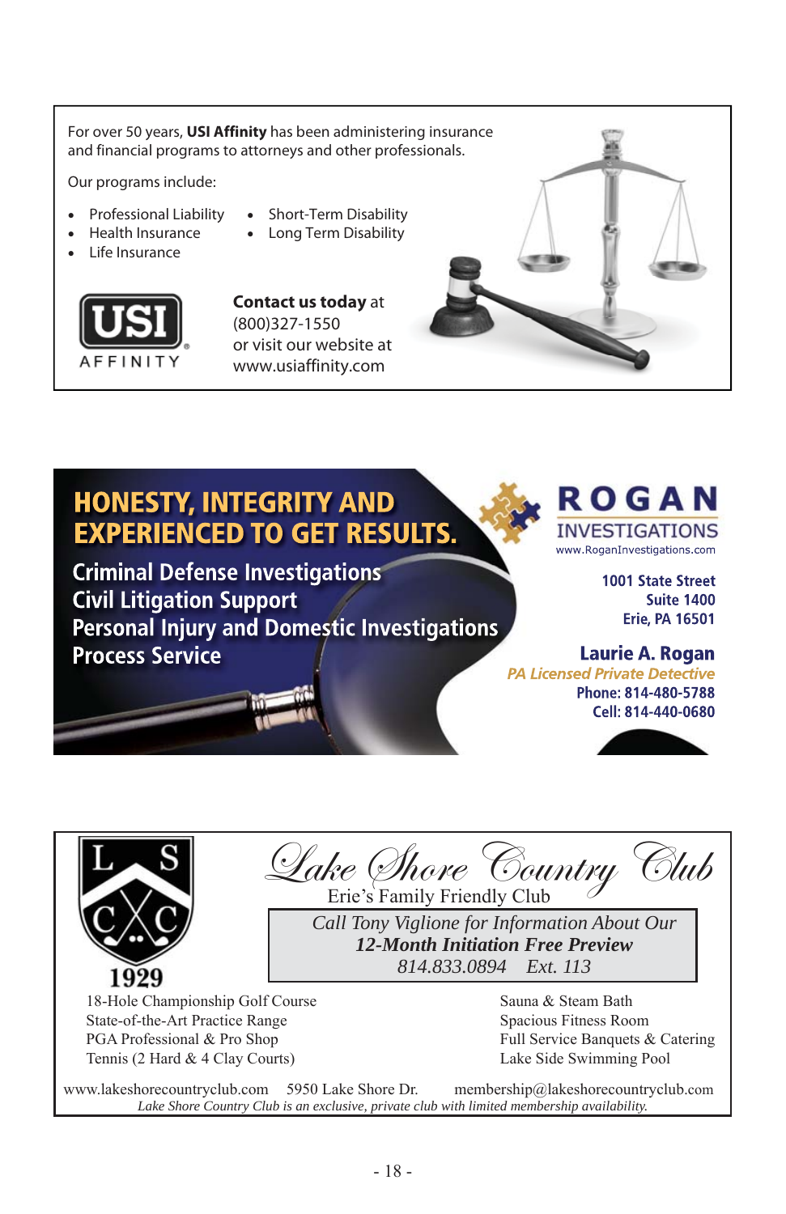For over 50 years, **USI Affinity** has been administering insurance and financial programs to attorneys and other professionals.

Our programs include:

- Professional Liability
- Health Insurance
- Life Insurance
- Short-Term Disability
- Long Term Disability

USI AFFINITY

**Contact us today** at (800)327-1550 or visit our website at www.usiaffinity.com

---

## HONESTY, INTEGRITY AND EXPERIENCED TO GET RESULTS.

**Criminal Defense Investigations**
**Civil Litigation Support**
**Personal Injury and Domestic Investigations**
**Process Service**

**ROGAN INVESTIGATIONS**
www.RoganInvestigations.com

1001 State Street
Suite 1400
Erie, PA 16501

**Laurie A. Rogan**
*PA Licensed Private Detective*
Phone: 814-480-5788
Cell: 814-440-0680

---

L S C C 1929

# *Lake Shore Country Club*

Erie's Family Friendly Club

*Call Tony Viglione for Information About Our*
***12-Month Initiation Free Preview***
*814.833.0894 Ext. 113*

18-Hole Championship Golf Course
State-of-the-Art Practice Range
PGA Professional & Pro Shop
Tennis (2 Hard & 4 Clay Courts)

Sauna & Steam Bath
Spacious Fitness Room
Full Service Banquets & Catering
Lake Side Swimming Pool

www.lakeshorecountryclub.com 5950 Lake Shore Dr. membership@lakeshorecountryclub.com

*Lake Shore Country Club is an exclusive, private club with limited membership availability.*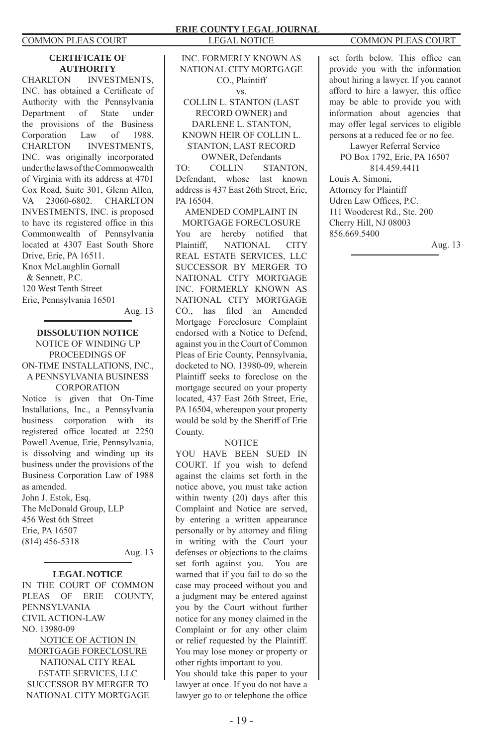### CERTIFICATE OF AUTHORITY

CHARLTON INVESTMENTS, INC. has obtained a Certificate of Authority with the Pennsylvania Department of State under the provisions of the Business Corporation Law of 1988. CHARLTON INVESTMENTS, INC. was originally incorporated under the laws of the Commonwealth of Virginia with its address at 4701 Cox Road, Suite 301, Glenn Allen, VA 23060-6802. CHARLTON INVESTMENTS, INC. is proposed to have its registered office in this Commonwealth of Pennsylvania located at 4307 East South Shore Drive, Erie, PA 16511.

Knox McLaughlin Gornall
& Sennett, P.C.
120 West Tenth Street
Erie, Pennsylvania 16501

Aug. 13

---

### DISSOLUTION NOTICE

NOTICE OF WINDING UP PROCEEDINGS OF ON-TIME INSTALLATIONS, INC., A PENNSYLVANIA BUSINESS CORPORATION

Notice is given that On-Time Installations, Inc., a Pennsylvania business corporation with its registered office located at 2250 Powell Avenue, Erie, Pennsylvania, is dissolving and winding up its business under the provisions of the Business Corporation Law of 1988 as amended.

John J. Estok, Esq.
The McDonald Group, LLP
456 West 6th Street
Erie, PA 16507
(814) 456-5318

Aug. 13

---

### LEGAL NOTICE

IN THE COURT OF COMMON PLEAS OF ERIE COUNTY, PENNSYLVANIA
CIVIL ACTION-LAW
NO. 13980-09

NOTICE OF ACTION IN MORTGAGE FORECLOSURE

NATIONAL CITY REAL ESTATE SERVICES, LLC SUCCESSOR BY MERGER TO NATIONAL CITY MORTGAGE INC. FORMERLY KNOWN AS NATIONAL CITY MORTGAGE CO., Plaintiff

vs.

COLLIN L. STANTON (LAST RECORD OWNER) and DARLENE L. STANTON, KNOWN HEIR OF COLLIN L. STANTON, LAST RECORD OWNER, Defendants

TO: COLLIN STANTON, Defendant, whose last known address is 437 East 26th Street, Erie, PA 16504.

AMENDED COMPLAINT IN MORTGAGE FORECLOSURE

You are hereby notified that Plaintiff, NATIONAL CITY REAL ESTATE SERVICES, LLC SUCCESSOR BY MERGER TO NATIONAL CITY MORTGAGE INC. FORMERLY KNOWN AS NATIONAL CITY MORTGAGE CO., has filed an Amended Mortgage Foreclosure Complaint endorsed with a Notice to Defend, against you in the Court of Common Pleas of Erie County, Pennsylvania, docketed to NO. 13980-09, wherein Plaintiff seeks to foreclose on the mortgage secured on your property located, 437 East 26th Street, Erie, PA 16504, whereupon your property would be sold by the Sheriff of Erie County.

NOTICE

YOU HAVE BEEN SUED IN COURT. If you wish to defend against the claims set forth in the notice above, you must take action within twenty (20) days after this Complaint and Notice are served, by entering a written appearance personally or by attorney and filing in writing with the Court your defenses or objections to the claims set forth against you. You are warned that if you fail to do so the case may proceed without you and a judgment may be entered against you by the Court without further notice for any money claimed in the Complaint or for any other claim or relief requested by the Plaintiff. You may lose money or property or other rights important to you.

You should take this paper to your lawyer at once. If you do not have a lawyer go to or telephone the office set forth below. This office can provide you with the information about hiring a lawyer. If you cannot afford to hire a lawyer, this office may be able to provide you with information about agencies that may offer legal services to eligible persons at a reduced fee or no fee.

Lawyer Referral Service
PO Box 1792, Erie, PA 16507
814.459.4411

Louis A. Simoni,
Attorney for Plaintiff
Udren Law Offices, P.C.
111 Woodcrest Rd., Ste. 200
Cherry Hill, NJ 08003
856.669.5400

Aug. 13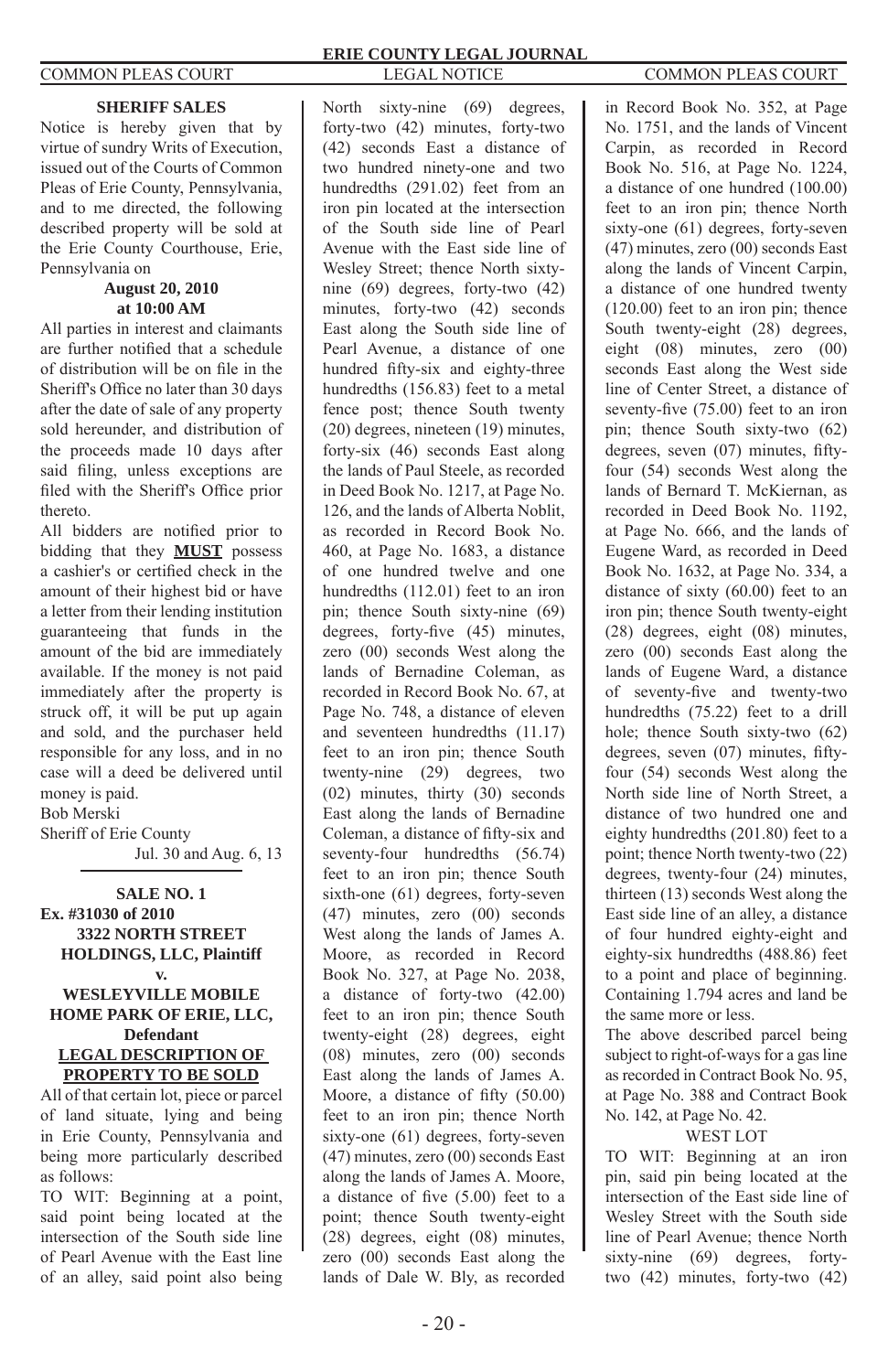## SHERIFF SALES

Notice is hereby given that by virtue of sundry Writs of Execution, issued out of the Courts of Common Pleas of Erie County, Pennsylvania, and to me directed, the following described property will be sold at the Erie County Courthouse, Erie, Pennsylvania on

**August 20, 2010**
**at 10:00 AM**

All parties in interest and claimants are further notified that a schedule of distribution will be on file in the Sheriff's Office no later than 30 days after the date of sale of any property sold hereunder, and distribution of the proceeds made 10 days after said filing, unless exceptions are filed with the Sheriff's Office prior thereto.

All bidders are notified prior to bidding that they **MUST** possess a cashier's or certified check in the amount of their highest bid or have a letter from their lending institution guaranteeing that funds in the amount of the bid are immediately available. If the money is not paid immediately after the property is struck off, it will be put up again and sold, and the purchaser held responsible for any loss, and in no case will a deed be delivered until money is paid.

Bob Merski
Sheriff of Erie County

Jul. 30 and Aug. 6, 13

---

**SALE NO. 1**
**Ex. #31030 of 2010**
**3322 NORTH STREET HOLDINGS, LLC, Plaintiff**
**v.**
**WESLEYVILLE MOBILE HOME PARK OF ERIE, LLC, Defendant**

**LEGAL DESCRIPTION OF PROPERTY TO BE SOLD**

All of that certain lot, piece or parcel of land situate, lying and being in Erie County, Pennsylvania and being more particularly described as follows:

TO WIT: Beginning at a point, said point being located at the intersection of the South side line of Pearl Avenue with the East line of an alley, said point also being North sixty-nine (69) degrees, forty-two (42) minutes, forty-two (42) seconds East a distance of two hundred ninety-one and two hundredths (291.02) feet from an iron pin located at the intersection of the South side line of Pearl Avenue with the East side line of Wesley Street; thence North sixty-nine (69) degrees, forty-two (42) minutes, forty-two (42) seconds East along the South side line of Pearl Avenue, a distance of one hundred fifty-six and eighty-three hundredths (156.83) feet to a metal fence post; thence South twenty (20) degrees, nineteen (19) minutes, forty-six (46) seconds East along the lands of Paul Steele, as recorded in Deed Book No. 1217, at Page No. 126, and the lands of Alberta Noblit, as recorded in Record Book No. 460, at Page No. 1683, a distance of one hundred twelve and one hundredths (112.01) feet to an iron pin; thence South sixty-nine (69) degrees, forty-five (45) minutes, zero (00) seconds West along the lands of Bernadine Coleman, as recorded in Record Book No. 67, at Page No. 748, a distance of eleven and seventeen hundredths (11.17) feet to an iron pin; thence South twenty-nine (29) degrees, two (02) minutes, thirty (30) seconds East along the lands of Bernadine Coleman, a distance of fifty-six and seventy-four hundredths (56.74) feet to an iron pin; thence South sixth-one (61) degrees, forty-seven (47) minutes, zero (00) seconds West along the lands of James A. Moore, as recorded in Record Book No. 327, at Page No. 2038, a distance of forty-two (42.00) feet to an iron pin; thence South twenty-eight (28) degrees, eight (08) minutes, zero (00) seconds East along the lands of James A. Moore, a distance of fifty (50.00) feet to an iron pin; thence North sixty-one (61) degrees, forty-seven (47) minutes, zero (00) seconds East along the lands of James A. Moore, a distance of five (5.00) feet to a point; thence South twenty-eight (28) degrees, eight (08) minutes, zero (00) seconds East along the lands of Dale W. Bly, as recorded in Record Book No. 352, at Page No. 1751, and the lands of Vincent Carpin, as recorded in Record Book No. 516, at Page No. 1224, a distance of one hundred (100.00) feet to an iron pin; thence North sixty-one (61) degrees, forty-seven (47) minutes, zero (00) seconds East along the lands of Vincent Carpin, a distance of one hundred twenty (120.00) feet to an iron pin; thence South twenty-eight (28) degrees, eight (08) minutes, zero (00) seconds East along the West side line of Center Street, a distance of seventy-five (75.00) feet to an iron pin; thence South sixty-two (62) degrees, seven (07) minutes, fifty-four (54) seconds West along the lands of Bernard T. McKiernan, as recorded in Deed Book No. 1192, at Page No. 666, and the lands of Eugene Ward, as recorded in Deed Book No. 1632, at Page No. 334, a distance of sixty (60.00) feet to an iron pin; thence South twenty-eight (28) degrees, eight (08) minutes, zero (00) seconds East along the lands of Eugene Ward, a distance of seventy-five and twenty-two hundredths (75.22) feet to a drill hole; thence South sixty-two (62) degrees, seven (07) minutes, fifty-four (54) seconds West along the North side line of North Street, a distance of two hundred one and eighty hundredths (201.80) feet to a point; thence North twenty-two (22) degrees, twenty-four (24) minutes, thirteen (13) seconds West along the East side line of an alley, a distance of four hundred eighty-eight and eighty-six hundredths (488.86) feet to a point and place of beginning. Containing 1.794 acres and land be the same more or less.

The above described parcel being subject to right-of-ways for a gas line as recorded in Contract Book No. 95, at Page No. 388 and Contract Book No. 142, at Page No. 42.

WEST LOT

TO WIT: Beginning at an iron pin, said pin being located at the intersection of the East side line of Wesley Street with the South side line of Pearl Avenue; thence North sixty-nine (69) degrees, forty-two (42) minutes, forty-two (42)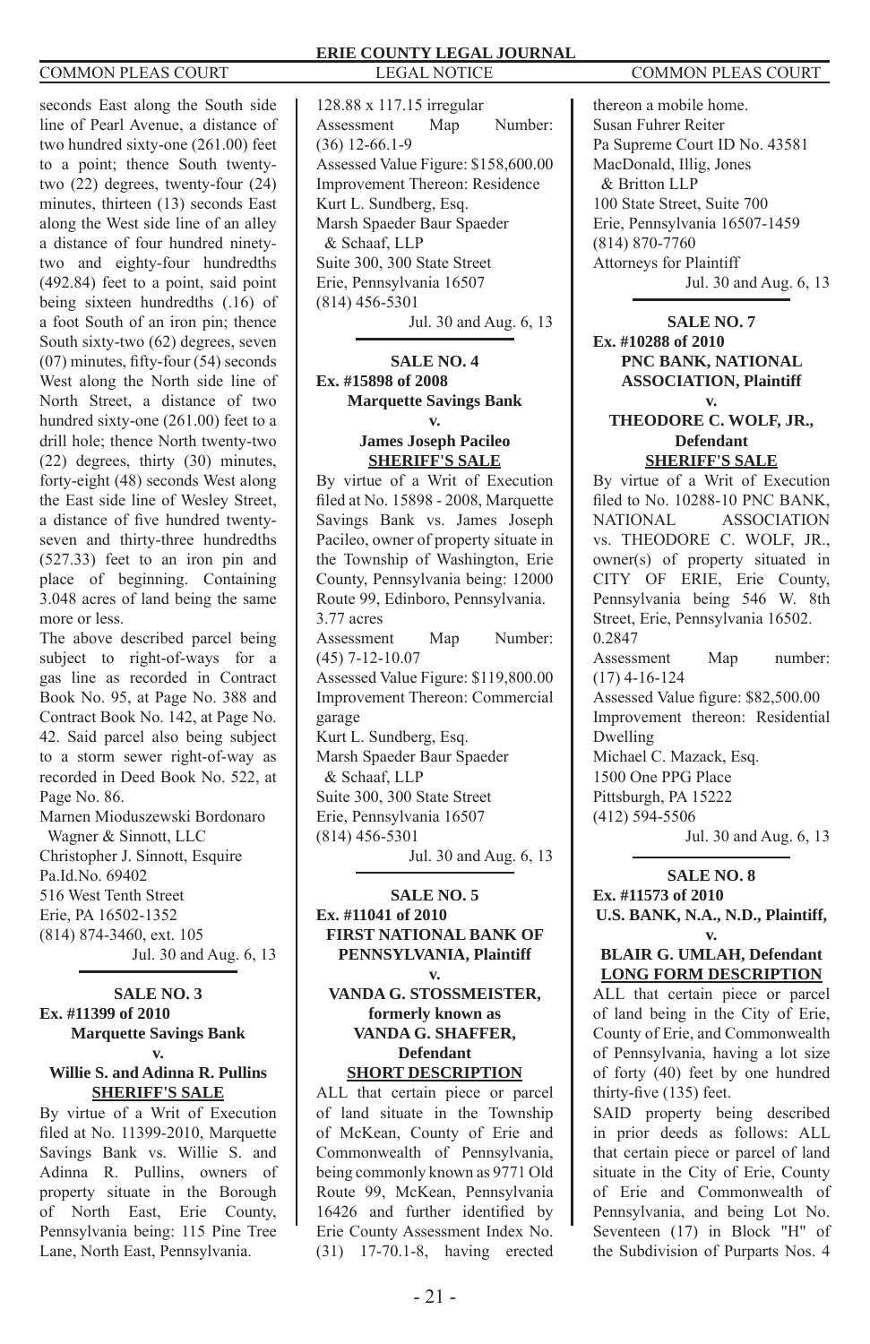seconds East along the South side line of Pearl Avenue, a distance of two hundred sixty-one (261.00) feet to a point; thence South twenty-two (22) degrees, twenty-four (24) minutes, thirteen (13) seconds East along the West side line of an alley a distance of four hundred ninety-two and eighty-four hundredths (492.84) feet to a point, said point being sixteen hundredths (.16) of a foot South of an iron pin; thence South sixty-two (62) degrees, seven (07) minutes, fifty-four (54) seconds West along the North side line of North Street, a distance of two hundred sixty-one (261.00) feet to a drill hole; thence North twenty-two (22) degrees, thirty (30) minutes, forty-eight (48) seconds West along the East side line of Wesley Street, a distance of five hundred twenty-seven and thirty-three hundredths (527.33) feet to an iron pin and place of beginning. Containing 3.048 acres of land being the same more or less.

The above described parcel being subject to right-of-ways for a gas line as recorded in Contract Book No. 95, at Page No. 388 and Contract Book No. 142, at Page No. 42. Said parcel also being subject to a storm sewer right-of-way as recorded in Deed Book No. 522, at Page No. 86.

Marnen Mioduszewski Bordonaro Wagner & Sinnott, LLC
Christopher J. Sinnott, Esquire
Pa.Id.No. 69402
516 West Tenth Street
Erie, PA 16502-1352
(814) 874-3460, ext. 105

Jul. 30 and Aug. 6, 13

**SALE NO. 3**
**Ex. #11399 of 2010**
**Marquette Savings Bank**
**v.**
**Willie S. and Adinna R. Pullins**
**SHERIFF'S SALE**

By virtue of a Writ of Execution filed at No. 11399-2010, Marquette Savings Bank vs. Willie S. and Adinna R. Pullins, owners of property situate in the Borough of North East, Erie County, Pennsylvania being: 115 Pine Tree Lane, North East, Pennsylvania.
128.88 x 117.15 irregular
Assessment Map Number: (36) 12-66.1-9
Assessed Value Figure: $158,600.00
Improvement Thereon: Residence
Kurt L. Sundberg, Esq.
Marsh Spaeder Baur Spaeder & Schaaf, LLP
Suite 300, 300 State Street
Erie, Pennsylvania 16507
(814) 456-5301

Jul. 30 and Aug. 6, 13

**SALE NO. 4**
**Ex. #15898 of 2008**
**Marquette Savings Bank**
**v.**
**James Joseph Pacileo**
**SHERIFF'S SALE**

By virtue of a Writ of Execution filed at No. 15898 - 2008, Marquette Savings Bank vs. James Joseph Pacileo, owner of property situate in the Township of Washington, Erie County, Pennsylvania being: 12000 Route 99, Edinboro, Pennsylvania.
3.77 acres
Assessment Map Number: (45) 7-12-10.07
Assessed Value Figure: $119,800.00
Improvement Thereon: Commercial garage
Kurt L. Sundberg, Esq.
Marsh Spaeder Baur Spaeder & Schaaf, LLP
Suite 300, 300 State Street
Erie, Pennsylvania 16507
(814) 456-5301

Jul. 30 and Aug. 6, 13

**SALE NO. 5**
**Ex. #11041 of 2010**
**FIRST NATIONAL BANK OF PENNSYLVANIA, Plaintiff**
**v.**
**VANDA G. STOSSMEISTER, formerly known as VANDA G. SHAFFER, Defendant**
**SHORT DESCRIPTION**

ALL that certain piece or parcel of land situate in the Township of McKean, County of Erie and Commonwealth of Pennsylvania, being commonly known as 9771 Old Route 99, McKean, Pennsylvania 16426 and further identified by Erie County Assessment Index No. (31) 17-70.1-8, having erected thereon a mobile home.
Susan Fuhrer Reiter
Pa Supreme Court ID No. 43581
MacDonald, Illig, Jones & Britton LLP
100 State Street, Suite 700
Erie, Pennsylvania 16507-1459
(814) 870-7760
Attorneys for Plaintiff

Jul. 30 and Aug. 6, 13

**SALE NO. 7**
**Ex. #10288 of 2010**
**PNC BANK, NATIONAL ASSOCIATION, Plaintiff**
**v.**
**THEODORE C. WOLF, JR., Defendant**
**SHERIFF'S SALE**

By virtue of a Writ of Execution filed to No. 10288-10 PNC BANK, NATIONAL ASSOCIATION vs. THEODORE C. WOLF, JR., owner(s) of property situated in CITY OF ERIE, Erie County, Pennsylvania being 546 W. 8th Street, Erie, Pennsylvania 16502.
0.2847
Assessment Map number: (17) 4-16-124
Assessed Value figure: $82,500.00
Improvement thereon: Residential Dwelling
Michael C. Mazack, Esq.
1500 One PPG Place
Pittsburgh, PA 15222
(412) 594-5506

Jul. 30 and Aug. 6, 13

**SALE NO. 8**
**Ex. #11573 of 2010**
**U.S. BANK, N.A., N.D., Plaintiff,**
**v.**
**BLAIR G. UMLAH, Defendant**
**LONG FORM DESCRIPTION**

ALL that certain piece or parcel of land being in the City of Erie, County of Erie, and Commonwealth of Pennsylvania, having a lot size of forty (40) feet by one hundred thirty-five (135) feet.

SAID property being described in prior deeds as follows: ALL that certain piece or parcel of land situate in the City of Erie, County of Erie and Commonwealth of Pennsylvania, and being Lot No. Seventeen (17) in Block "H" of the Subdivision of Purparts Nos. 4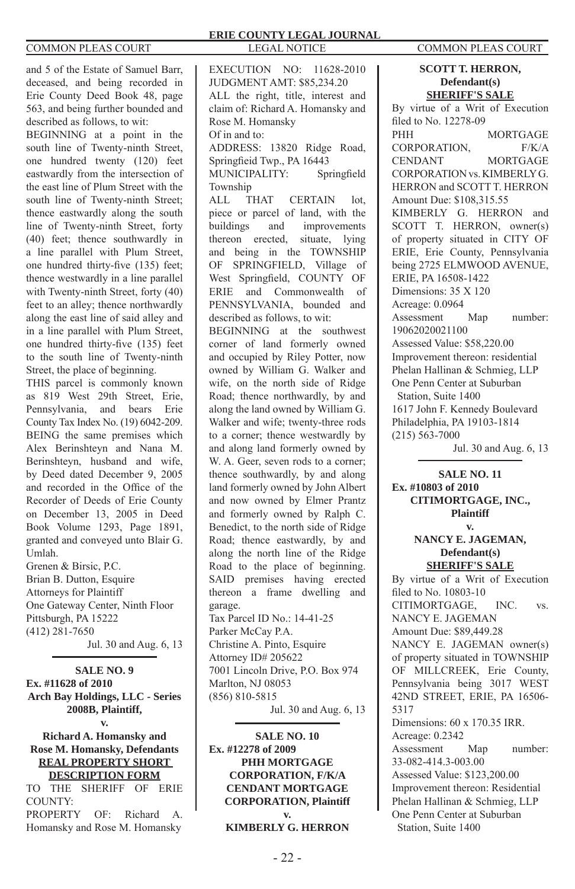and 5 of the Estate of Samuel Barr, deceased, and being recorded in Erie County Deed Book 48, page 563, and being further bounded and described as follows, to wit:

BEGINNING at a point in the south line of Twenty-ninth Street, one hundred twenty (120) feet eastwardly from the intersection of the east line of Plum Street with the south line of Twenty-ninth Street; thence eastwardly along the south line of Twenty-ninth Street, forty (40) feet; thence southwardly in a line parallel with Plum Street, one hundred thirty-five (135) feet; thence westwardly in a line parallel with Twenty-ninth Street, forty (40) feet to an alley; thence northwardly along the east line of said alley and in a line parallel with Plum Street, one hundred thirty-five (135) feet to the south line of Twenty-ninth Street, the place of beginning.

THIS parcel is commonly known as 819 West 29th Street, Erie, Pennsylvania, and bears Erie County Tax Index No. (19) 6042-209.

BEING the same premises which Alex Berinshteyn and Nana M. Berinshteyn, husband and wife, by Deed dated December 9, 2005 and recorded in the Office of the Recorder of Deeds of Erie County on December 13, 2005 in Deed Book Volume 1293, Page 1891, granted and conveyed unto Blair G. Umlah.

Grenen & Birsic, P.C.
Brian B. Dutton, Esquire
Attorneys for Plaintiff
One Gateway Center, Ninth Floor
Pittsburgh, PA 15222
(412) 281-7650

Jul. 30 and Aug. 6, 13

---

**SALE NO. 9**
**Ex. #11628 of 2010**
**Arch Bay Holdings, LLC - Series 2008B, Plaintiff,**
**v.**
**Richard A. Homansky and Rose M. Homansky, Defendants**
**REAL PROPERTY SHORT DESCRIPTION FORM**

TO THE SHERIFF OF ERIE COUNTY:
PROPERTY OF: Richard A. Homansky and Rose M. Homansky
EXECUTION NO: 11628-2010
JUDGMENT AMT: $85,234.20
ALL the right, title, interest and claim of: Richard A. Homansky and Rose M. Homansky
Of in and to:
ADDRESS: 13820 Ridge Road, Springfieid Twp., PA 16443
MUNICIPALITY: Springfield Township

ALL THAT CERTAIN lot, piece or parcel of land, with the buildings and improvements thereon erected, situate, lying and being in the TOWNSHIP OF SPRINGFIELD, Village of West Springfield, COUNTY OF ERIE and Commonwealth of PENNSYLVANIA, bounded and described as follows, to wit:

BEGINNING at the southwest corner of land formerly owned and occupied by Riley Potter, now owned by William G. Walker and wife, on the north side of Ridge Road; thence northwardly, by and along the land owned by William G. Walker and wife; twenty-three rods to a corner; thence westwardly by and along land formerly owned by W. A. Geer, seven rods to a corner; thence southwardly, by and along land formerly owned by John Albert and now owned by Elmer Prantz and formerly owned by Ralph C. Benedict, to the north side of Ridge Road; thence eastwardly, by and along the north line of the Ridge Road to the place of beginning.

SAID premises having erected thereon a frame dwelling and garage.

Tax Parcel ID No.: 14-41-25
Parker McCay P.A.
Christine A. Pinto, Esquire
Attorney ID# 205622
7001 Lincoln Drive, P.O. Box 974
Marlton, NJ 08053
(856) 810-5815

Jul. 30 and Aug. 6, 13

---

**SALE NO. 10**
**Ex. #12278 of 2009**
**PHH MORTGAGE CORPORATION, F/K/A CENDANT MORTGAGE CORPORATION, Plaintiff**
**v.**
**KIMBERLY G. HERRON**
**SCOTT T. HERRON, Defendant(s)**
**SHERIFF'S SALE**

By virtue of a Writ of Execution filed to No. 12278-09
PHH MORTGAGE CORPORATION, F/K/A CENDANT MORTGAGE CORPORATION vs. KIMBERLY G. HERRON and SCOTT T. HERRON
Amount Due: $108,315.55
KIMBERLY G. HERRON and SCOTT T. HERRON, owner(s) of property situated in CITY OF ERIE, Erie County, Pennsylvania being 2725 ELMWOOD AVENUE, ERIE, PA 16508-1422
Dimensions: 35 X 120
Acreage: 0.0964
Assessment Map number: 19062020021100
Assessed Value: $58,220.00
Improvement thereon: residential
Phelan Hallinan & Schmieg, LLP
One Penn Center at Suburban Station, Suite 1400
1617 John F. Kennedy Boulevard
Philadelphia, PA 19103-1814
(215) 563-7000

Jul. 30 and Aug. 6, 13

---

**SALE NO. 11**
**Ex. #10803 of 2010**
**CITIMORTGAGE, INC., Plaintiff**
**v.**
**NANCY E. JAGEMAN, Defendant(s)**
**SHERIFF'S SALE**

By virtue of a Writ of Execution filed to No. 10803-10
CITIMORTGAGE, INC. vs. NANCY E. JAGEMAN
Amount Due: $89,449.28
NANCY E. JAGEMAN owner(s) of property situated in TOWNSHIP OF MILLCREEK, Erie County, Pennsylvania being 3017 WEST 42ND STREET, ERIE, PA 16506-5317
Dimensions: 60 x 170.35 IRR.
Acreage: 0.2342
Assessment Map number: 33-082-414.3-003.00
Assessed Value: $123,200.00
Improvement thereon: Residential
Phelan Hallinan & Schmieg, LLP
One Penn Center at Suburban Station, Suite 1400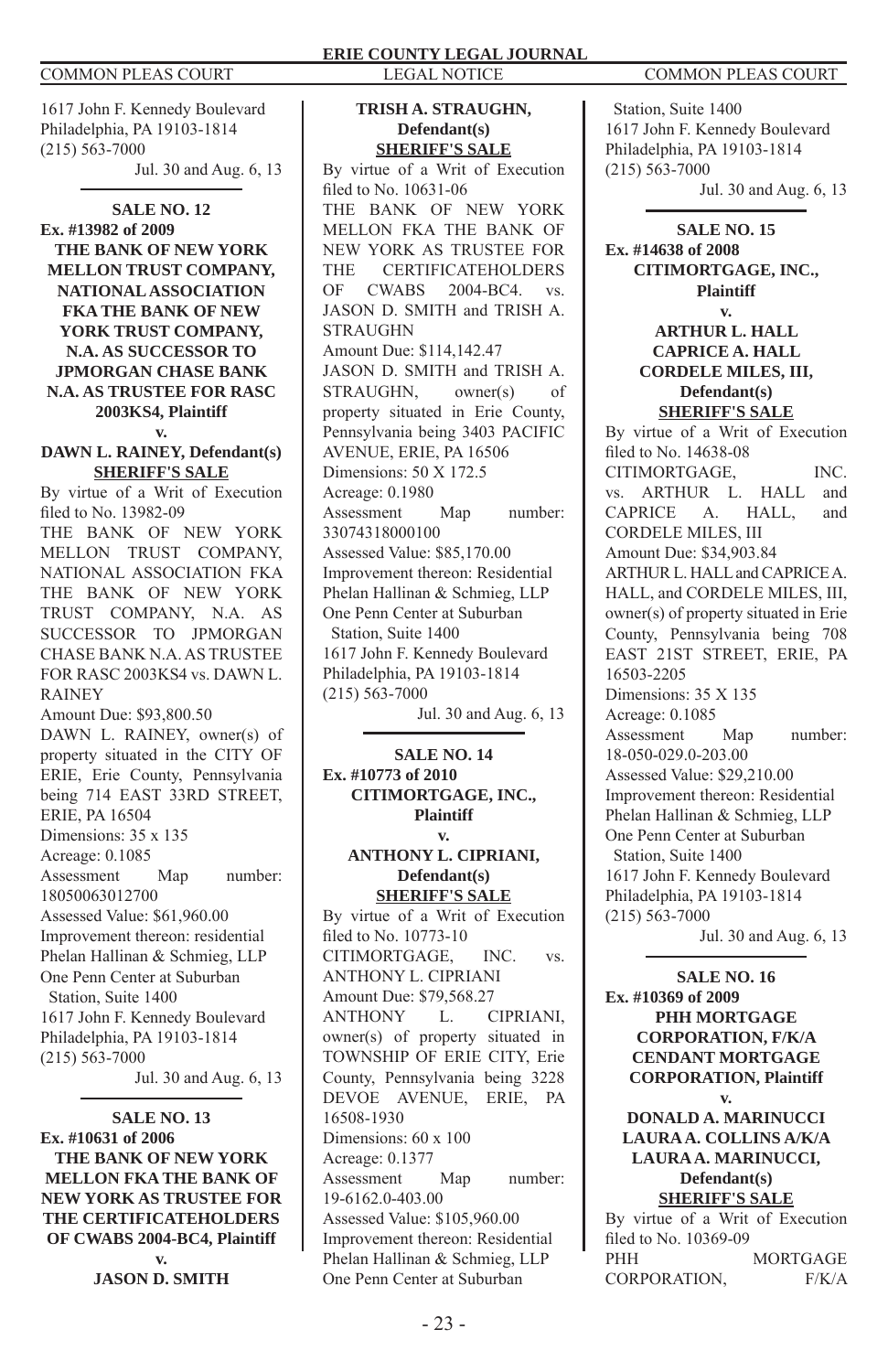1617 John F. Kennedy Boulevard
Philadelphia, PA 19103-1814
(215) 563-7000

Jul. 30 and Aug. 6, 13

**SALE NO. 12**

**Ex. #13982 of 2009**

**THE BANK OF NEW YORK MELLON TRUST COMPANY, NATIONAL ASSOCIATION FKA THE BANK OF NEW YORK TRUST COMPANY, N.A. AS SUCCESSOR TO JPMORGAN CHASE BANK N.A. AS TRUSTEE FOR RASC 2003KS4, Plaintiff**

**v.**

**DAWN L. RAINEY, Defendant(s)**

**SHERIFF'S SALE**

By virtue of a Writ of Execution filed to No. 13982-09
THE BANK OF NEW YORK MELLON TRUST COMPANY, NATIONAL ASSOCIATION FKA THE BANK OF NEW YORK TRUST COMPANY, N.A. AS SUCCESSOR TO JPMORGAN CHASE BANK N.A. AS TRUSTEE FOR RASC 2003KS4 vs. DAWN L. RAINEY
Amount Due: $93,800.50
DAWN L. RAINEY, owner(s) of property situated in the CITY OF ERIE, Erie County, Pennsylvania being 714 EAST 33RD STREET, ERIE, PA 16504
Dimensions: 35 x 135
Acreage: 0.1085
Assessment Map number: 18050063012700
Assessed Value: $61,960.00
Improvement thereon: residential
Phelan Hallinan & Schmieg, LLP
One Penn Center at Suburban Station, Suite 1400
1617 John F. Kennedy Boulevard
Philadelphia, PA 19103-1814
(215) 563-7000

Jul. 30 and Aug. 6, 13

**SALE NO. 13**

**Ex. #10631 of 2006**

**THE BANK OF NEW YORK MELLON FKA THE BANK OF NEW YORK AS TRUSTEE FOR THE CERTIFICATEHOLDERS OF CWABS 2004-BC4, Plaintiff**

**v.**

**JASON D. SMITH TRISH A. STRAUGHN, Defendant(s)**

**SHERIFF'S SALE**

By virtue of a Writ of Execution filed to No. 10631-06
THE BANK OF NEW YORK MELLON FKA THE BANK OF NEW YORK AS TRUSTEE FOR THE CERTIFICATEHOLDERS OF CWABS 2004-BC4. vs. JASON D. SMITH and TRISH A. STRAUGHN
Amount Due: $114,142.47
JASON D. SMITH and TRISH A. STRAUGHN, owner(s) of property situated in Erie County, Pennsylvania being 3403 PACIFIC AVENUE, ERIE, PA 16506
Dimensions: 50 X 172.5
Acreage: 0.1980
Assessment Map number: 33074318000100
Assessed Value: $85,170.00
Improvement thereon: Residential
Phelan Hallinan & Schmieg, LLP
One Penn Center at Suburban Station, Suite 1400
1617 John F. Kennedy Boulevard
Philadelphia, PA 19103-1814
(215) 563-7000

Jul. 30 and Aug. 6, 13

**SALE NO. 14**

**Ex. #10773 of 2010**

**CITIMORTGAGE, INC., Plaintiff**

**v.**

**ANTHONY L. CIPRIANI, Defendant(s)**

**SHERIFF'S SALE**

By virtue of a Writ of Execution filed to No. 10773-10
CITIMORTGAGE, INC. vs. ANTHONY L. CIPRIANI
Amount Due: $79,568.27
ANTHONY L. CIPRIANI, owner(s) of property situated in TOWNSHIP OF ERIE CITY, Erie County, Pennsylvania being 3228 DEVOE AVENUE, ERIE, PA 16508-1930
Dimensions: 60 x 100
Acreage: 0.1377
Assessment Map number: 19-6162.0-403.00
Assessed Value: $105,960.00
Improvement thereon: Residential
Phelan Hallinan & Schmieg, LLP
One Penn Center at Suburban Station, Suite 1400
1617 John F. Kennedy Boulevard
Philadelphia, PA 19103-1814
(215) 563-7000

Jul. 30 and Aug. 6, 13

**SALE NO. 15**

**Ex. #14638 of 2008**

**CITIMORTGAGE, INC., Plaintiff**

**v.**

**ARTHUR L. HALL CAPRICE A. HALL CORDELE MILES, III, Defendant(s)**

**SHERIFF'S SALE**

By virtue of a Writ of Execution filed to No. 14638-08
CITIMORTGAGE, INC. vs. ARTHUR L. HALL and CAPRICE A. HALL, and CORDELE MILES, III
Amount Due: $34,903.84
ARTHUR L. HALL and CAPRICE A. HALL, and CORDELE MILES, III, owner(s) of property situated in Erie County, Pennsylvania being 708 EAST 21ST STREET, ERIE, PA 16503-2205
Dimensions: 35 X 135
Acreage: 0.1085
Assessment Map number: 18-050-029.0-203.00
Assessed Value: $29,210.00
Improvement thereon: Residential
Phelan Hallinan & Schmieg, LLP
One Penn Center at Suburban Station, Suite 1400
1617 John F. Kennedy Boulevard
Philadelphia, PA 19103-1814
(215) 563-7000

Jul. 30 and Aug. 6, 13

**SALE NO. 16**

**Ex. #10369 of 2009**

**PHH MORTGAGE CORPORATION, F/K/A CENDANT MORTGAGE CORPORATION, Plaintiff**

**v.**

**DONALD A. MARINUCCI LAURA A. COLLINS A/K/A LAURA A. MARINUCCI, Defendant(s)**

**SHERIFF'S SALE**

By virtue of a Writ of Execution filed to No. 10369-09
PHH MORTGAGE CORPORATION, F/K/A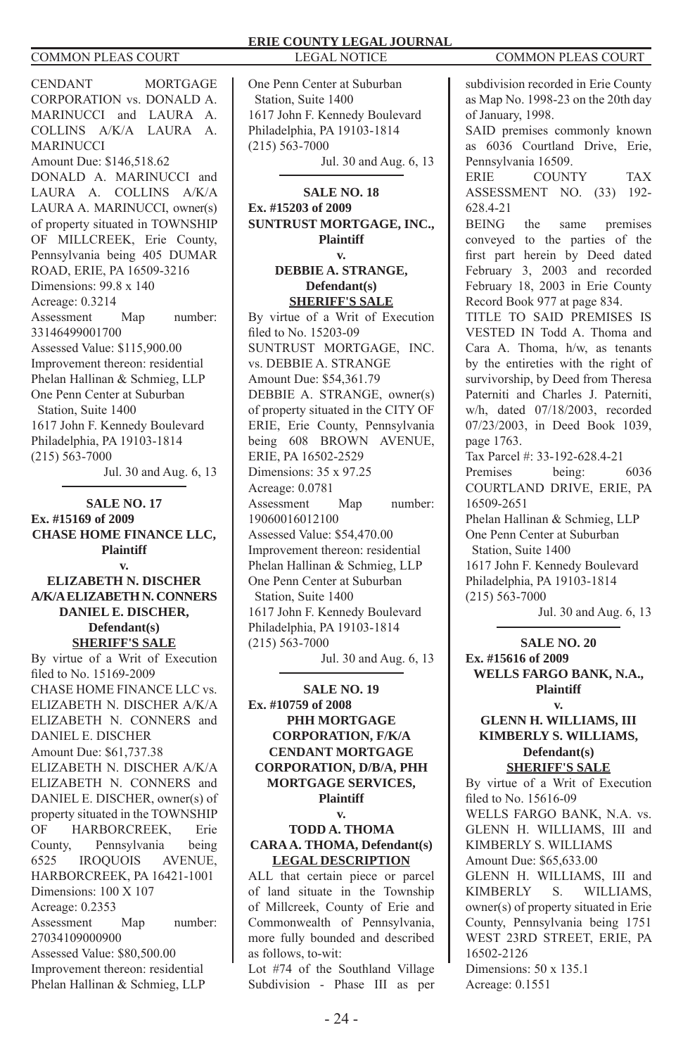CENDANT MORTGAGE CORPORATION vs. DONALD A. MARINUCCI and LAURA A. COLLINS A/K/A LAURA A. MARINUCCI
Amount Due: $146,518.62
DONALD A. MARINUCCI and LAURA A. COLLINS A/K/A LAURA A. MARINUCCI, owner(s) of property situated in TOWNSHIP OF MILLCREEK, Erie County, Pennsylvania being 405 DUMAR ROAD, ERIE, PA 16509-3216
Dimensions: 99.8 x 140
Acreage: 0.3214
Assessment Map number: 33146499001700
Assessed Value: $115,900.00
Improvement thereon: residential
Phelan Hallinan & Schmieg, LLP
One Penn Center at Suburban Station, Suite 1400
1617 John F. Kennedy Boulevard
Philadelphia, PA 19103-1814
(215) 563-7000

Jul. 30 and Aug. 6, 13

---

**SALE NO. 17**
**Ex. #15169 of 2009**
**CHASE HOME FINANCE LLC, Plaintiff**
**v.**
**ELIZABETH N. DISCHER A/K/A ELIZABETH N. CONNERS DANIEL E. DISCHER, Defendant(s)**
**SHERIFF'S SALE**

By virtue of a Writ of Execution filed to No. 15169-2009
CHASE HOME FINANCE LLC vs. ELIZABETH N. DISCHER A/K/A ELIZABETH N. CONNERS and DANIEL E. DISCHER
Amount Due: $61,737.38
ELIZABETH N. DISCHER A/K/A ELIZABETH N. CONNERS and DANIEL E. DISCHER, owner(s) of property situated in the TOWNSHIP OF HARBORCREEK, Erie County, Pennsylvania being 6525 IROQUOIS AVENUE, HARBORCREEK, PA 16421-1001
Dimensions: 100 X 107
Acreage: 0.2353
Assessment Map number: 27034109000900
Assessed Value: $80,500.00
Improvement thereon: residential
Phelan Hallinan & Schmieg, LLP
One Penn Center at Suburban Station, Suite 1400
1617 John F. Kennedy Boulevard
Philadelphia, PA 19103-1814
(215) 563-7000

Jul. 30 and Aug. 6, 13

---

**SALE NO. 18**
**Ex. #15203 of 2009**
**SUNTRUST MORTGAGE, INC., Plaintiff**
**v.**
**DEBBIE A. STRANGE, Defendant(s)**
**SHERIFF'S SALE**

By virtue of a Writ of Execution filed to No. 15203-09
SUNTRUST MORTGAGE, INC. vs. DEBBIE A. STRANGE
Amount Due: $54,361.79
DEBBIE A. STRANGE, owner(s) of property situated in the CITY OF ERIE, Erie County, Pennsylvania being 608 BROWN AVENUE, ERIE, PA 16502-2529
Dimensions: 35 x 97.25
Acreage: 0.0781
Assessment Map number: 19060016012100
Assessed Value: $54,470.00
Improvement thereon: residential
Phelan Hallinan & Schmieg, LLP
One Penn Center at Suburban Station, Suite 1400
1617 John F. Kennedy Boulevard
Philadelphia, PA 19103-1814
(215) 563-7000

Jul. 30 and Aug. 6, 13

---

**SALE NO. 19**
**Ex. #10759 of 2008**
**PHH MORTGAGE CORPORATION, F/K/A CENDANT MORTGAGE CORPORATION, D/B/A, PHH MORTGAGE SERVICES, Plaintiff**
**v.**
**TODD A. THOMA CARA A. THOMA, Defendant(s)**
**LEGAL DESCRIPTION**

ALL that certain piece or parcel of land situate in the Township of Millcreek, County of Erie and Commonwealth of Pennsylvania, more fully bounded and described as follows, to-wit:
Lot #74 of the Southland Village Subdivision - Phase III as per subdivision recorded in Erie County as Map No. 1998-23 on the 20th day of January, 1998.
SAID premises commonly known as 6036 Courtland Drive, Erie, Pennsylvania 16509.
ERIE COUNTY TAX ASSESSMENT NO. (33) 192-628.4-21
BEING the same premises conveyed to the parties of the first part herein by Deed dated February 3, 2003 and recorded February 18, 2003 in Erie County Record Book 977 at page 834.
TITLE TO SAID PREMISES IS VESTED IN Todd A. Thoma and Cara A. Thoma, h/w, as tenants by the entireties with the right of survivorship, by Deed from Theresa Paterniti and Charles J. Paterniti, w/h, dated 07/18/2003, recorded 07/23/2003, in Deed Book 1039, page 1763.
Tax Parcel #: 33-192-628.4-21
Premises being: 6036 COURTLAND DRIVE, ERIE, PA 16509-2651
Phelan Hallinan & Schmieg, LLP
One Penn Center at Suburban Station, Suite 1400
1617 John F. Kennedy Boulevard
Philadelphia, PA 19103-1814
(215) 563-7000

Jul. 30 and Aug. 6, 13

---

**SALE NO. 20**
**Ex. #15616 of 2009**
**WELLS FARGO BANK, N.A., Plaintiff**
**v.**
**GLENN H. WILLIAMS, III KIMBERLY S. WILLIAMS, Defendant(s)**
**SHERIFF'S SALE**

By virtue of a Writ of Execution filed to No. 15616-09
WELLS FARGO BANK, N.A. vs. GLENN H. WILLIAMS, III and KIMBERLY S. WILLIAMS
Amount Due: $65,633.00
GLENN H. WILLIAMS, III and KIMBERLY S. WILLIAMS, owner(s) of property situated in Erie County, Pennsylvania being 1751 WEST 23RD STREET, ERIE, PA 16502-2126
Dimensions: 50 x 135.1
Acreage: 0.1551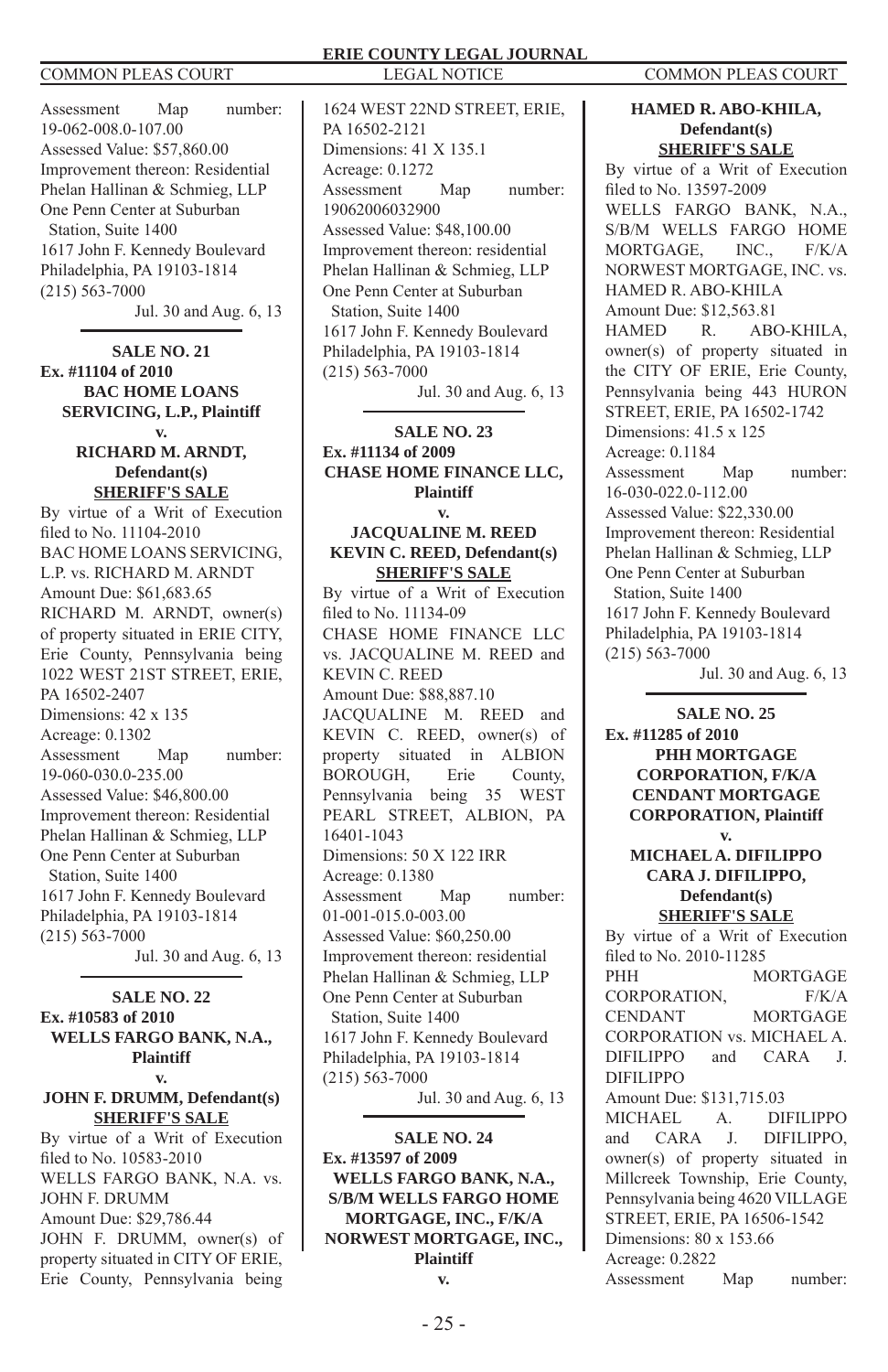Assessment Map number: 19-062-008.0-107.00
Assessed Value: $57,860.00
Improvement thereon: Residential
Phelan Hallinan & Schmieg, LLP
One Penn Center at Suburban Station, Suite 1400
1617 John F. Kennedy Boulevard
Philadelphia, PA 19103-1814
(215) 563-7000

Jul. 30 and Aug. 6, 13

---

**SALE NO. 21**
**Ex. #11104 of 2010**
**BAC HOME LOANS SERVICING, L.P., Plaintiff**
**v.**
**RICHARD M. ARNDT, Defendant(s)**
**SHERIFF'S SALE**

By virtue of a Writ of Execution filed to No. 11104-2010
BAC HOME LOANS SERVICING, L.P. vs. RICHARD M. ARNDT
Amount Due: $61,683.65
RICHARD M. ARNDT, owner(s) of property situated in ERIE CITY, Erie County, Pennsylvania being 1022 WEST 21ST STREET, ERIE, PA 16502-2407
Dimensions: 42 x 135
Acreage: 0.1302
Assessment Map number: 19-060-030.0-235.00
Assessed Value: $46,800.00
Improvement thereon: Residential
Phelan Hallinan & Schmieg, LLP
One Penn Center at Suburban Station, Suite 1400
1617 John F. Kennedy Boulevard
Philadelphia, PA 19103-1814
(215) 563-7000

Jul. 30 and Aug. 6, 13

---

**SALE NO. 22**
**Ex. #10583 of 2010**
**WELLS FARGO BANK, N.A., Plaintiff**
**v.**
**JOHN F. DRUMM, Defendant(s)**
**SHERIFF'S SALE**

By virtue of a Writ of Execution filed to No. 10583-2010
WELLS FARGO BANK, N.A. vs. JOHN F. DRUMM
Amount Due: $29,786.44
JOHN F. DRUMM, owner(s) of property situated in CITY OF ERIE, Erie County, Pennsylvania being 1624 WEST 22ND STREET, ERIE, PA 16502-2121
Dimensions: 41 X 135.1
Acreage: 0.1272
Assessment Map number: 19062006032900
Assessed Value: $48,100.00
Improvement thereon: residential
Phelan Hallinan & Schmieg, LLP
One Penn Center at Suburban Station, Suite 1400
1617 John F. Kennedy Boulevard
Philadelphia, PA 19103-1814
(215) 563-7000

Jul. 30 and Aug. 6, 13

---

**SALE NO. 23**
**Ex. #11134 of 2009**
**CHASE HOME FINANCE LLC, Plaintiff**
**v.**
**JACQUALINE M. REED KEVIN C. REED, Defendant(s)**
**SHERIFF'S SALE**

By virtue of a Writ of Execution filed to No. 11134-09
CHASE HOME FINANCE LLC vs. JACQUALINE M. REED and KEVIN C. REED
Amount Due: $88,887.10
JACQUALINE M. REED and KEVIN C. REED, owner(s) of property situated in ALBION BOROUGH, Erie County, Pennsylvania being 35 WEST PEARL STREET, ALBION, PA 16401-1043
Dimensions: 50 X 122 IRR
Acreage: 0.1380
Assessment Map number: 01-001-015.0-003.00
Assessed Value: $60,250.00
Improvement thereon: residential
Phelan Hallinan & Schmieg, LLP
One Penn Center at Suburban Station, Suite 1400
1617 John F. Kennedy Boulevard
Philadelphia, PA 19103-1814
(215) 563-7000

Jul. 30 and Aug. 6, 13

---

**SALE NO. 24**
**Ex. #13597 of 2009**
**WELLS FARGO BANK, N.A., S/B/M WELLS FARGO HOME MORTGAGE, INC., F/K/A NORWEST MORTGAGE, INC., Plaintiff**
**v.**
**HAMED R. ABO-KHILA, Defendant(s)**
**SHERIFF'S SALE**

By virtue of a Writ of Execution filed to No. 13597-2009
WELLS FARGO BANK, N.A., S/B/M WELLS FARGO HOME MORTGAGE, INC., F/K/A NORWEST MORTGAGE, INC. vs. HAMED R. ABO-KHILA
Amount Due: $12,563.81
HAMED R. ABO-KHILA, owner(s) of property situated in the CITY OF ERIE, Erie County, Pennsylvania being 443 HURON STREET, ERIE, PA 16502-1742
Dimensions: 41.5 x 125
Acreage: 0.1184
Assessment Map number: 16-030-022.0-112.00
Assessed Value: $22,330.00
Improvement thereon: Residential
Phelan Hallinan & Schmieg, LLP
One Penn Center at Suburban Station, Suite 1400
1617 John F. Kennedy Boulevard
Philadelphia, PA 19103-1814
(215) 563-7000

Jul. 30 and Aug. 6, 13

---

**SALE NO. 25**
**Ex. #11285 of 2010**
**PHH MORTGAGE CORPORATION, F/K/A CENDANT MORTGAGE CORPORATION, Plaintiff**
**v.**
**MICHAEL A. DIFILIPPO CARA J. DIFILIPPO, Defendant(s)**
**SHERIFF'S SALE**

By virtue of a Writ of Execution filed to No. 2010-11285
PHH MORTGAGE CORPORATION, F/K/A CENDANT MORTGAGE CORPORATION vs. MICHAEL A. DIFILIPPO and CARA J. DIFILIPPO
Amount Due: $131,715.03
MICHAEL A. DIFILIPPO and CARA J. DIFILIPPO, owner(s) of property situated in Millcreek Township, Erie County, Pennsylvania being 4620 VILLAGE STREET, ERIE, PA 16506-1542
Dimensions: 80 x 153.66
Acreage: 0.2822
Assessment Map number: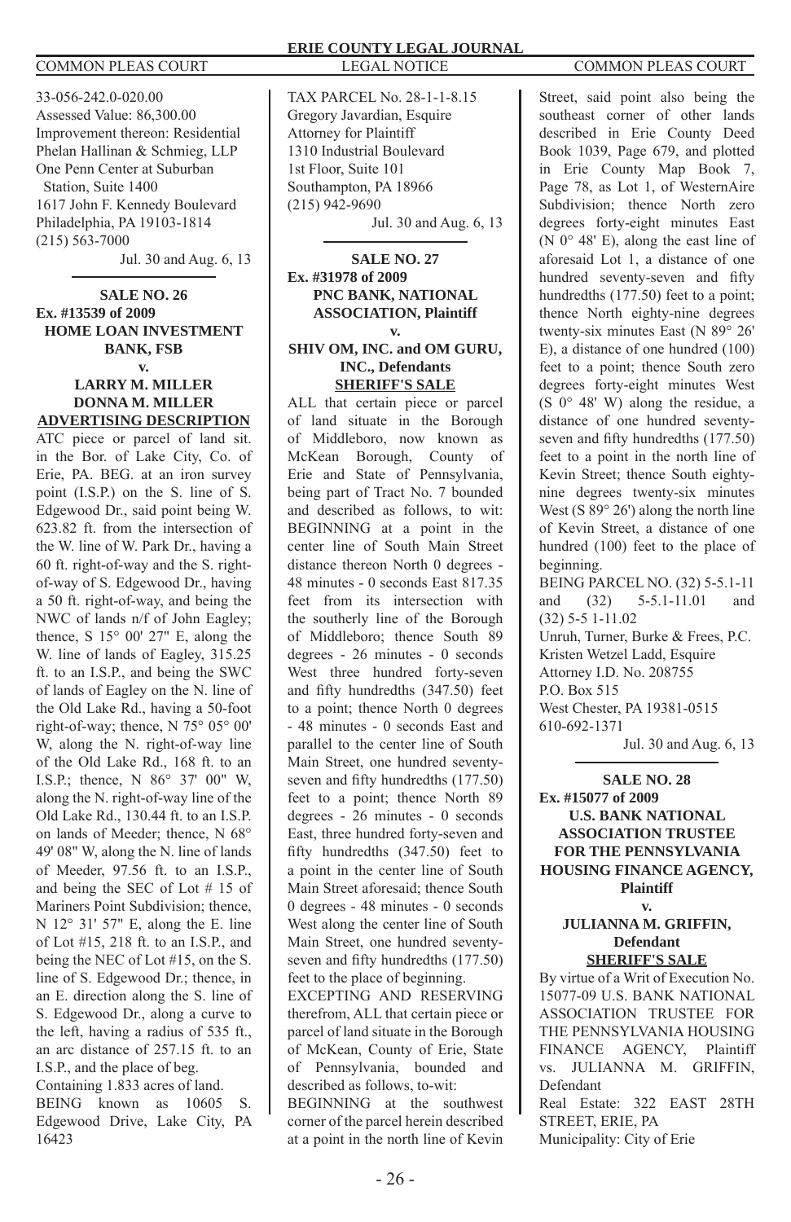33-056-242.0-020.00
Assessed Value: 86,300.00
Improvement thereon: Residential
Phelan Hallinan & Schmieg, LLP
One Penn Center at Suburban Station, Suite 1400
1617 John F. Kennedy Boulevard
Philadelphia, PA 19103-1814
(215) 563-7000

Jul. 30 and Aug. 6, 13

**SALE NO. 26**
**Ex. #13539 of 2009**
**HOME LOAN INVESTMENT BANK, FSB**
**v.**
**LARRY M. MILLER**
**DONNA M. MILLER**
**ADVERTISING DESCRIPTION**

ATC piece or parcel of land sit. in the Bor. of Lake City, Co. of Erie, PA. BEG. at an iron survey point (I.S.P.) on the S. line of S. Edgewood Dr., said point being W. 623.82 ft. from the intersection of the W. line of W. Park Dr., having a 60 ft. right-of-way and the S. right-of-way of S. Edgewood Dr., having a 50 ft. right-of-way, and being the NWC of lands n/f of John Eagley; thence, S 15° 00' 27" E, along the W. line of lands of Eagley, 315.25 ft. to an I.S.P., and being the SWC of lands of Eagley on the N. line of the Old Lake Rd., having a 50-foot right-of-way; thence, N 75° 05' 00" W, along the N. right-of-way line of the Old Lake Rd., 168 ft. to an I.S.P.; thence, N 86° 37' 00" W, along the N. right-of-way line of the Old Lake Rd., 130.44 ft. to an I.S.P. on lands of Meeder; thence, N 68° 49' 08" W, along the N. line of lands of Meeder, 97.56 ft. to an I.S.P., and being the SEC of Lot # 15 of Mariners Point Subdivision; thence, N 12° 31' 57" E, along the E. line of Lot #15, 218 ft. to an I.S.P., and being the NEC of Lot #15, on the S. line of S. Edgewood Dr.; thence, in an E. direction along the S. line of S. Edgewood Dr., along a curve to the left, having a radius of 535 ft., an arc distance of 257.15 ft. to an I.S.P., and the place of beg.
Containing 1.833 acres of land.
BEING known as 10605 S. Edgewood Drive, Lake City, PA 16423
TAX PARCEL No. 28-1-1-8.15
Gregory Javardian, Esquire
Attorney for Plaintiff
1310 Industrial Boulevard
1st Floor, Suite 101
Southampton, PA 18966
(215) 942-9690

Jul. 30 and Aug. 6, 13

**SALE NO. 27**
**Ex. #31978 of 2009**
**PNC BANK, NATIONAL ASSOCIATION, Plaintiff**
**v.**
**SHIV OM, INC. and OM GURU, INC., Defendants**
**SHERIFF'S SALE**

ALL that certain piece or parcel of land situate in the Borough of Middleboro, now known as McKean Borough, County of Erie and State of Pennsylvania, being part of Tract No. 7 bounded and described as follows, to wit:
BEGINNING at a point in the center line of South Main Street distance thereon North 0 degrees - 48 minutes - 0 seconds East 817.35 feet from its intersection with the southerly line of the Borough of Middleboro; thence South 89 degrees - 26 minutes - 0 seconds West three hundred forty-seven and fifty hundredths (347.50) feet to a point; thence North 0 degrees - 48 minutes - 0 seconds East and parallel to the center line of South Main Street, one hundred seventy-seven and fifty hundredths (177.50) feet to a point; thence North 89 degrees - 26 minutes - 0 seconds East, three hundred forty-seven and fifty hundredths (347.50) feet to a point in the center line of South Main Street aforesaid; thence South 0 degrees - 48 minutes - 0 seconds West along the center line of South Main Street, one hundred seventy-seven and fifty hundredths (177.50) feet to the place of beginning.
EXCEPTING AND RESERVING therefrom, ALL that certain piece or parcel of land situate in the Borough of McKean, County of Erie, State of Pennsylvania, bounded and described as follows, to-wit:
BEGINNING at the southwest corner of the parcel herein described at a point in the north line of Kevin Street, said point also being the southeast corner of other lands described in Erie County Deed Book 1039, Page 679, and plotted in Erie County Map Book 7, Page 78, as Lot 1, of WesternAire Subdivision; thence North zero degrees forty-eight minutes East (N 0° 48' E), along the east line of aforesaid Lot 1, a distance of one hundred seventy-seven and fifty hundredths (177.50) feet to a point; thence North eighty-nine degrees twenty-six minutes East (N 89° 26' E), a distance of one hundred (100) feet to a point; thence South zero degrees forty-eight minutes West (S 0° 48' W) along the residue, a distance of one hundred seventy-seven and fifty hundredths (177.50) feet to a point in the north line of Kevin Street; thence South eighty-nine degrees twenty-six minutes West (S 89° 26') along the north line of Kevin Street, a distance of one hundred (100) feet to the place of beginning.
BEING PARCEL NO. (32) 5-5.1-11 and (32) 5-5.1-11.01 and (32) 5-5 1-11.02
Unruh, Turner, Burke & Frees, P.C.
Kristen Wetzel Ladd, Esquire
Attorney I.D. No. 208755
P.O. Box 515
West Chester, PA 19381-0515
610-692-1371

Jul. 30 and Aug. 6, 13

**SALE NO. 28**
**Ex. #15077 of 2009**
**U.S. BANK NATIONAL ASSOCIATION TRUSTEE FOR THE PENNSYLVANIA HOUSING FINANCE AGENCY, Plaintiff**
**v.**
**JULIANNA M. GRIFFIN, Defendant**
**SHERIFF'S SALE**

By virtue of a Writ of Execution No. 15077-09 U.S. BANK NATIONAL ASSOCIATION TRUSTEE FOR THE PENNSYLVANIA HOUSING FINANCE AGENCY, Plaintiff vs. JULIANNA M. GRIFFIN, Defendant
Real Estate: 322 EAST 28TH STREET, ERIE, PA
Municipality: City of Erie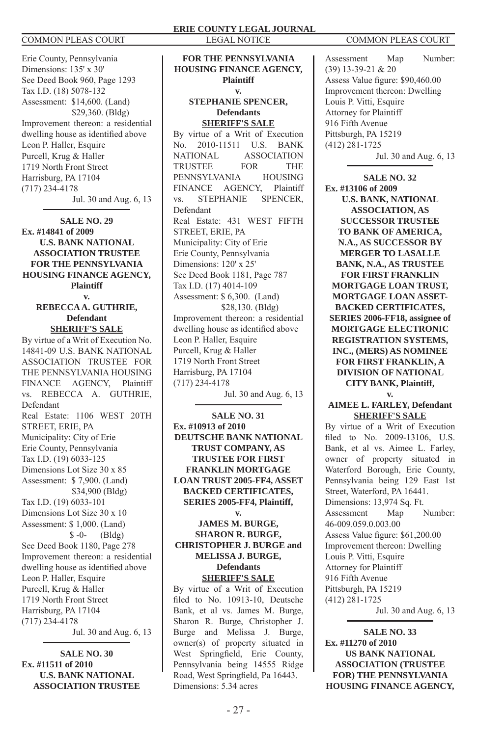Erie County, Pennsylvania
Dimensions: 135' x 30'
See Deed Book 960, Page 1293
Tax I.D. (18) 5078-132
Assessment: $14,600. (Land)
$29,360. (Bldg)
Improvement thereon: a residential dwelling house as identified above
Leon P. Haller, Esquire
Purcell, Krug & Haller
1719 North Front Street
Harrisburg, PA 17104
(717) 234-4178

Jul. 30 and Aug. 6, 13

---

**SALE NO. 29**
**Ex. #14841 of 2009**
**U.S. BANK NATIONAL ASSOCIATION TRUSTEE FOR THE PENNSYLVANIA HOUSING FINANCE AGENCY, Plaintiff**
**v.**
**REBECCA A. GUTHRIE, Defendant**
**SHERIFF'S SALE**

By virtue of a Writ of Execution No. 14841-09 U.S. BANK NATIONAL ASSOCIATION TRUSTEE FOR THE PENNSYLVANIA HOUSING FINANCE AGENCY, Plaintiff vs. REBECCA A. GUTHRIE, Defendant
Real Estate: 1106 WEST 20TH STREET, ERIE, PA
Municipality: City of Erie
Erie County, Pennsylvania
Tax I.D. (19) 6033-125
Dimensions Lot Size 30 x 85
Assessment: $ 7,900. (Land)
$34,900 (Bldg)
Tax I.D. (19) 6033-101
Dimensions Lot Size 30 x 10
Assessment: $ 1,000. (Land)
$ -0- (Bldg)
See Deed Book 1180, Page 278
Improvement thereon: a residential dwelling house as identified above
Leon P. Haller, Esquire
Purcell, Krug & Haller
1719 North Front Street
Harrisburg, PA 17104
(717) 234-4178

Jul. 30 and Aug. 6, 13

---

**SALE NO. 30**
**Ex. #11511 of 2010**
**U.S. BANK NATIONAL ASSOCIATION TRUSTEE FOR THE PENNSYLVANIA HOUSING FINANCE AGENCY, Plaintiff**
**v.**
**STEPHANIE SPENCER, Defendants**
**SHERIFF'S SALE**

By virtue of a Writ of Execution No. 2010-11511 U.S. BANK NATIONAL ASSOCIATION TRUSTEE FOR THE PENNSYLVANIA HOUSING FINANCE AGENCY, Plaintiff vs. STEPHANIE SPENCER, Defendant
Real Estate: 431 WEST FIFTH STREET, ERIE, PA
Municipality: City of Erie
Erie County, Pennsylvania
Dimensions: 120' x 25'
See Deed Book 1181, Page 787
Tax I.D. (17) 4014-109
Assessment: $ 6,300. (Land)
$28,130. (Bldg)
Improvement thereon: a residential dwelling house as identified above
Leon P. Haller, Esquire
Purcell, Krug & Haller
1719 North Front Street
Harrisburg, PA 17104
(717) 234-4178

Jul. 30 and Aug. 6, 13

---

**SALE NO. 31**
**Ex. #10913 of 2010**
**DEUTSCHE BANK NATIONAL TRUST COMPANY, AS TRUSTEE FOR FIRST FRANKLIN MORTGAGE LOAN TRUST 2005-FF4, ASSET BACKED CERTIFICATES, SERIES 2005-FF4, Plaintiff,**
**v.**
**JAMES M. BURGE, SHARON R. BURGE, CHRISTOPHER J. BURGE and MELISSA J. BURGE, Defendants**
**SHERIFF'S SALE**

By virtue of a Writ of Execution filed to No. 10913-10, Deutsche Bank, et al vs. James M. Burge, Sharon R. Burge, Christopher J. Burge and Melissa J. Burge, owner(s) of property situated in West Springfield, Erie County, Pennsylvania being 14555 Ridge Road, West Springfield, Pa 16443.
Dimensions: 5.34 acres
Assessment Map Number: (39) 13-39-21 & 20
Assess Value figure: $90,460.00
Improvement thereon: Dwelling
Louis P. Vitti, Esquire
Attorney for Plaintiff
916 Fifth Avenue
Pittsburgh, PA 15219
(412) 281-1725

Jul. 30 and Aug. 6, 13

---

**SALE NO. 32**
**Ex. #13106 of 2009**
**U.S. BANK, NATIONAL ASSOCIATION, AS SUCCESSOR TRUSTEE TO BANK OF AMERICA, N.A., AS SUCCESSOR BY MERGER TO LASALLE BANK, N.A., AS TRUSTEE FOR FIRST FRANKLIN MORTGAGE LOAN TRUST, MORTGAGE LOAN ASSET-BACKED CERTIFICATES, SERIES 2006-FF18, assignee of MORTGAGE ELECTRONIC REGISTRATION SYSTEMS, INC., (MERS) AS NOMINEE FOR FIRST FRANKLIN, A DIVISION OF NATIONAL CITY BANK, Plaintiff,**
**v.**
**AIMEE L. FARLEY, Defendant**
**SHERIFF'S SALE**

By virtue of a Writ of Execution filed to No. 2009-13106, U.S. Bank, et al vs. Aimee L. Farley, owner of property situated in Waterford Borough, Erie County, Pennsylvania being 129 East 1st Street, Waterford, PA 16441.
Dimensions: 13,974 Sq. Ft.
Assessment Map Number: 46-009.059.0.003.00
Assess Value figure: $61,200.00
Improvement thereon: Dwelling
Louis P. Vitti, Esquire
Attorney for Plaintiff
916 Fifth Avenue
Pittsburgh, PA 15219
(412) 281-1725

Jul. 30 and Aug. 6, 13

---

**SALE NO. 33**
**Ex. #11270 of 2010**
**US BANK NATIONAL ASSOCIATION (TRUSTEE FOR) THE PENNSYLVANIA HOUSING FINANCE AGENCY,**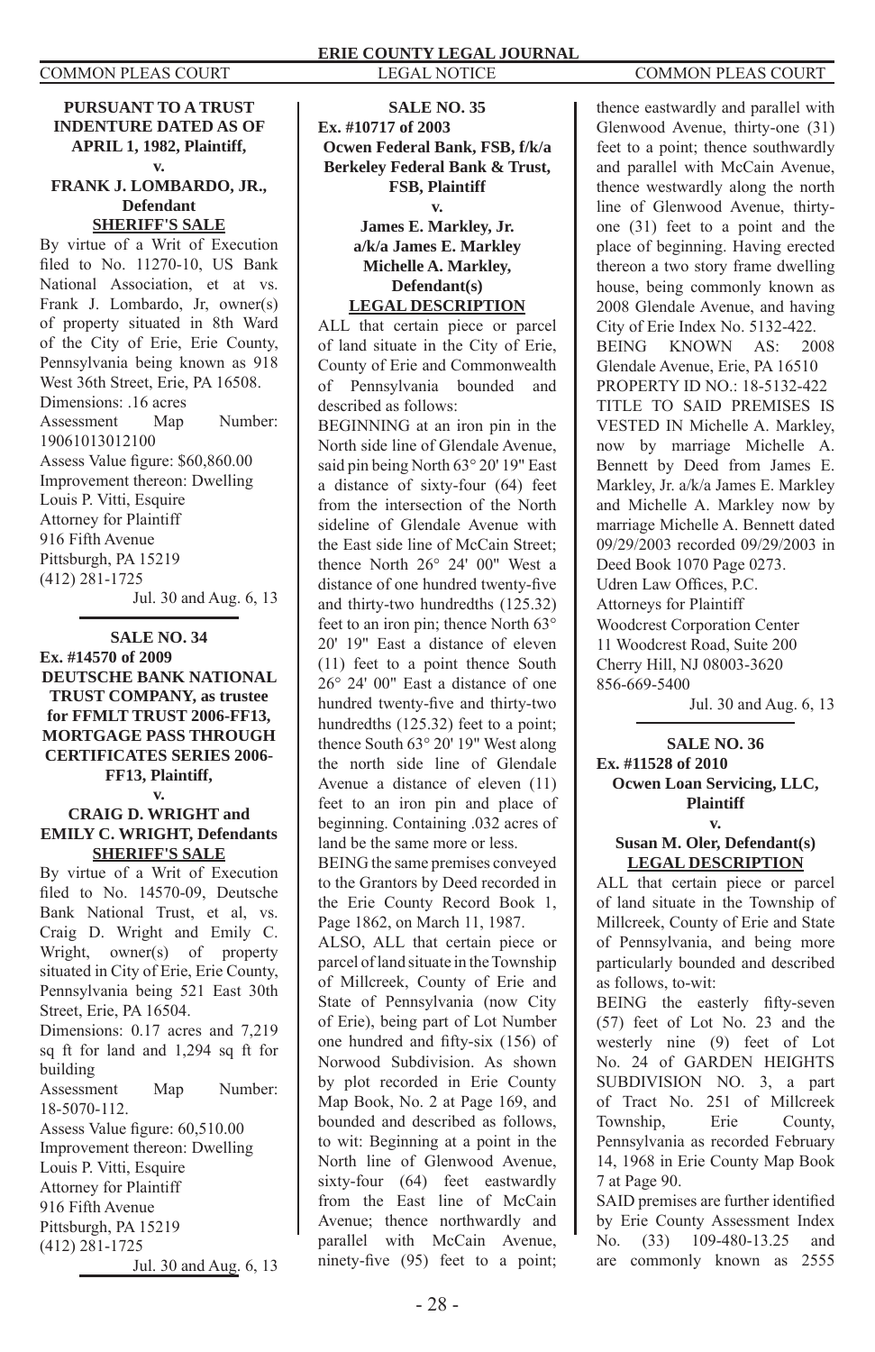**PURSUANT TO A TRUST INDENTURE DATED AS OF APRIL 1, 1982, Plaintiff,**

**v.**

**FRANK J. LOMBARDO, JR., Defendant**

**SHERIFF'S SALE**

By virtue of a Writ of Execution filed to No. 11270-10, US Bank National Association, et at vs. Frank J. Lombardo, Jr, owner(s) of property situated in 8th Ward of the City of Erie, Erie County, Pennsylvania being known as 918 West 36th Street, Erie, PA 16508.

Dimensions: .16 acres

Assessment Map Number: 19061013012100

Assess Value figure: $60,860.00

Improvement thereon: Dwelling

Louis P. Vitti, Esquire
Attorney for Plaintiff
916 Fifth Avenue
Pittsburgh, PA 15219
(412) 281-1725

Jul. 30 and Aug. 6, 13

---

**SALE NO. 34**

**Ex. #14570 of 2009**

**DEUTSCHE BANK NATIONAL TRUST COMPANY, as trustee for FFMLT TRUST 2006-FF13, MORTGAGE PASS THROUGH CERTIFICATES SERIES 2006-FF13, Plaintiff,**

**v.**

**CRAIG D. WRIGHT and EMILY C. WRIGHT, Defendants**

**SHERIFF'S SALE**

By virtue of a Writ of Execution filed to No. 14570-09, Deutsche Bank National Trust, et al, vs. Craig D. Wright and Emily C. Wright, owner(s) of property situated in City of Erie, Erie County, Pennsylvania being 521 East 30th Street, Erie, PA 16504.

Dimensions: 0.17 acres and 7,219 sq ft for land and 1,294 sq ft for building

Assessment Map Number: 18-5070-112.

Assess Value figure: 60,510.00

Improvement thereon: Dwelling

Louis P. Vitti, Esquire
Attorney for Plaintiff
916 Fifth Avenue
Pittsburgh, PA 15219
(412) 281-1725

Jul. 30 and Aug. 6, 13

---

**SALE NO. 35**

**Ex. #10717 of 2003**

**Ocwen Federal Bank, FSB, f/k/a Berkeley Federal Bank & Trust, FSB, Plaintiff**

**v.**

**James E. Markley, Jr. a/k/a James E. Markley Michelle A. Markley, Defendant(s)**

**LEGAL DESCRIPTION**

ALL that certain piece or parcel of land situate in the City of Erie, County of Erie and Commonwealth of Pennsylvania bounded and described as follows:

BEGINNING at an iron pin in the North side line of Glendale Avenue, said pin being North 63° 20' 19" East a distance of sixty-four (64) feet from the intersection of the North sideline of Glendale Avenue with the East side line of McCain Street; thence North 26° 24' 00" West a distance of one hundred twenty-five and thirty-two hundredths (125.32) feet to an iron pin; thence North 63° 20' 19" East a distance of eleven (11) feet to a point thence South 26° 24' 00" East a distance of one hundred twenty-five and thirty-two hundredths (125.32) feet to a point; thence South 63° 20' 19" West along the north side line of Glendale Avenue a distance of eleven (11) feet to an iron pin and place of beginning. Containing .032 acres of land be the same more or less.

BEING the same premises conveyed to the Grantors by Deed recorded in the Erie County Record Book 1, Page 1862, on March 11, 1987.

ALSO, ALL that certain piece or parcel of land situate in the Township of Millcreek, County of Erie and State of Pennsylvania (now City of Erie), being part of Lot Number one hundred and fifty-six (156) of Norwood Subdivision. As shown by plot recorded in Erie County Map Book, No. 2 at Page 169, and bounded and described as follows, to wit: Beginning at a point in the North line of Glenwood Avenue, sixty-four (64) feet eastwardly from the East line of McCain Avenue; thence northwardly and parallel with McCain Avenue, ninety-five (95) feet to a point; thence eastwardly and parallel with Glenwood Avenue, thirty-one (31) feet to a point; thence southwardly and parallel with McCain Avenue, thence westwardly along the north line of Glenwood Avenue, thirty-one (31) feet to a point and the place of beginning. Having erected thereon a two story frame dwelling house, being commonly known as 2008 Glendale Avenue, and having City of Erie Index No. 5132-422.

BEING KNOWN AS: 2008 Glendale Avenue, Erie, PA 16510

PROPERTY ID NO.: 18-5132-422

TITLE TO SAID PREMISES IS VESTED IN Michelle A. Markley, now by marriage Michelle A. Bennett by Deed from James E. Markley, Jr. a/k/a James E. Markley and Michelle A. Markley now by marriage Michelle A. Bennett dated 09/29/2003 recorded 09/29/2003 in Deed Book 1070 Page 0273.

Udren Law Offices, P.C.
Attorneys for Plaintiff
Woodcrest Corporation Center
11 Woodcrest Road, Suite 200
Cherry Hill, NJ 08003-3620
856-669-5400

Jul. 30 and Aug. 6, 13

---

**SALE NO. 36**

**Ex. #11528 of 2010**

**Ocwen Loan Servicing, LLC, Plaintiff**

**v.**

**Susan M. Oler, Defendant(s)**

**LEGAL DESCRIPTION**

ALL that certain piece or parcel of land situate in the Township of Millcreek, County of Erie and State of Pennsylvania, and being more particularly bounded and described as follows, to-wit:

BEING the easterly fifty-seven (57) feet of Lot No. 23 and the westerly nine (9) feet of Lot No. 24 of GARDEN HEIGHTS SUBDIVISION NO. 3, a part of Tract No. 251 of Millcreek Township, Erie County, Pennsylvania as recorded February 14, 1968 in Erie County Map Book 7 at Page 90.

SAID premises are further identified by Erie County Assessment Index No. (33) 109-480-13.25 and are commonly known as 2555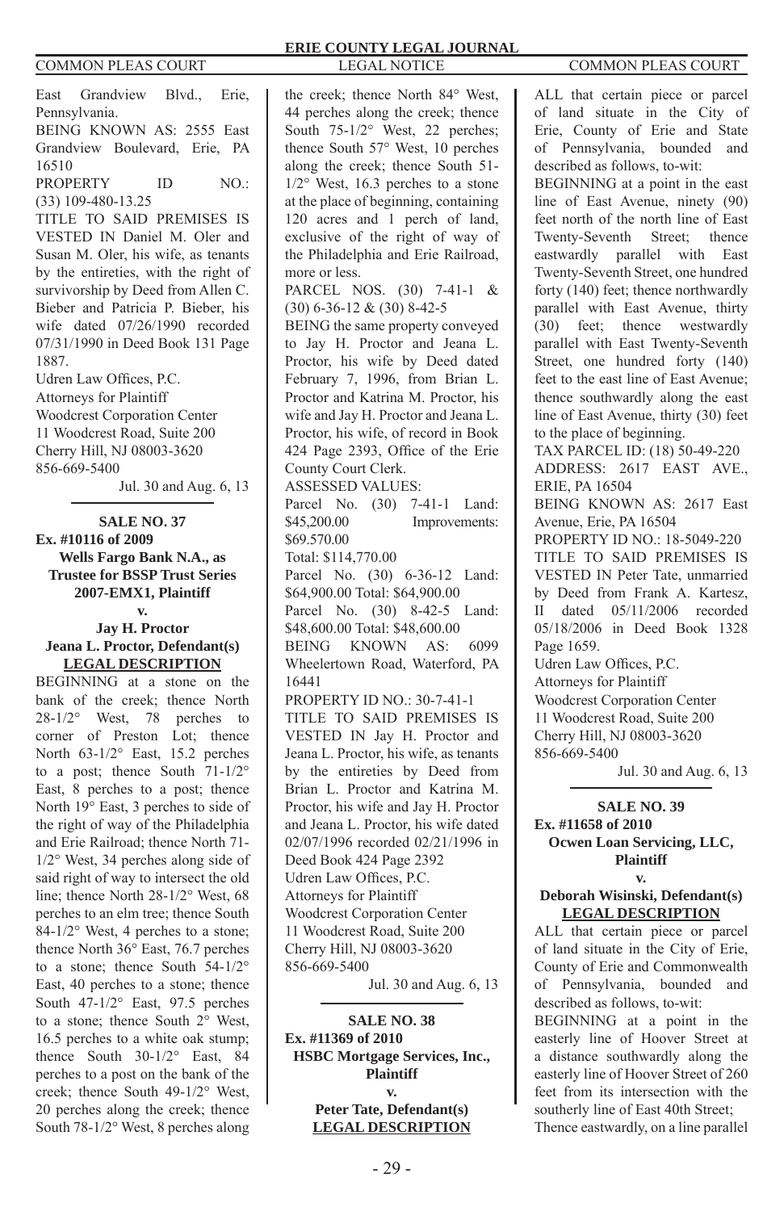East Grandview Blvd., Erie, Pennsylvania.

BEING KNOWN AS: 2555 East Grandview Boulevard, Erie, PA 16510

PROPERTY ID NO.: (33) 109-480-13.25

TITLE TO SAID PREMISES IS VESTED IN Daniel M. Oler and Susan M. Oler, his wife, as tenants by the entireties, with the right of survivorship by Deed from Allen C. Bieber and Patricia P. Bieber, his wife dated 07/26/1990 recorded 07/31/1990 in Deed Book 131 Page 1887.

Udren Law Offices, P.C.
Attorneys for Plaintiff
Woodcrest Corporation Center
11 Woodcrest Road, Suite 200
Cherry Hill, NJ 08003-3620
856-669-5400

Jul. 30 and Aug. 6, 13

**SALE NO. 37**
**Ex. #10116 of 2009**
**Wells Fargo Bank N.A., as Trustee for BSSP Trust Series 2007-EMX1, Plaintiff**
**v.**
**Jay H. Proctor**
**Jeana L. Proctor, Defendant(s)**
**LEGAL DESCRIPTION**

BEGINNING at a stone on the bank of the creek; thence North 28-1/2° West, 78 perches to corner of Preston Lot; thence North 63-1/2° East, 15.2 perches to a post; thence South 71-1/2° East, 8 perches to a post; thence North 19° East, 3 perches to side of the right of way of the Philadelphia and Erie Railroad; thence North 71-1/2° West, 34 perches along side of said right of way to intersect the old line; thence North 28-1/2° West, 68 perches to an elm tree; thence South 84-1/2° West, 4 perches to a stone; thence North 36° East, 76.7 perches to a stone; thence South 54-1/2° East, 40 perches to a stone; thence South 47-1/2° East, 97.5 perches to a stone; thence South 2° West, 16.5 perches to a white oak stump; thence South 30-1/2° East, 84 perches to a post on the bank of the creek; thence South 49-1/2° West, 20 perches along the creek; thence South 78-1/2° West, 8 perches along the creek; thence North 84° West, 44 perches along the creek; thence South 75-1/2° West, 22 perches; thence South 57° West, 10 perches along the creek; thence South 51-1/2° West, 16.3 perches to a stone at the place of beginning, containing 120 acres and 1 perch of land, exclusive of the right of way of the Philadelphia and Erie Railroad, more or less.

PARCEL NOS. (30) 7-41-1 & (30) 6-36-12 & (30) 8-42-5

BEING the same property conveyed to Jay H. Proctor and Jeana L. Proctor, his wife by Deed dated February 7, 1996, from Brian L. Proctor and Katrina M. Proctor, his wife and Jay H. Proctor and Jeana L. Proctor, his wife, of record in Book 424 Page 2393, Office of the Erie County Court Clerk.

ASSESSED VALUES:

Parcel No. (30) 7-41-1 Land: $45,200.00 Improvements: $69.570.00
Total: $114,770.00

Parcel No. (30) 6-36-12 Land: $64,900.00 Total: $64,900.00

Parcel No. (30) 8-42-5 Land: $48,600.00 Total: $48,600.00

BEING KNOWN AS: 6099 Wheelertown Road, Waterford, PA 16441

PROPERTY ID NO.: 30-7-41-1

TITLE TO SAID PREMISES IS VESTED IN Jay H. Proctor and Jeana L. Proctor, his wife, as tenants by the entireties by Deed from Brian L. Proctor and Katrina M. Proctor, his wife and Jay H. Proctor and Jeana L. Proctor, his wife dated 02/07/1996 recorded 02/21/1996 in Deed Book 424 Page 2392

Udren Law Offices, P.C.
Attorneys for Plaintiff
Woodcrest Corporation Center
11 Woodcrest Road, Suite 200
Cherry Hill, NJ 08003-3620
856-669-5400

Jul. 30 and Aug. 6, 13

**SALE NO. 38**
**Ex. #11369 of 2010**
**HSBC Mortgage Services, Inc., Plaintiff**
**v.**
**Peter Tate, Defendant(s)**
**LEGAL DESCRIPTION**

ALL that certain piece or parcel of land situate in the City of Erie, County of Erie and State of Pennsylvania, bounded and described as follows, to-wit:

BEGINNING at a point in the east line of East Avenue, ninety (90) feet north of the north line of East Twenty-Seventh Street; thence eastwardly parallel with East Twenty-Seventh Street, one hundred forty (140) feet; thence northwardly parallel with East Avenue, thirty (30) feet; thence westwardly parallel with East Twenty-Seventh Street, one hundred forty (140) feet to the east line of East Avenue; thence southwardly along the east line of East Avenue, thirty (30) feet to the place of beginning.

TAX PARCEL ID: (18) 50-49-220

ADDRESS: 2617 EAST AVE., ERIE, PA 16504

BEING KNOWN AS: 2617 East Avenue, Erie, PA 16504

PROPERTY ID NO.: 18-5049-220

TITLE TO SAID PREMISES IS VESTED IN Peter Tate, unmarried by Deed from Frank A. Kartesz, II dated 05/11/2006 recorded 05/18/2006 in Deed Book 1328 Page 1659.

Udren Law Offices, P.C.
Attorneys for Plaintiff
Woodcrest Corporation Center
11 Woodcrest Road, Suite 200
Cherry Hill, NJ 08003-3620
856-669-5400

Jul. 30 and Aug. 6, 13

**SALE NO. 39**
**Ex. #11658 of 2010**
**Ocwen Loan Servicing, LLC, Plaintiff**
**v.**
**Deborah Wisinski, Defendant(s)**
**LEGAL DESCRIPTION**

ALL that certain piece or parcel of land situate in the City of Erie, County of Erie and Commonwealth of Pennsylvania, bounded and described as follows, to-wit:

BEGINNING at a point in the easterly line of Hoover Street at a distance southwardly along the easterly line of Hoover Street of 260 feet from its intersection with the southerly line of East 40th Street;

Thence eastwardly, on a line parallel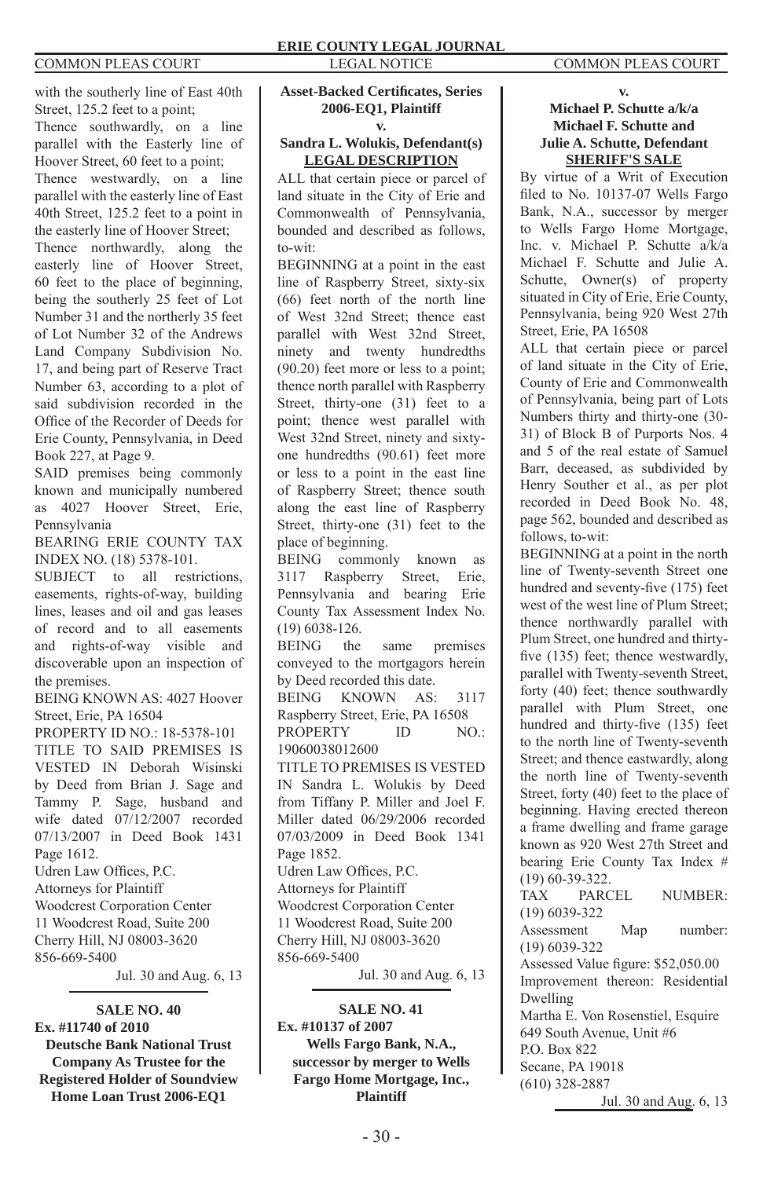with the southerly line of East 40th Street, 125.2 feet to a point;

Thence southwardly, on a line parallel with the Easterly line of Hoover Street, 60 feet to a point;

Thence westwardly, on a line parallel with the easterly line of East 40th Street, 125.2 feet to a point in the easterly line of Hoover Street;

Thence northwardly, along the easterly line of Hoover Street, 60 feet to the place of beginning, being the southerly 25 feet of Lot Number 31 and the northerly 35 feet of Lot Number 32 of the Andrews Land Company Subdivision No. 17, and being part of Reserve Tract Number 63, according to a plot of said subdivision recorded in the Office of the Recorder of Deeds for Erie County, Pennsylvania, in Deed Book 227, at Page 9.

SAID premises being commonly known and municipally numbered as 4027 Hoover Street, Erie, Pennsylvania

BEARING ERIE COUNTY TAX INDEX NO. (18) 5378-101.

SUBJECT to all restrictions, easements, rights-of-way, building lines, leases and oil and gas leases of record and to all easements and rights-of-way visible and discoverable upon an inspection of the premises.

BEING KNOWN AS: 4027 Hoover Street, Erie, PA 16504

PROPERTY ID NO.: 18-5378-101

TITLE TO SAID PREMISES IS VESTED IN Deborah Wisinski by Deed from Brian J. Sage and Tammy P. Sage, husband and wife dated 07/12/2007 recorded 07/13/2007 in Deed Book 1431 Page 1612.

Udren Law Offices, P.C.
Attorneys for Plaintiff
Woodcrest Corporation Center
11 Woodcrest Road, Suite 200
Cherry Hill, NJ 08003-3620
856-669-5400

Jul. 30 and Aug. 6, 13

---

**SALE NO. 40**
**Ex. #11740 of 2010**
**Deutsche Bank National Trust Company As Trustee for the Registered Holder of Soundview Home Loan Trust 2006-EQ1 Asset-Backed Certificates, Series 2006-EQ1, Plaintiff**
**v.**
**Sandra L. Wolukis, Defendant(s)**

**LEGAL DESCRIPTION**

ALL that certain piece or parcel of land situate in the City of Erie and Commonwealth of Pennsylvania, bounded and described as follows, to-wit:

BEGINNING at a point in the east line of Raspberry Street, sixty-six (66) feet north of the north line of West 32nd Street; thence east parallel with West 32nd Street, ninety and twenty hundredths (90.20) feet more or less to a point; thence north parallel with Raspberry Street, thirty-one (31) feet to a point; thence west parallel with West 32nd Street, ninety and sixty-one hundredths (90.61) feet more or less to a point in the east line of Raspberry Street; thence south along the east line of Raspberry Street, thirty-one (31) feet to the place of beginning.

BEING commonly known as 3117 Raspberry Street, Erie, Pennsylvania and bearing Erie County Tax Assessment Index No. (19) 6038-126.

BEING the same premises conveyed to the mortgagors herein by Deed recorded this date.

BEING KNOWN AS: 3117 Raspberry Street, Erie, PA 16508

PROPERTY ID NO.: 19060038012600

TITLE TO PREMISES IS VESTED IN Sandra L. Wolukis by Deed from Tiffany P. Miller and Joel F. Miller dated 06/29/2006 recorded 07/03/2009 in Deed Book 1341 Page 1852.

Udren Law Offices, P.C.
Attorneys for Plaintiff
Woodcrest Corporation Center
11 Woodcrest Road, Suite 200
Cherry Hill, NJ 08003-3620
856-669-5400

Jul. 30 and Aug. 6, 13

---

**SALE NO. 41**
**Ex. #10137 of 2007**
**Wells Fargo Bank, N.A., successor by merger to Wells Fargo Home Mortgage, Inc., Plaintiff**
**v.**
**Michael P. Schutte a/k/a Michael F. Schutte and Julie A. Schutte, Defendant**

**SHERIFF'S SALE**

By virtue of a Writ of Execution filed to No. 10137-07 Wells Fargo Bank, N.A., successor by merger to Wells Fargo Home Mortgage, Inc. v. Michael P. Schutte a/k/a Michael F. Schutte and Julie A. Schutte, Owner(s) of property situated in City of Erie, Erie County, Pennsylvania, being 920 West 27th Street, Erie, PA 16508

ALL that certain piece or parcel of land situate in the City of Erie, County of Erie and Commonwealth of Pennsylvania, being part of Lots Numbers thirty and thirty-one (30-31) of Block B of Purports Nos. 4 and 5 of the real estate of Samuel Barr, deceased, as subdivided by Henry Souther et al., as per plot recorded in Deed Book No. 48, page 562, bounded and described as follows, to-wit:

BEGINNING at a point in the north line of Twenty-seventh Street one hundred and seventy-five (175) feet west of the west line of Plum Street; thence northwardly parallel with Plum Street, one hundred and thirty-five (135) feet; thence westwardly, parallel with Twenty-seventh Street, forty (40) feet; thence southwardly parallel with Plum Street, one hundred and thirty-five (135) feet to the north line of Twenty-seventh Street; and thence eastwardly, along the north line of Twenty-seventh Street, forty (40) feet to the place of beginning. Having erected thereon a frame dwelling and frame garage known as 920 West 27th Street and bearing Erie County Tax Index # (19) 60-39-322.

TAX PARCEL NUMBER: (19) 6039-322

Assessment Map number: (19) 6039-322

Assessed Value figure: $52,050.00

Improvement thereon: Residential Dwelling

Martha E. Von Rosenstiel, Esquire
649 South Avenue, Unit #6
P.O. Box 822
Secane, PA 19018
(610) 328-2887

Jul. 30 and Aug. 6, 13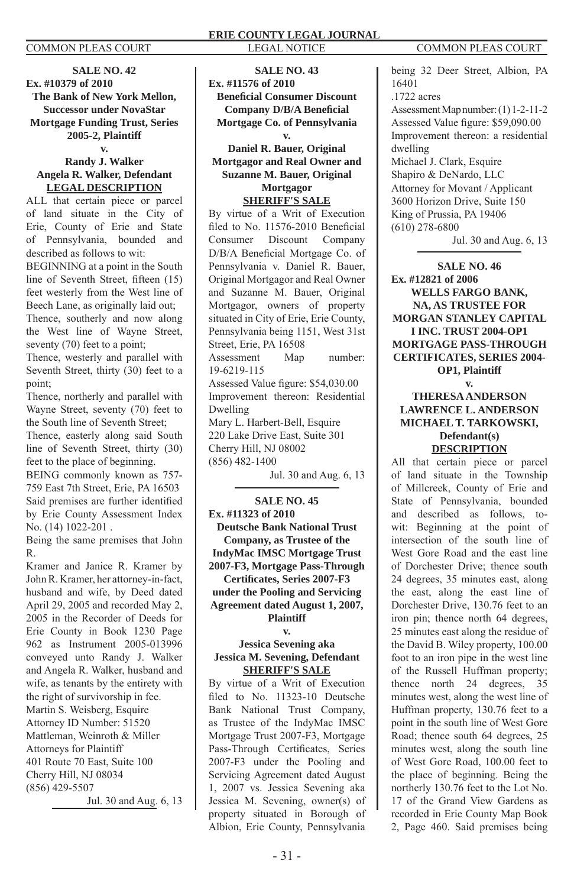**SALE NO. 42**
**Ex. #10379 of 2010**
**The Bank of New York Mellon, Successor under NovaStar Mortgage Funding Trust, Series 2005-2, Plaintiff**
**v.**
**Randy J. Walker**
**Angela R. Walker, Defendant**
**LEGAL DESCRIPTION**

ALL that certain piece or parcel of land situate in the City of Erie, County of Erie and State of Pennsylvania, bounded and described as follows to wit:

BEGINNING at a point in the South line of Seventh Street, fifteen (15) feet westerly from the West line of Beech Lane, as originally laid out;

Thence, southerly and now along the West line of Wayne Street, seventy (70) feet to a point;

Thence, westerly and parallel with Seventh Street, thirty (30) feet to a point;

Thence, northerly and parallel with Wayne Street, seventy (70) feet to the South line of Seventh Street;

Thence, easterly along said South line of Seventh Street, thirty (30) feet to the place of beginning.

BEING commonly known as 757-759 East 7th Street, Erie, PA 16503

Said premises are further identified by Erie County Assessment Index No. (14) 1022-201 .

Being the same premises that John R.

Kramer and Janice R. Kramer by John R. Kramer, her attorney-in-fact, husband and wife, by Deed dated April 29, 2005 and recorded May 2, 2005 in the Recorder of Deeds for Erie County in Book 1230 Page 962 as Instrument 2005-013996 conveyed unto Randy J. Walker and Angela R. Walker, husband and wife, as tenants by the entirety with the right of survivorship in fee.

Martin S. Weisberg, Esquire
Attorney ID Number: 51520
Mattleman, Weinroth & Miller
Attorneys for Plaintiff
401 Route 70 East, Suite 100
Cherry Hill, NJ 08034
(856) 429-5507

Jul. 30 and Aug. 6, 13

**SALE NO. 43**
**Ex. #11576 of 2010**
**Beneficial Consumer Discount Company D/B/A Beneficial Mortgage Co. of Pennsylvania**
**v.**
**Daniel R. Bauer, Original Mortgagor and Real Owner and Suzanne M. Bauer, Original Mortgagor**
**SHERIFF'S SALE**

By virtue of a Writ of Execution filed to No. 11576-2010 Beneficial Consumer Discount Company D/B/A Beneficial Mortgage Co. of Pennsylvania v. Daniel R. Bauer, Original Mortgagor and Real Owner and Suzanne M. Bauer, Original Mortgagor, owners of property situated in City of Erie, Erie County, Pennsylvania being 1151, West 31st Street, Erie, PA 16508

Assessment Map number: 19-6219-115

Assessed Value figure: $54,030.00

Improvement thereon: Residential Dwelling

Mary L. Harbert-Bell, Esquire
220 Lake Drive East, Suite 301
Cherry Hill, NJ 08002
(856) 482-1400

Jul. 30 and Aug. 6, 13

**SALE NO. 45**
**Ex. #11323 of 2010**
**Deutsche Bank National Trust Company, as Trustee of the IndyMac IMSC Mortgage Trust 2007-F3, Mortgage Pass-Through Certificates, Series 2007-F3 under the Pooling and Servicing Agreement dated August 1, 2007, Plaintiff**
**v.**
**Jessica Sevening aka Jessica M. Sevening, Defendant**
**SHERIFF'S SALE**

By virtue of a Writ of Execution filed to No. 11323-10 Deutsche Bank National Trust Company, as Trustee of the IndyMac IMSC Mortgage Trust 2007-F3, Mortgage Pass-Through Certificates, Series 2007-F3 under the Pooling and Servicing Agreement dated August 1, 2007 vs. Jessica Sevening aka Jessica M. Sevening, owner(s) of property situated in Borough of Albion, Erie County, Pennsylvania being 32 Deer Street, Albion, PA 16401

.1722 acres

Assessment Map number: (1) 1-2-11-2

Assessed Value figure: $59,090.00

Improvement thereon: a residential dwelling

Michael J. Clark, Esquire
Shapiro & DeNardo, LLC
Attorney for Movant / Applicant
3600 Horizon Drive, Suite 150
King of Prussia, PA 19406
(610) 278-6800

Jul. 30 and Aug. 6, 13

**SALE NO. 46**
**Ex. #12821 of 2006**
**WELLS FARGO BANK, NA, AS TRUSTEE FOR MORGAN STANLEY CAPITAL I INC. TRUST 2004-OP1 MORTGAGE PASS-THROUGH CERTIFICATES, SERIES 2004-OP1, Plaintiff**
**v.**
**THERESA ANDERSON**
**LAWRENCE L. ANDERSON**
**MICHAEL T. TARKOWSKI, Defendant(s)**
**DESCRIPTION**

All that certain piece or parcel of land situate in the Township of Millcreek, County of Erie and State of Pennsylvania, bounded and described as follows, to-wit: Beginning at the point of intersection of the south line of West Gore Road and the east line of Dorchester Drive; thence south 24 degrees, 35 minutes east, along the east, along the east line of Dorchester Drive, 130.76 feet to an iron pin; thence north 64 degrees, 25 minutes east along the residue of the David B. Wiley property, 100.00 foot to an iron pipe in the west line of the Russell Huffman property; thence north 24 degrees, 35 minutes west, along the west line of Huffman property, 130.76 feet to a point in the south line of West Gore Road; thence south 64 degrees, 25 minutes west, along the south line of West Gore Road, 100.00 feet to the place of beginning. Being the northerly 130.76 feet to the Lot No. 17 of the Grand View Gardens as recorded in Erie County Map Book 2, Page 460. Said premises being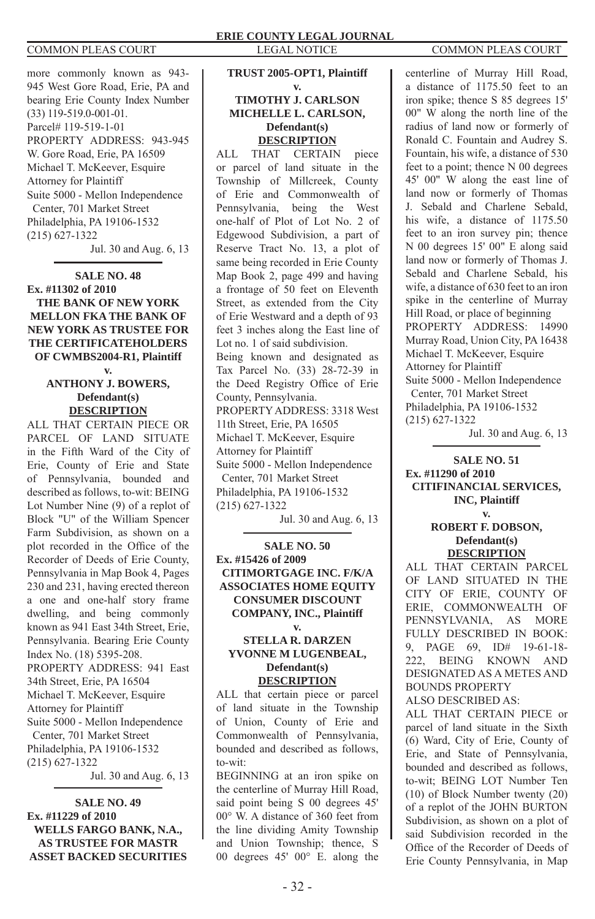more commonly known as 943-945 West Gore Road, Erie, PA and bearing Erie County Index Number (33) 119-519.0-001-01.
Parcel# 119-519-1-01
PROPERTY ADDRESS: 943-945 W. Gore Road, Erie, PA 16509
Michael T. McKeever, Esquire
Attorney for Plaintiff
Suite 5000 - Mellon Independence Center, 701 Market Street
Philadelphia, PA 19106-1532
(215) 627-1322

Jul. 30 and Aug. 6, 13

---

**SALE NO. 48**
**Ex. #11302 of 2010**
**THE BANK OF NEW YORK MELLON FKA THE BANK OF NEW YORK AS TRUSTEE FOR THE CERTIFICATEHOLDERS OF CWMBS2004-R1, Plaintiff**
**v.**
**ANTHONY J. BOWERS, Defendant(s)**
**DESCRIPTION**

ALL THAT CERTAIN PIECE OR PARCEL OF LAND SITUATE in the Fifth Ward of the City of Erie, County of Erie and State of Pennsylvania, bounded and described as follows, to-wit: BEING Lot Number Nine (9) of a replot of Block "U" of the William Spencer Farm Subdivision, as shown on a plot recorded in the Office of the Recorder of Deeds of Erie County, Pennsylvania in Map Book 4, Pages 230 and 231, having erected thereon a one and one-half story frame dwelling, and being commonly known as 941 East 34th Street, Erie, Pennsylvania. Bearing Erie County Index No. (18) 5395-208.
PROPERTY ADDRESS: 941 East 34th Street, Erie, PA 16504
Michael T. McKeever, Esquire
Attorney for Plaintiff
Suite 5000 - Mellon Independence Center, 701 Market Street
Philadelphia, PA 19106-1532
(215) 627-1322

Jul. 30 and Aug. 6, 13

---

**SALE NO. 49**
**Ex. #11229 of 2010**
**WELLS FARGO BANK, N.A., AS TRUSTEE FOR MASTR ASSET BACKED SECURITIES TRUST 2005-OPT1, Plaintiff**
**v.**
**TIMOTHY J. CARLSON MICHELLE L. CARLSON, Defendant(s)**
**DESCRIPTION**

ALL THAT CERTAIN piece or parcel of land situate in the Township of Millcreek, County of Erie and Commonwealth of Pennsylvania, being the West one-half of Plot of Lot No. 2 of Edgewood Subdivision, a part of Reserve Tract No. 13, a plot of same being recorded in Erie County Map Book 2, page 499 and having a frontage of 50 feet on Eleventh Street, as extended from the City of Erie Westward and a depth of 93 feet 3 inches along the East line of Lot no. 1 of said subdivision.
Being known and designated as Tax Parcel No. (33) 28-72-39 in the Deed Registry Office of Erie County, Pennsylvania.
PROPERTY ADDRESS: 3318 West 11th Street, Erie, PA 16505
Michael T. McKeever, Esquire
Attorney for Plaintiff
Suite 5000 - Mellon Independence Center, 701 Market Street
Philadelphia, PA 19106-1532
(215) 627-1322

Jul. 30 and Aug. 6, 13

---

**SALE NO. 50**
**Ex. #15426 of 2009**
**CITIMORTGAGE INC. F/K/A ASSOCIATES HOME EQUITY CONSUMER DISCOUNT COMPANY, INC., Plaintiff**
**v.**
**STELLA R. DARZEN YVONNE M LUGENBEAL, Defendant(s)**
**DESCRIPTION**

ALL that certain piece or parcel of land situate in the Township of Union, County of Erie and Commonwealth of Pennsylvania, bounded and described as follows, to-wit:
BEGINNING at an iron spike on the centerline of Murray Hill Road, said point being S 00 degrees 45' 00° W. A distance of 360 feet from the line dividing Amity Township and Union Township; thence, S 00 degrees 45' 00° E. along the centerline of Murray Hill Road, a distance of 1175.50 feet to an iron spike; thence S 85 degrees 15' 00" W along the north line of the radius of land now or formerly of Ronald C. Fountain and Audrey S. Fountain, his wife, a distance of 530 feet to a point; thence N 00 degrees 45' 00" W along the east line of land now or formerly of Thomas J. Sebald and Charlene Sebald, his wife, a distance of 1175.50 feet to an iron survey pin; thence N 00 degrees 15' 00" E along said land now or formerly of Thomas J. Sebald and Charlene Sebald, his wife, a distance of 630 feet to an iron spike in the centerline of Murray Hill Road, or place of beginning
PROPERTY ADDRESS: 14990 Murray Road, Union City, PA 16438
Michael T. McKeever, Esquire
Attorney for Plaintiff
Suite 5000 - Mellon Independence Center, 701 Market Street
Philadelphia, PA 19106-1532
(215) 627-1322

Jul. 30 and Aug. 6, 13

---

**SALE NO. 51**
**Ex. #11290 of 2010**
**CITIFINANCIAL SERVICES, INC, Plaintiff**
**v.**
**ROBERT F. DOBSON, Defendant(s)**
**DESCRIPTION**

ALL THAT CERTAIN PARCEL OF LAND SITUATED IN THE CITY OF ERIE, COUNTY OF ERIE, COMMONWEALTH OF PENNSYLVANIA, AS MORE FULLY DESCRIBED IN BOOK: 9, PAGE 69, ID# 19-61-18-222, BEING KNOWN AND DESIGNATED AS A METES AND BOUNDS PROPERTY
ALSO DESCRIBED AS:
ALL THAT CERTAIN PIECE or parcel of land situate in the Sixth (6) Ward, City of Erie, County of Erie, and State of Pennsylvania, bounded and described as follows, to-wit; BEING LOT Number Ten (10) of Block Number twenty (20) of a replot of the JOHN BURTON Subdivision, as shown on a plot of said Subdivision recorded in the Office of the Recorder of Deeds of Erie County Pennsylvania, in Map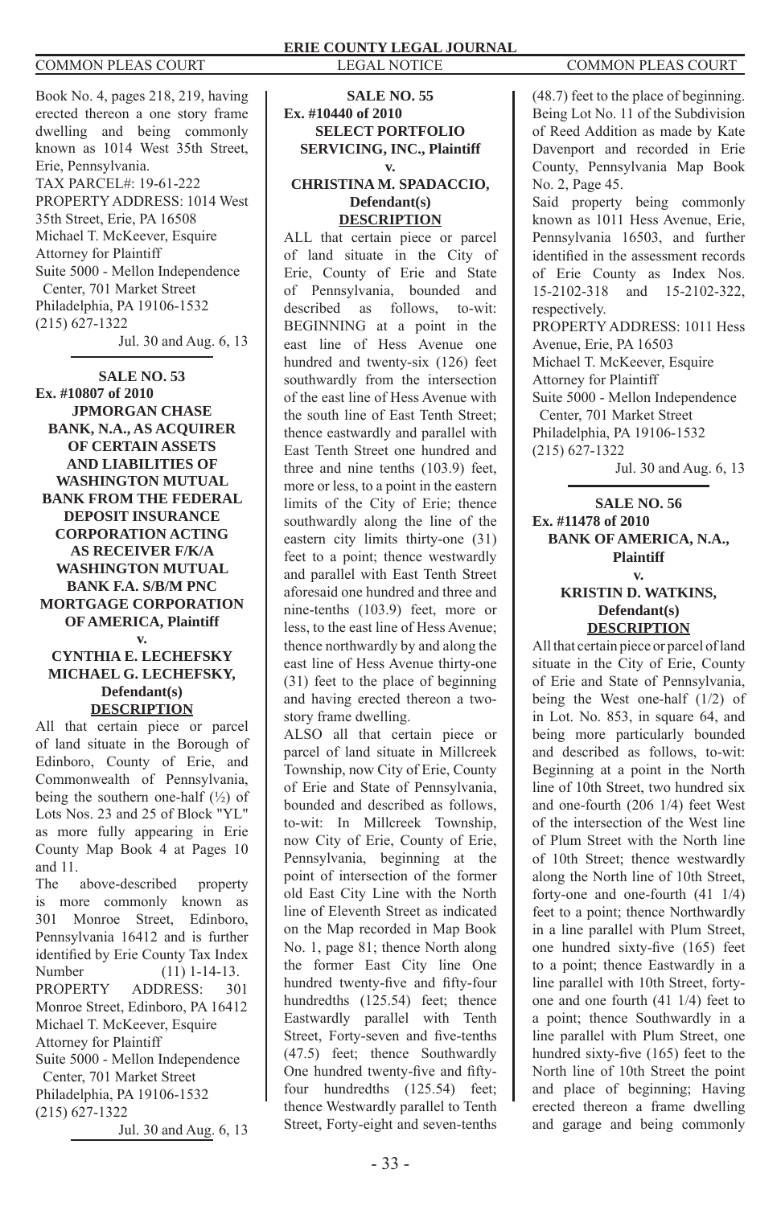Book No. 4, pages 218, 219, having erected thereon a one story frame dwelling and being commonly known as 1014 West 35th Street, Erie, Pennsylvania.
TAX PARCEL#: 19-61-222
PROPERTY ADDRESS: 1014 West 35th Street, Erie, PA 16508
Michael T. McKeever, Esquire
Attorney for Plaintiff
Suite 5000 - Mellon Independence Center, 701 Market Street
Philadelphia, PA 19106-1532
(215) 627-1322

Jul. 30 and Aug. 6, 13

**SALE NO. 53**
**Ex. #10807 of 2010**
**JPMORGAN CHASE BANK, N.A., AS ACQUIRER OF CERTAIN ASSETS AND LIABILITIES OF WASHINGTON MUTUAL BANK FROM THE FEDERAL DEPOSIT INSURANCE CORPORATION ACTING AS RECEIVER F/K/A WASHINGTON MUTUAL BANK F.A. S/B/M PNC MORTGAGE CORPORATION OF AMERICA, Plaintiff**
**v.**
**CYNTHIA E. LECHEFSKY MICHAEL G. LECHEFSKY, Defendant(s)**
**DESCRIPTION**

All that certain piece or parcel of land situate in the Borough of Edinboro, County of Erie, and Commonwealth of Pennsylvania, being the southern one-half (½) of Lots Nos. 23 and 25 of Block "YL" as more fully appearing in Erie County Map Book 4 at Pages 10 and 11.
The above-described property is more commonly known as 301 Monroe Street, Edinboro, Pennsylvania 16412 and is further identified by Erie County Tax Index Number (11) 1-14-13.
PROPERTY ADDRESS: 301 Monroe Street, Edinboro, PA 16412
Michael T. McKeever, Esquire
Attorney for Plaintiff
Suite 5000 - Mellon Independence Center, 701 Market Street
Philadelphia, PA 19106-1532
(215) 627-1322

Jul. 30 and Aug. 6, 13

**SALE NO. 55**
**Ex. #10440 of 2010**
**SELECT PORTFOLIO SERVICING, INC., Plaintiff**
**v.**
**CHRISTINA M. SPADACCIO, Defendant(s)**
**DESCRIPTION**

ALL that certain piece or parcel of land situate in the City of Erie, County of Erie and State of Pennsylvania, bounded and described as follows, to-wit: BEGINNING at a point in the east line of Hess Avenue one hundred and twenty-six (126) feet southwardly from the intersection of the east line of Hess Avenue with the south line of East Tenth Street; thence eastwardly and parallel with East Tenth Street one hundred and three and nine tenths (103.9) feet, more or less, to a point in the eastern limits of the City of Erie; thence southwardly along the line of the eastern city limits thirty-one (31) feet to a point; thence westwardly and parallel with East Tenth Street aforesaid one hundred and three and nine-tenths (103.9) feet, more or less, to the east line of Hess Avenue; thence northwardly by and along the east line of Hess Avenue thirty-one (31) feet to the place of beginning and having erected thereon a two-story frame dwelling.
ALSO all that certain piece or parcel of land situate in Millcreek Township, now City of Erie, County of Erie and State of Pennsylvania, bounded and described as follows, to-wit: In Millcreek Township, now City of Erie, County of Erie, Pennsylvania, beginning at the point of intersection of the former old East City Line with the North line of Eleventh Street as indicated on the Map recorded in Map Book No. 1, page 81; thence North along the former East City line One hundred twenty-five and fifty-four hundredths (125.54) feet; thence Eastwardly parallel with Tenth Street, Forty-seven and five-tenths (47.5) feet; thence Southwardly One hundred twenty-five and fifty-four hundredths (125.54) feet; thence Westwardly parallel to Tenth Street, Forty-eight and seven-tenths (48.7) feet to the place of beginning. Being Lot No. 11 of the Subdivision of Reed Addition as made by Kate Davenport and recorded in Erie County, Pennsylvania Map Book No. 2, Page 45.
Said property being commonly known as 1011 Hess Avenue, Erie, Pennsylvania 16503, and further identified in the assessment records of Erie County as Index Nos. 15-2102-318 and 15-2102-322, respectively.
PROPERTY ADDRESS: 1011 Hess Avenue, Erie, PA 16503
Michael T. McKeever, Esquire
Attorney for Plaintiff
Suite 5000 - Mellon Independence Center, 701 Market Street
Philadelphia, PA 19106-1532
(215) 627-1322

Jul. 30 and Aug. 6, 13

**SALE NO. 56**
**Ex. #11478 of 2010**
**BANK OF AMERICA, N.A., Plaintiff**
**v.**
**KRISTIN D. WATKINS, Defendant(s)**
**DESCRIPTION**

All that certain piece or parcel of land situate in the City of Erie, County of Erie and State of Pennsylvania, being the West one-half (1/2) of in Lot. No. 853, in square 64, and being more particularly bounded and described as follows, to-wit: Beginning at a point in the North line of 10th Street, two hundred six and one-fourth (206 1/4) feet West of the intersection of the West line of Plum Street with the North line of 10th Street; thence westwardly along the North line of 10th Street, forty-one and one-fourth (41 1/4) feet to a point; thence Northwardly in a line parallel with Plum Street, one hundred sixty-five (165) feet to a point; thence Eastwardly in a line parallel with 10th Street, forty-one and one fourth (41 1/4) feet to a point; thence Southwardly in a line parallel with Plum Street, one hundred sixty-five (165) feet to the North line of 10th Street the point and place of beginning; Having erected thereon a frame dwelling and garage and being commonly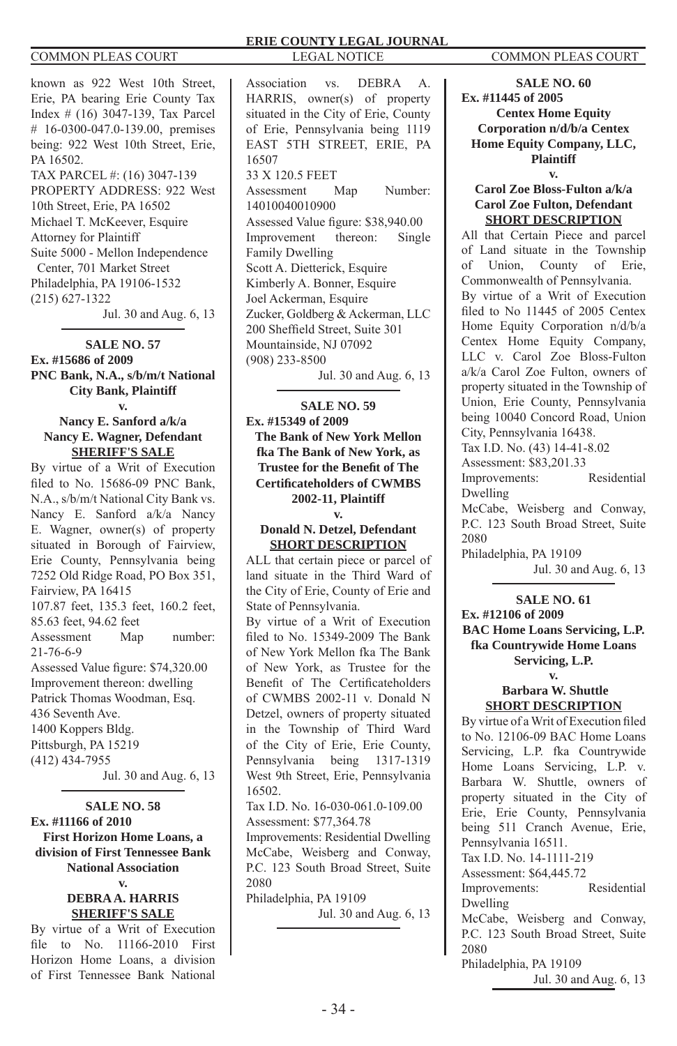known as 922 West 10th Street, Erie, PA bearing Erie County Tax Index # (16) 3047-139, Tax Parcel # 16-0300-047.0-139.00, premises being: 922 West 10th Street, Erie, PA 16502.
TAX PARCEL #: (16) 3047-139
PROPERTY ADDRESS: 922 West 10th Street, Erie, PA 16502
Michael T. McKeever, Esquire
Attorney for Plaintiff
Suite 5000 - Mellon Independence Center, 701 Market Street
Philadelphia, PA 19106-1532
(215) 627-1322

Jul. 30 and Aug. 6, 13

---

**SALE NO. 57**
**Ex. #15686 of 2009**
**PNC Bank, N.A., s/b/m/t National City Bank, Plaintiff**
**v.**
**Nancy E. Sanford a/k/a Nancy E. Wagner, Defendant**
**SHERIFF'S SALE**

By virtue of a Writ of Execution filed to No. 15686-09 PNC Bank, N.A., s/b/m/t National City Bank vs. Nancy E. Sanford a/k/a Nancy E. Wagner, owner(s) of property situated in Borough of Fairview, Erie County, Pennsylvania being 7252 Old Ridge Road, PO Box 351, Fairview, PA 16415
107.87 feet, 135.3 feet, 160.2 feet, 85.63 feet, 94.62 feet
Assessment Map number: 21-76-6-9
Assessed Value figure: $74,320.00
Improvement thereon: dwelling
Patrick Thomas Woodman, Esq.
436 Seventh Ave.
1400 Koppers Bldg.
Pittsburgh, PA 15219
(412) 434-7955

Jul. 30 and Aug. 6, 13

---

**SALE NO. 58**
**Ex. #11166 of 2010**
**First Horizon Home Loans, a division of First Tennessee Bank National Association**
**v.**
**DEBRA A. HARRIS**
**SHERIFF'S SALE**

By virtue of a Writ of Execution file to No. 11166-2010 First Horizon Home Loans, a division of First Tennessee Bank National Association vs. DEBRA A. HARRIS, owner(s) of property situated in the City of Erie, County of Erie, Pennsylvania being 1119 EAST 5TH STREET, ERIE, PA 16507
33 X 120.5 FEET
Assessment Map Number: 14010040010900
Assessed Value figure: $38,940.00
Improvement thereon: Single Family Dwelling
Scott A. Dietterick, Esquire
Kimberly A. Bonner, Esquire
Joel Ackerman, Esquire
Zucker, Goldberg & Ackerman, LLC
200 Sheffield Street, Suite 301
Mountainside, NJ 07092
(908) 233-8500

Jul. 30 and Aug. 6, 13

---

**SALE NO. 59**
**Ex. #15349 of 2009**
**The Bank of New York Mellon fka The Bank of New York, as Trustee for the Benefit of The Certificateholders of CWMBS 2002-11, Plaintiff**
**v.**
**Donald N. Detzel, Defendant**
**SHORT DESCRIPTION**

ALL that certain piece or parcel of land situate in the Third Ward of the City of Erie, County of Erie and State of Pennsylvania.
By virtue of a Writ of Execution filed to No. 15349-2009 The Bank of New York Mellon fka The Bank of New York, as Trustee for the Benefit of The Certificateholders of CWMBS 2002-11 v. Donald N Detzel, owners of property situated in the Township of Third Ward of the City of Erie, Erie County, Pennsylvania being 1317-1319 West 9th Street, Erie, Pennsylvania 16502.
Tax I.D. No. 16-030-061.0-109.00
Assessment: $77,364.78
Improvements: Residential Dwelling
McCabe, Weisberg and Conway, P.C. 123 South Broad Street, Suite 2080
Philadelphia, PA 19109

Jul. 30 and Aug. 6, 13

---

**SALE NO. 60**
**Ex. #11445 of 2005**
**Centex Home Equity Corporation n/d/b/a Centex Home Equity Company, LLC, Plaintiff**
**v.**
**Carol Zoe Bloss-Fulton a/k/a Carol Zoe Fulton, Defendant**
**SHORT DESCRIPTION**

All that Certain Piece and parcel of Land situate in the Township of Union, County of Erie, Commonwealth of Pennsylvania.
By virtue of a Writ of Execution filed to No 11445 of 2005 Centex Home Equity Corporation n/d/b/a Centex Home Equity Company, LLC v. Carol Zoe Bloss-Fulton a/k/a Carol Zoe Fulton, owners of property situated in the Township of Union, Erie County, Pennsylvania being 10040 Concord Road, Union City, Pennsylvania 16438.
Tax I.D. No. (43) 14-41-8.02
Assessment: $83,201.33
Improvements: Residential Dwelling
McCabe, Weisberg and Conway, P.C. 123 South Broad Street, Suite 2080
Philadelphia, PA 19109

Jul. 30 and Aug. 6, 13

---

**SALE NO. 61**
**Ex. #12106 of 2009**
**BAC Home Loans Servicing, L.P. fka Countrywide Home Loans Servicing, L.P.**
**v.**
**Barbara W. Shuttle**
**SHORT DESCRIPTION**

By virtue of a Writ of Execution filed to No. 12106-09 BAC Home Loans Servicing, L.P. fka Countrywide Home Loans Servicing, L.P. v. Barbara W. Shuttle, owners of property situated in the City of Erie, Erie County, Pennsylvania being 511 Cranch Avenue, Erie, Pennsylvania 16511.
Tax I.D. No. 14-1111-219
Assessment: $64,445.72
Improvements: Residential Dwelling
McCabe, Weisberg and Conway, P.C. 123 South Broad Street, Suite 2080
Philadelphia, PA 19109

Jul. 30 and Aug. 6, 13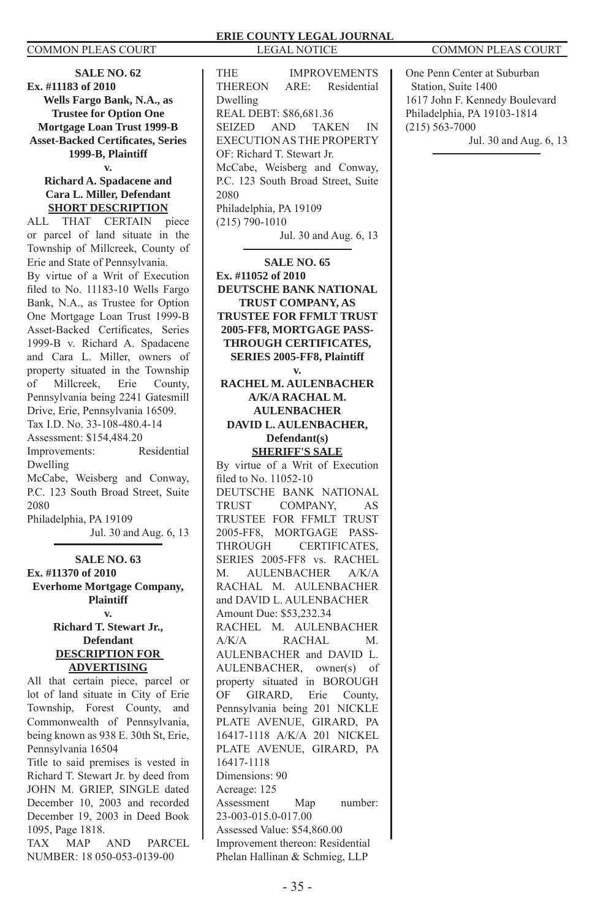**SALE NO. 62**
**Ex. #11183 of 2010**
**Wells Fargo Bank, N.A., as Trustee for Option One Mortgage Loan Trust 1999-B Asset-Backed Certificates, Series 1999-B, Plaintiff**
**v.**
**Richard A. Spadacene and Cara L. Miller, Defendant**
**SHORT DESCRIPTION**

ALL THAT CERTAIN piece or parcel of land situate in the Township of Millcreek, County of Erie and State of Pennsylvania.

By virtue of a Writ of Execution filed to No. 11183-10 Wells Fargo Bank, N.A., as Trustee for Option One Mortgage Loan Trust 1999-B Asset-Backed Certificates, Series 1999-B v. Richard A. Spadacene and Cara L. Miller, owners of property situated in the Township of Millcreek, Erie County, Pennsylvania being 2241 Gatesmill Drive, Erie, Pennsylvania 16509.

Tax I.D. No. 33-108-480.4-14
Assessment: $154,484.20
Improvements: Residential Dwelling

McCabe, Weisberg and Conway, P.C. 123 South Broad Street, Suite 2080
Philadelphia, PA 19109

Jul. 30 and Aug. 6, 13

---

**SALE NO. 63**
**Ex. #11370 of 2010**
**Everhome Mortgage Company, Plaintiff**
**v.**
**Richard T. Stewart Jr., Defendant**
**DESCRIPTION FOR ADVERTISING**

All that certain piece, parcel or lot of land situate in City of Erie Township, Forest County, and Commonwealth of Pennsylvania, being known as 938 E. 30th St, Erie, Pennsylvania 16504

Title to said premises is vested in Richard T. Stewart Jr. by deed from JOHN M. GRIEP, SINGLE dated December 10, 2003 and recorded December 19, 2003 in Deed Book 1095, Page 1818.

TAX MAP AND PARCEL NUMBER: 18 050-053-0139-00

THE IMPROVEMENTS THEREON ARE: Residential Dwelling

REAL DEBT: $86,681.36

SEIZED AND TAKEN IN EXECUTION AS THE PROPERTY OF: Richard T. Stewart Jr.

McCabe, Weisberg and Conway, P.C. 123 South Broad Street, Suite 2080
Philadelphia, PA 19109
(215) 790-1010

Jul. 30 and Aug. 6, 13

---

**SALE NO. 65**
**Ex. #11052 of 2010**
**DEUTSCHE BANK NATIONAL TRUST COMPANY, AS TRUSTEE FOR FFMLT TRUST 2005-FF8, MORTGAGE PASS-THROUGH CERTIFICATES, SERIES 2005-FF8, Plaintiff**
**v.**
**RACHEL M. AULENBACHER A/K/A RACHAL M. AULENBACHER DAVID L. AULENBACHER, Defendant(s)**
**SHERIFF'S SALE**

By virtue of a Writ of Execution filed to No. 11052-10 DEUTSCHE BANK NATIONAL TRUST COMPANY, AS TRUSTEE FOR FFMLT TRUST 2005-FF8, MORTGAGE PASS-THROUGH CERTIFICATES, SERIES 2005-FF8 vs. RACHEL M. AULENBACHER A/K/A RACHAL M. AULENBACHER and DAVID L. AULENBACHER

Amount Due: $53,232.34

RACHEL M. AULENBACHER A/K/A RACHAL M. AULENBACHER and DAVID L. AULENBACHER, owner(s) of property situated in BOROUGH OF GIRARD, Erie County, Pennsylvania being 201 NICKLE PLATE AVENUE, GIRARD, PA 16417-1118 A/K/A 201 NICKEL PLATE AVENUE, GIRARD, PA 16417-1118

Dimensions: 90
Acreage: 125
Assessment Map number: 23-003-015.0-017.00
Assessed Value: $54,860.00
Improvement thereon: Residential

Phelan Hallinan & Schmieg, LLP
One Penn Center at Suburban Station, Suite 1400
1617 John F. Kennedy Boulevard
Philadelphia, PA 19103-1814
(215) 563-7000

Jul. 30 and Aug. 6, 13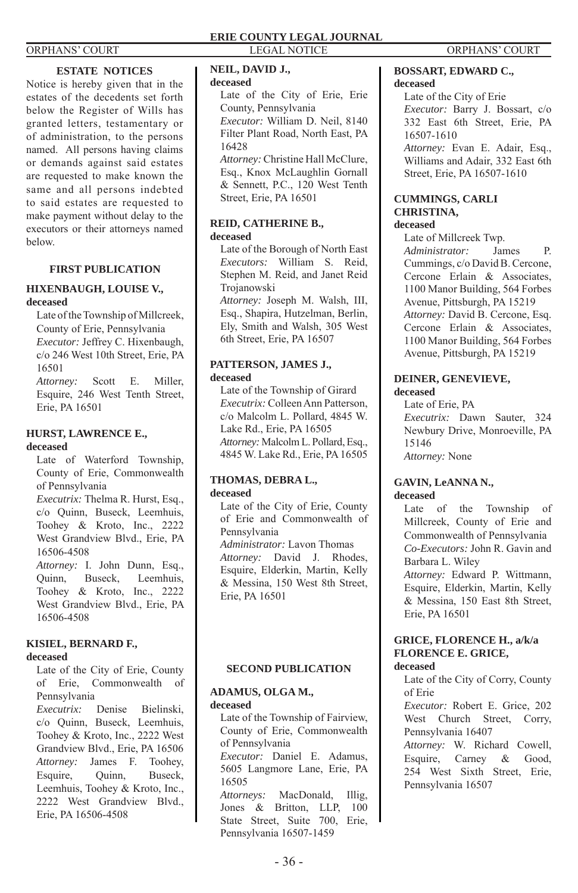ORPHANS' COURT LEGAL NOTICE ORPHANS' COURT

## ESTATE NOTICES

Notice is hereby given that in the estates of the decedents set forth below the Register of Wills has granted letters, testamentary or of administration, to the persons named. All persons having claims or demands against said estates are requested to make known the same and all persons indebted to said estates are requested to make payment without delay to the executors or their attorneys named below.

### FIRST PUBLICATION

**HIXENBAUGH, LOUISE V., deceased**

Late of the Township of Millcreek, County of Erie, Pennsylvania
*Executor:* Jeffrey C. Hixenbaugh, c/o 246 West 10th Street, Erie, PA 16501
*Attorney:* Scott E. Miller, Esquire, 246 West Tenth Street, Erie, PA 16501

**HURST, LAWRENCE E., deceased**

Late of Waterford Township, County of Erie, Commonwealth of Pennsylvania
*Executrix:* Thelma R. Hurst, Esq., c/o Quinn, Buseck, Leemhuis, Toohey & Kroto, Inc., 2222 West Grandview Blvd., Erie, PA 16506-4508
*Attorney:* I. John Dunn, Esq., Quinn, Buseck, Leemhuis, Toohey & Kroto, Inc., 2222 West Grandview Blvd., Erie, PA 16506-4508

**KISIEL, BERNARD F., deceased**

Late of the City of Erie, County of Erie, Commonwealth of Pennsylvania
*Executrix:* Denise Bielinski, c/o Quinn, Buseck, Leemhuis, Toohey & Kroto, Inc., 2222 West Grandview Blvd., Erie, PA 16506
*Attorney:* James F. Toohey, Esquire, Quinn, Buseck, Leemhuis, Toohey & Kroto, Inc., 2222 West Grandview Blvd., Erie, PA 16506-4508

**NEIL, DAVID J., deceased**

Late of the City of Erie, Erie County, Pennsylvania
*Executor:* William D. Neil, 8140 Filter Plant Road, North East, PA 16428
*Attorney:* Christine Hall McClure, Esq., Knox McLaughlin Gornall & Sennett, P.C., 120 West Tenth Street, Erie, PA 16501

**REID, CATHERINE B., deceased**

Late of the Borough of North East
*Executors:* William S. Reid, Stephen M. Reid, and Janet Reid Trojanowski
*Attorney:* Joseph M. Walsh, III, Esq., Shapira, Hutzelman, Berlin, Ely, Smith and Walsh, 305 West 6th Street, Erie, PA 16507

**PATTERSON, JAMES J., deceased**

Late of the Township of Girard
*Executrix:* Colleen Ann Patterson, c/o Malcolm L. Pollard, 4845 W. Lake Rd., Erie, PA 16505
*Attorney:* Malcolm L. Pollard, Esq., 4845 W. Lake Rd., Erie, PA 16505

**THOMAS, DEBRA L., deceased**

Late of the City of Erie, County of Erie and Commonwealth of Pennsylvania
*Administrator:* Lavon Thomas
*Attorney:* David J. Rhodes, Esquire, Elderkin, Martin, Kelly & Messina, 150 West 8th Street, Erie, PA 16501

### SECOND PUBLICATION

**ADAMUS, OLGA M., deceased**

Late of the Township of Fairview, County of Erie, Commonwealth of Pennsylvania
*Executor:* Daniel E. Adamus, 5605 Langmore Lane, Erie, PA 16505
*Attorneys:* MacDonald, Illig, Jones & Britton, LLP, 100 State Street, Suite 700, Erie, Pennsylvania 16507-1459

**BOSSART, EDWARD C., deceased**

Late of the City of Erie
*Executor:* Barry J. Bossart, c/o 332 East 6th Street, Erie, PA 16507-1610
*Attorney:* Evan E. Adair, Esq., Williams and Adair, 332 East 6th Street, Erie, PA 16507-1610

**CUMMINGS, CARLI CHRISTINA, deceased**

Late of Millcreek Twp.
*Administrator:* James P. Cummings, c/o David B. Cercone, Cercone Erlain & Associates, 1100 Manor Building, 564 Forbes Avenue, Pittsburgh, PA 15219
*Attorney:* David B. Cercone, Esq. Cercone Erlain & Associates, 1100 Manor Building, 564 Forbes Avenue, Pittsburgh, PA 15219

**DEINER, GENEVIEVE, deceased**

Late of Erie, PA
*Executrix:* Dawn Sauter, 324 Newbury Drive, Monroeville, PA 15146
*Attorney:* None

**GAVIN, LeANNA N., deceased**

Late of the Township of Millcreek, County of Erie and Commonwealth of Pennsylvania
*Co-Executors:* John R. Gavin and Barbara L. Wiley
*Attorney:* Edward P. Wittmann, Esquire, Elderkin, Martin, Kelly & Messina, 150 East 8th Street, Erie, PA 16501

**GRICE, FLORENCE H., a/k/a FLORENCE E. GRICE, deceased**

Late of the City of Corry, County of Erie
*Executor:* Robert E. Grice, 202 West Church Street, Corry, Pennsylvania 16407
*Attorney:* W. Richard Cowell, Esquire, Carney & Good, 254 West Sixth Street, Erie, Pennsylvania 16507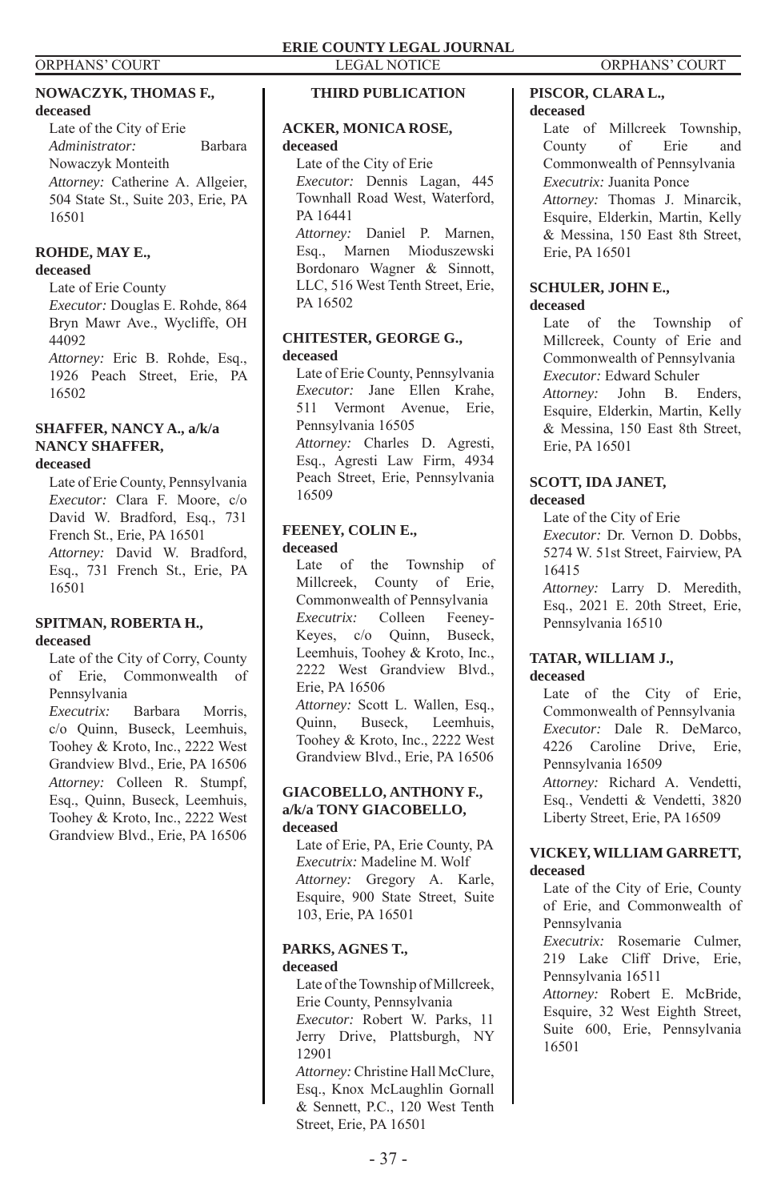**NOWACZYK, THOMAS F.,**
**deceased**

Late of the City of Erie
*Administrator:* Barbara Nowaczyk Monteith
*Attorney:* Catherine A. Allgeier, 504 State St., Suite 203, Erie, PA 16501

**ROHDE, MAY E.,**
**deceased**

Late of Erie County
*Executor:* Douglas E. Rohde, 864 Bryn Mawr Ave., Wycliffe, OH 44092
*Attorney:* Eric B. Rohde, Esq., 1926 Peach Street, Erie, PA 16502

**SHAFFER, NANCY A., a/k/a NANCY SHAFFER,**
**deceased**

Late of Erie County, Pennsylvania
*Executor:* Clara F. Moore, c/o David W. Bradford, Esq., 731 French St., Erie, PA 16501
*Attorney:* David W. Bradford, Esq., 731 French St., Erie, PA 16501

**SPITMAN, ROBERTA H.,**
**deceased**

Late of the City of Corry, County of Erie, Commonwealth of Pennsylvania
*Executrix:* Barbara Morris, c/o Quinn, Buseck, Leemhuis, Toohey & Kroto, Inc., 2222 West Grandview Blvd., Erie, PA 16506
*Attorney:* Colleen R. Stumpf, Esq., Quinn, Buseck, Leemhuis, Toohey & Kroto, Inc., 2222 West Grandview Blvd., Erie, PA 16506

## THIRD PUBLICATION

**ACKER, MONICA ROSE,**
**deceased**

Late of the City of Erie
*Executor:* Dennis Lagan, 445 Townhall Road West, Waterford, PA 16441
*Attorney:* Daniel P. Marnen, Esq., Marnen Mioduszewski Bordonaro Wagner & Sinnott, LLC, 516 West Tenth Street, Erie, PA 16502

**CHITESTER, GEORGE G.,**
**deceased**

Late of Erie County, Pennsylvania
*Executor:* Jane Ellen Krahe, 511 Vermont Avenue, Erie, Pennsylvania 16505
*Attorney:* Charles D. Agresti, Esq., Agresti Law Firm, 4934 Peach Street, Erie, Pennsylvania 16509

**FEENEY, COLIN E.,**
**deceased**

Late of the Township of Millcreek, County of Erie, Commonwealth of Pennsylvania
*Executrix:* Colleen Feeney-Keyes, c/o Quinn, Buseck, Leemhuis, Toohey & Kroto, Inc., 2222 West Grandview Blvd., Erie, PA 16506
*Attorney:* Scott L. Wallen, Esq., Quinn, Buseck, Leemhuis, Toohey & Kroto, Inc., 2222 West Grandview Blvd., Erie, PA 16506

**GIACOBELLO, ANTHONY F., a/k/a TONY GIACOBELLO,**
**deceased**

Late of Erie, PA, Erie County, PA
*Executrix:* Madeline M. Wolf
*Attorney:* Gregory A. Karle, Esquire, 900 State Street, Suite 103, Erie, PA 16501

**PARKS, AGNES T.,**
**deceased**

Late of the Township of Millcreek, Erie County, Pennsylvania
*Executor:* Robert W. Parks, 11 Jerry Drive, Plattsburgh, NY 12901
*Attorney:* Christine Hall McClure, Esq., Knox McLaughlin Gornall & Sennett, P.C., 120 West Tenth Street, Erie, PA 16501

**PISCOR, CLARA L.,**
**deceased**

Late of Millcreek Township, County of Erie and Commonwealth of Pennsylvania
*Executrix:* Juanita Ponce
*Attorney:* Thomas J. Minarcik, Esquire, Elderkin, Martin, Kelly & Messina, 150 East 8th Street, Erie, PA 16501

**SCHULER, JOHN E.,**
**deceased**

Late of the Township of Millcreek, County of Erie and Commonwealth of Pennsylvania
*Executor:* Edward Schuler
*Attorney:* John B. Enders, Esquire, Elderkin, Martin, Kelly & Messina, 150 East 8th Street, Erie, PA 16501

**SCOTT, IDA JANET,**
**deceased**

Late of the City of Erie
*Executor:* Dr. Vernon D. Dobbs, 5274 W. 51st Street, Fairview, PA 16415
*Attorney:* Larry D. Meredith, Esq., 2021 E. 20th Street, Erie, Pennsylvania 16510

**TATAR, WILLIAM J.,**
**deceased**

Late of the City of Erie, Commonwealth of Pennsylvania
*Executor:* Dale R. DeMarco, 4226 Caroline Drive, Erie, Pennsylvania 16509
*Attorney:* Richard A. Vendetti, Esq., Vendetti & Vendetti, 3820 Liberty Street, Erie, PA 16509

**VICKEY, WILLIAM GARRETT,**
**deceased**

Late of the City of Erie, County of Erie, and Commonwealth of Pennsylvania
*Executrix:* Rosemarie Culmer, 219 Lake Cliff Drive, Erie, Pennsylvania 16511
*Attorney:* Robert E. McBride, Esquire, 32 West Eighth Street, Suite 600, Erie, Pennsylvania 16501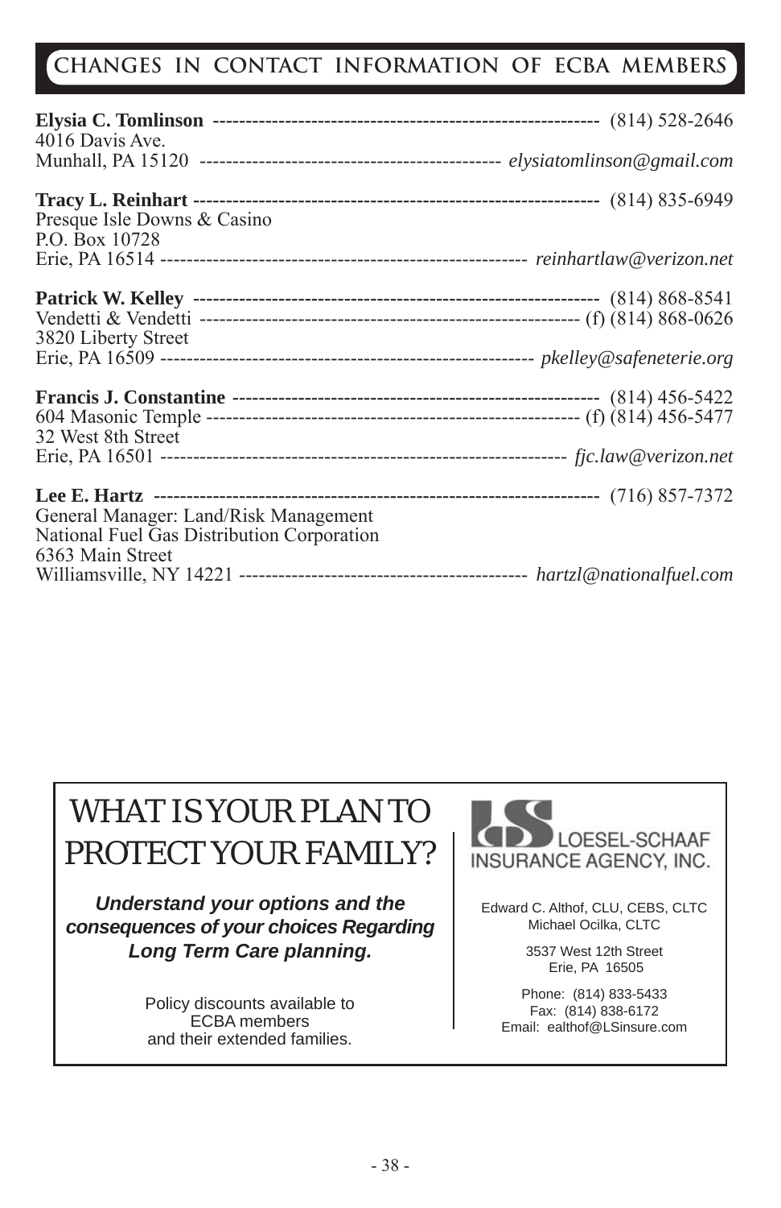## CHANGES IN CONTACT INFORMATION OF ECBA MEMBERS

**Elysia C. Tomlinson** ---------------------------------------------------------- (814) 528-2646
4016 Davis Ave.
Munhall, PA 15120 --------------------------------------------- *elysiatomlinson@gmail.com*

**Tracy L. Reinhart** ------------------------------------------------------------ (814) 835-6949
Presque Isle Downs & Casino
P.O. Box 10728
Erie, PA 16514 ------------------------------------------------------ *reinhartlaw@verizon.net*

**Patrick W. Kelley** ------------------------------------------------------------ (814) 868-8541
Vendetti & Vendetti --------------------------------------------------------- (f) (814) 868-0626
3820 Liberty Street
Erie, PA 16509 -------------------------------------------------------- *pkelley@safeneterie.org*

**Francis J. Constantine** ------------------------------------------------------ (814) 456-5422
604 Masonic Temple -------------------------------------------------------- (f) (814) 456-5477
32 West 8th Street
Erie, PA 16501 ------------------------------------------------------------ *fjc.law@verizon.net*

**Lee E. Hartz** ------------------------------------------------------------------ (716) 857-7372
General Manager: Land/Risk Management
National Fuel Gas Distribution Corporation
6363 Main Street
Williamsville, NY 14221 ------------------------------------------ *hartzl@nationalfuel.com*

---

# WHAT IS YOUR PLAN TO PROTECT YOUR FAMILY?

***Understand your options and the consequences of your choices Regarding Long Term Care planning.***

Policy discounts available to ECBA members and their extended families.

LOESEL-SCHAAF INSURANCE AGENCY, INC.

Edward C. Althof, CLU, CEBS, CLTC
Michael Ocilka, CLTC

3537 West 12th Street
Erie, PA 16505

Phone: (814) 833-5433
Fax: (814) 838-6172
Email: ealthof@LSinsure.com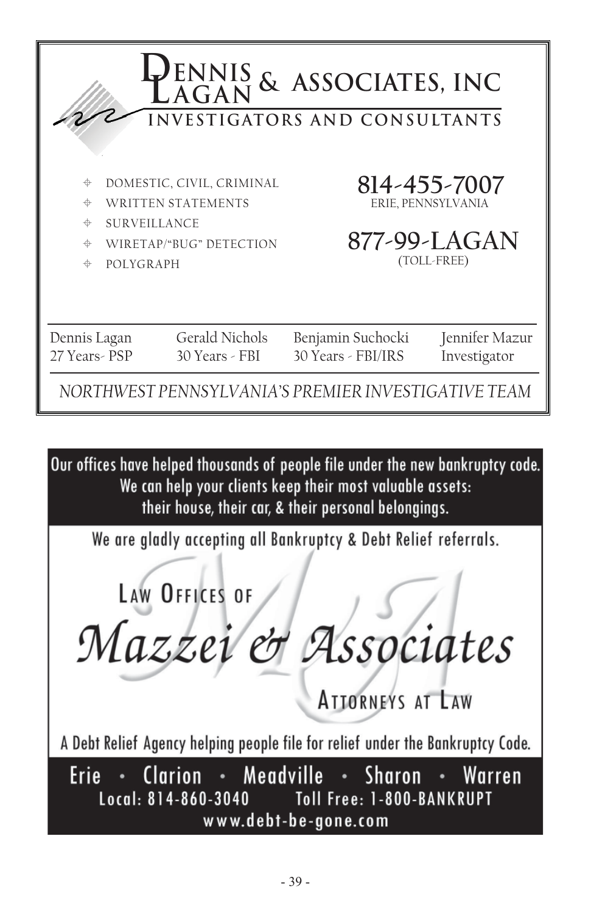# Dennis Lagan & Associates, Inc

## Investigators and Consultants

- DOMESTIC, CIVIL, CRIMINAL
- WRITTEN STATEMENTS
- SURVEILLANCE
- WIRETAP/"BUG" DETECTION
- POLYGRAPH

**814-455-7007**
ERIE, PENNSYLVANIA

**877-99-LAGAN**
(TOLL-FREE)

| Dennis Lagan | Gerald Nichols | Benjamin Suchocki | Jennifer Mazur |
|---|---|---|---|
| 27 Years- PSP | 30 Years - FBI | 30 Years - FBI/IRS | Investigator |

*NORTHWEST PENNSYLVANIA'S PREMIER INVESTIGATIVE TEAM*

---

Our offices have helped thousands of people file under the new bankruptcy code.
We can help your clients keep their most valuable assets:
their house, their car, & their personal belongings.

We are gladly accepting all Bankruptcy & Debt Relief referrals.

LAW OFFICES OF

# Mazzei & Associates

ATTORNEYS AT LAW

A Debt Relief Agency helping people file for relief under the Bankruptcy Code.

Erie · Clarion · Meadville · Sharon · Warren
Local: 814-860-3040 Toll Free: 1-800-BANKRUPT
www.debt-be-gone.com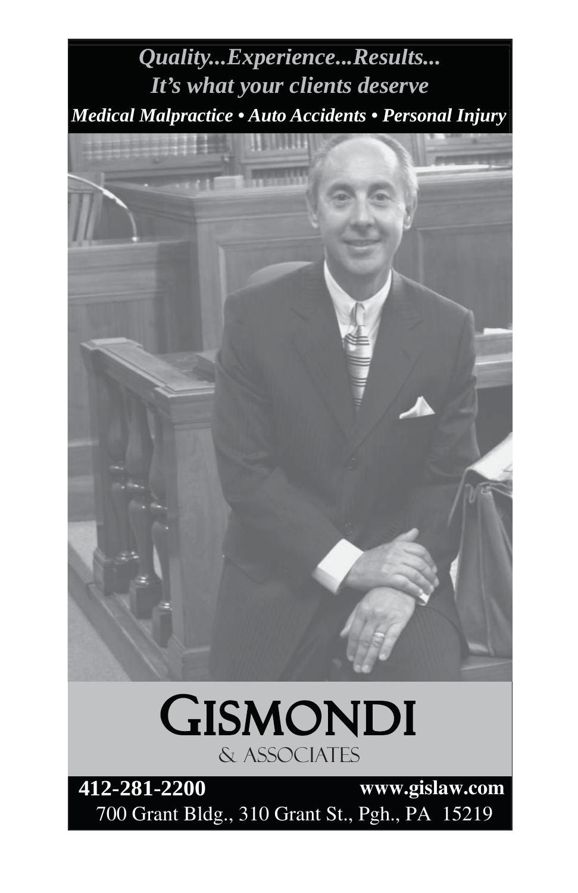***Quality...Experience...Results...***
***It's what your clients deserve***
***Medical Malpractice • Auto Accidents • Personal Injury***

# GISMONDI
& ASSOCIATES

**412-281-2200** **www.gislaw.com**

700 Grant Bldg., 310 Grant St., Pgh., PA 15219